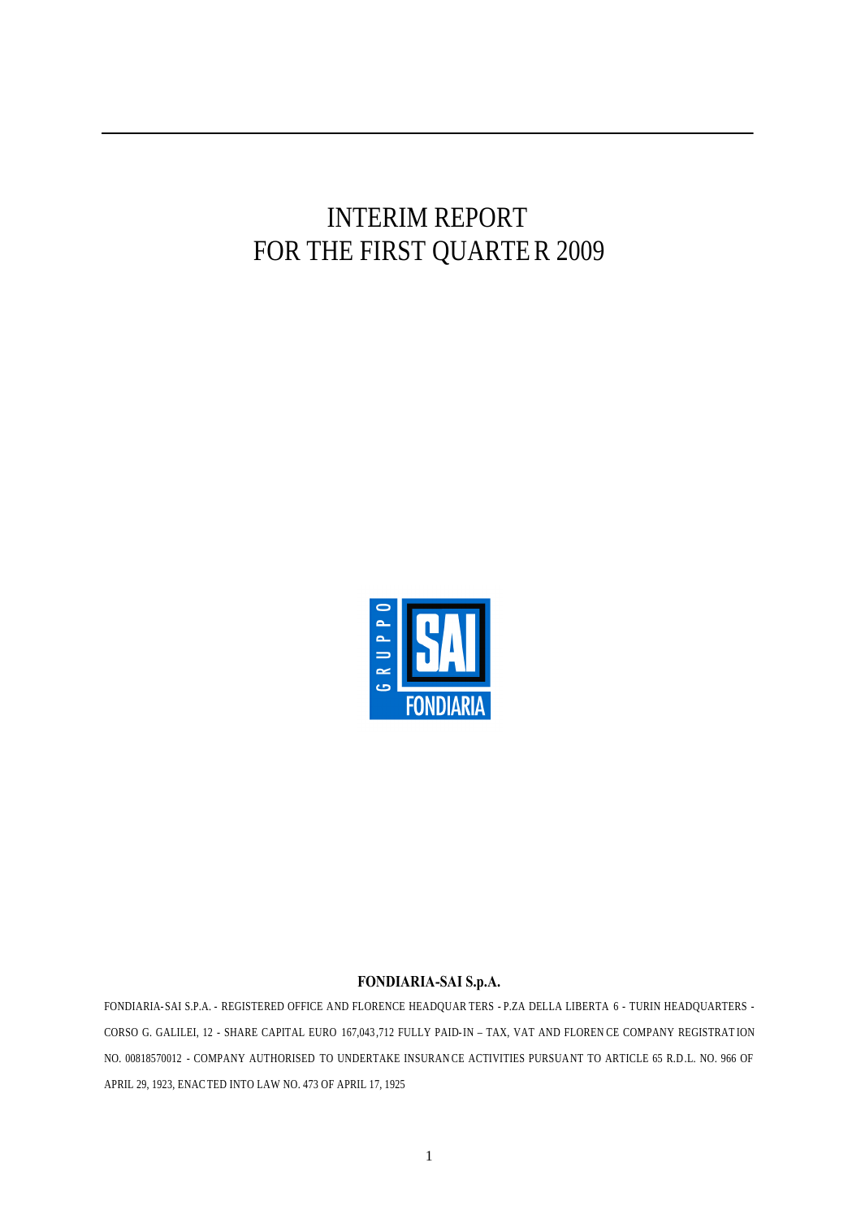# INTERIM REPORT
# FOR THE FIRST QUARTER 2009

**FONDIARIA-SAI S.p.A.**

FONDIARIA-SAI S.P.A. - REGISTERED OFFICE AND FLORENCE HEADQUARTERS - P.ZA DELLA LIBERTA 6 - TURIN HEADQUARTERS - CORSO G. GALILEI, 12 - SHARE CAPITAL EURO 167,043,712 FULLY PAID-IN – TAX, VAT AND FLORENCE COMPANY REGISTRATION NO. 00818570012 - COMPANY AUTHORISED TO UNDERTAKE INSURANCE ACTIVITIES PURSUANT TO ARTICLE 65 R.D.L. NO. 966 OF APRIL 29, 1923, ENACTED INTO LAW NO. 473 OF APRIL 17, 1925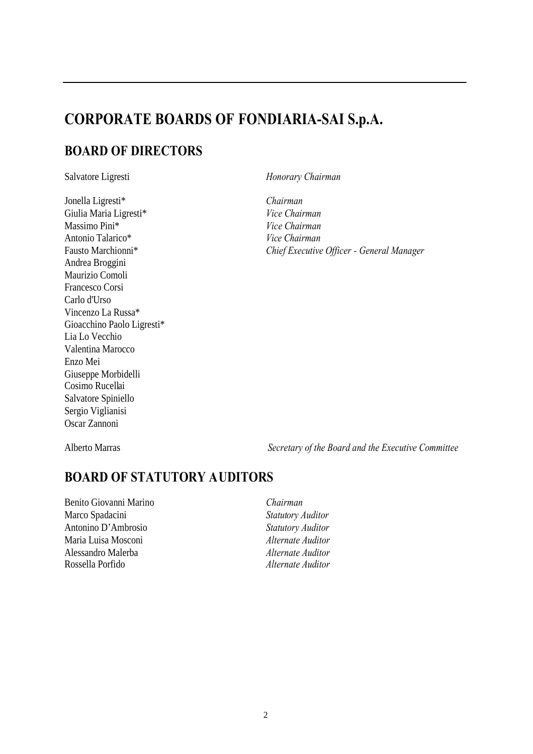# CORPORATE BOARDS OF FONDIARIA-SAI S.p.A.

## BOARD OF DIRECTORS

| | |
|---|---|
| Salvatore Ligresti | *Honorary Chairman* |
| Jonella Ligresti* | *Chairman* |
| Giulia Maria Ligresti* | *Vice Chairman* |
| Massimo Pini* | *Vice Chairman* |
| Antonio Talarico* | *Vice Chairman* |
| Fausto Marchionni* | *Chief Executive Officer - General Manager* |
| Andrea Broggini | |
| Maurizio Comoli | |
| Francesco Corsi | |
| Carlo d'Urso | |
| Vincenzo La Russa* | |
| Gioacchino Paolo Ligresti* | |
| Lia Lo Vecchio | |
| Valentina Marocco | |
| Enzo Mei | |
| Giuseppe Morbidelli | |
| Cosimo Rucellai | |
| Salvatore Spiniello | |
| Sergio Viglianisi | |
| Oscar Zannoni | |
| Alberto Marras | *Secretary of the Board and the Executive Committee* |

## BOARD OF STATUTORY AUDITORS

| | |
|---|---|
| Benito Giovanni Marino | *Chairman* |
| Marco Spadacini | *Statutory Auditor* |
| Antonino D'Ambrosio | *Statutory Auditor* |
| Maria Luisa Mosconi | *Alternate Auditor* |
| Alessandro Malerba | *Alternate Auditor* |
| Rossella Porfido | *Alternate Auditor* |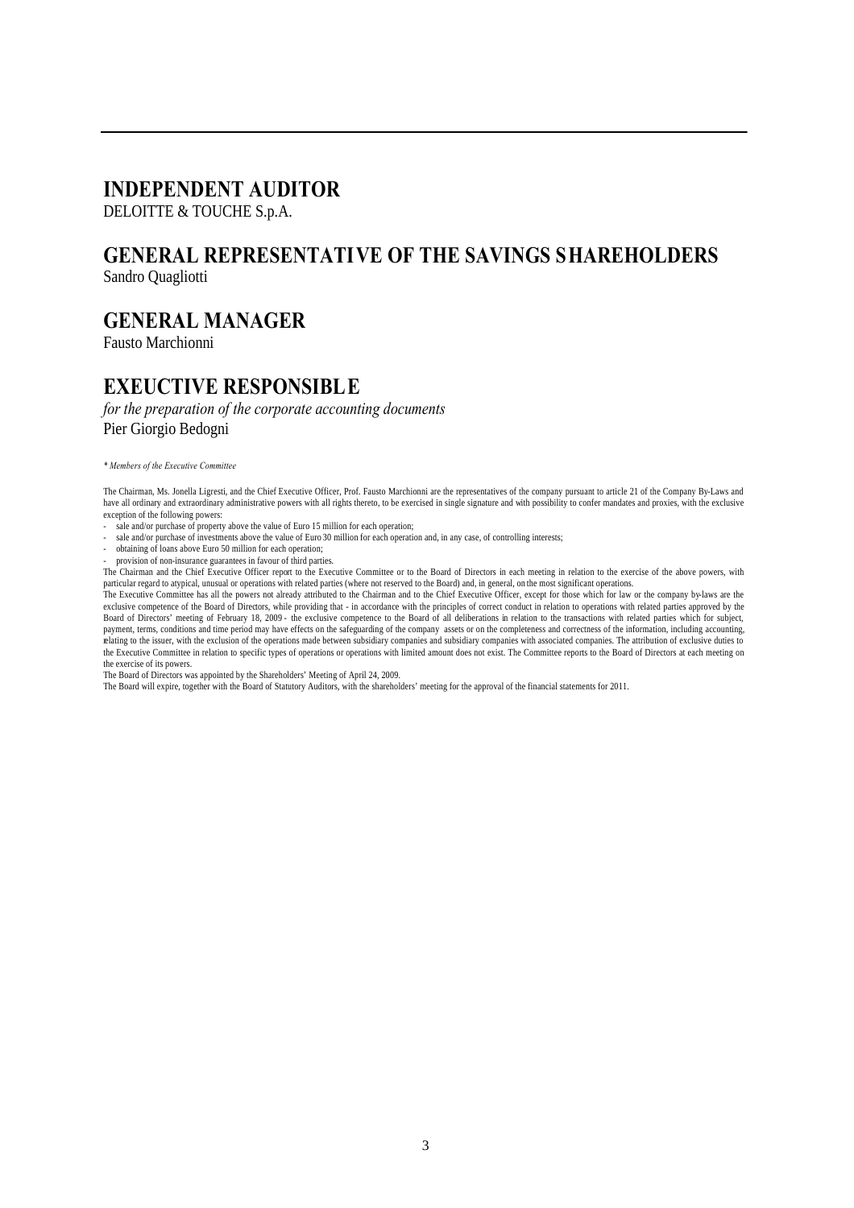## INDEPENDENT AUDITOR

DELOITTE & TOUCHE S.p.A.

## GENERAL REPRESENTATIVE OF THE SAVINGS SHAREHOLDERS

Sandro Quagliotti

## GENERAL MANAGER

Fausto Marchionni

## EXEUCTIVE RESPONSIBLE

*for the preparation of the corporate accounting documents*

Pier Giorgio Bedogni

*\* Members of the Executive Committee*

The Chairman, Ms. Jonella Ligresti, and the Chief Executive Officer, Prof. Fausto Marchionni are the representatives of the company pursuant to article 21 of the Company By-Laws and have all ordinary and extraordinary administrative powers with all rights thereto, to be exercised in single signature and with possibility to confer mandates and proxies, with the exclusive exception of the following powers:

- sale and/or purchase of property above the value of Euro 15 million for each operation;
- sale and/or purchase of investments above the value of Euro 30 million for each operation and, in any case, of controlling interests;
- obtaining of loans above Euro 50 million for each operation;
- provision of non-insurance guarantees in favour of third parties.

The Chairman and the Chief Executive Officer report to the Executive Committee or to the Board of Directors in each meeting in relation to the exercise of the above powers, with particular regard to atypical, unusual or operations with related parties (where not reserved to the Board) and, in general, on the most significant operations.

The Executive Committee has all the powers not already attributed to the Chairman and to the Chief Executive Officer, except for those which for law or the company by-laws are the exclusive competence of the Board of Directors, while providing that - in accordance with the principles of correct conduct in relation to operations with related parties approved by the Board of Directors' meeting of February 18, 2009 - the exclusive competence to the Board of all deliberations in relation to the transactions with related parties which for subject, payment, terms, conditions and time period may have effects on the safeguarding of the company assets or on the completeness and correctness of the information, including accounting, relating to the issuer, with the exclusion of the operations made between subsidiary companies and subsidiary companies with associated companies. The attribution of exclusive duties to the Executive Committee in relation to specific types of operations or operations with limited amount does not exist. The Committee reports to the Board of Directors at each meeting on the exercise of its powers.

The Board of Directors was appointed by the Shareholders' Meeting of April 24, 2009.

The Board will expire, together with the Board of Statutory Auditors, with the shareholders' meeting for the approval of the financial statements for 2011.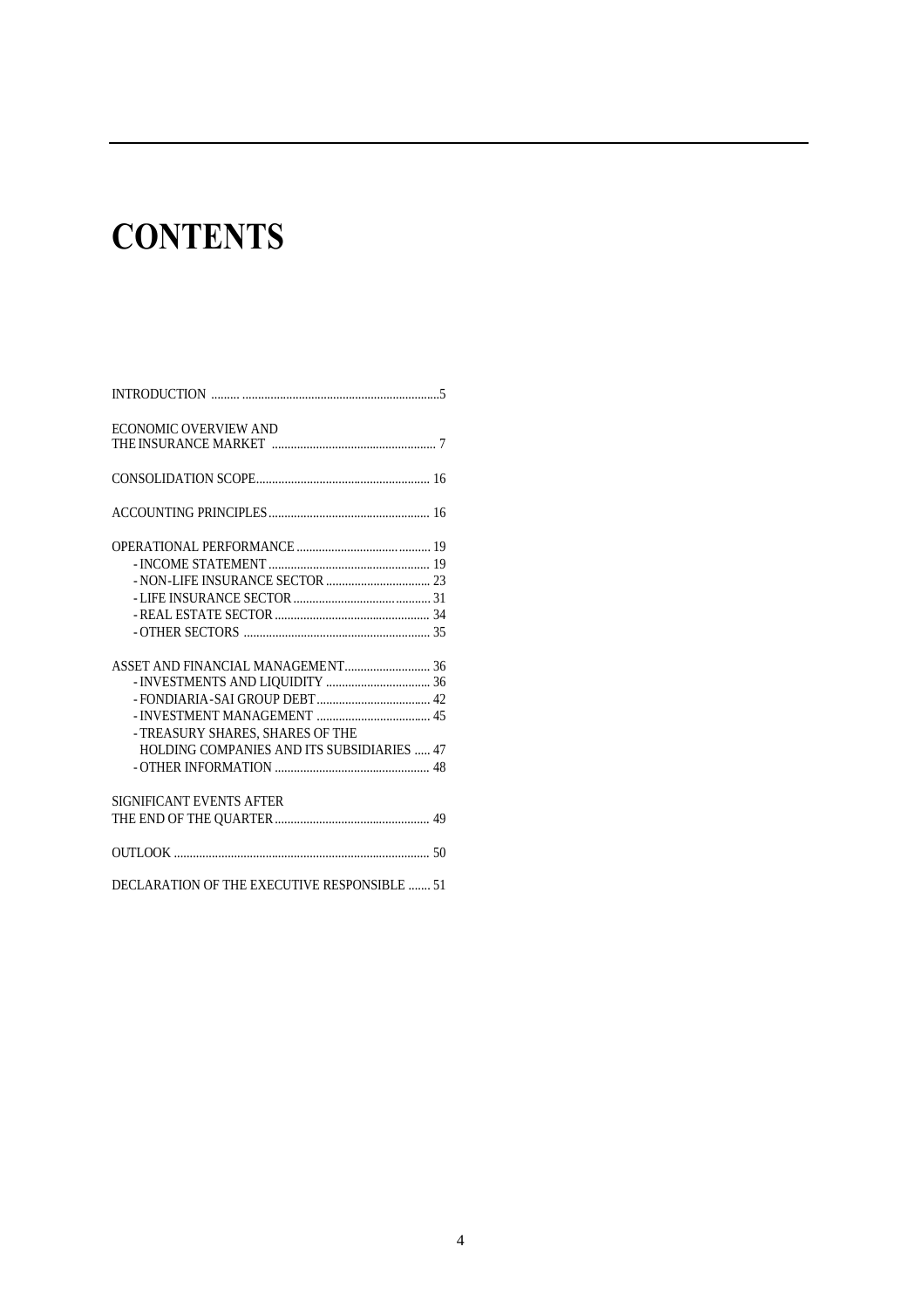# CONTENTS

| | |
|---|---|
| INTRODUCTION | 5 |
| ECONOMIC OVERVIEW AND THE INSURANCE MARKET | 7 |
| CONSOLIDATION SCOPE | 16 |
| ACCOUNTING PRINCIPLES | 16 |
| OPERATIONAL PERFORMANCE | 19 |
| - INCOME STATEMENT | 19 |
| - NON-LIFE INSURANCE SECTOR | 23 |
| - LIFE INSURANCE SECTOR | 31 |
| - REAL ESTATE SECTOR | 34 |
| - OTHER SECTORS | 35 |
| ASSET AND FINANCIAL MANAGEMENT | 36 |
| - INVESTMENTS AND LIQUIDITY | 36 |
| - FONDIARIA-SAI GROUP DEBT | 42 |
| - INVESTMENT MANAGEMENT | 45 |
| - TREASURY SHARES, SHARES OF THE HOLDING COMPANIES AND ITS SUBSIDIARIES | 47 |
| - OTHER INFORMATION | 48 |
| SIGNIFICANT EVENTS AFTER THE END OF THE QUARTER | 49 |
| OUTLOOK | 50 |
| DECLARATION OF THE EXECUTIVE RESPONSIBLE | 51 |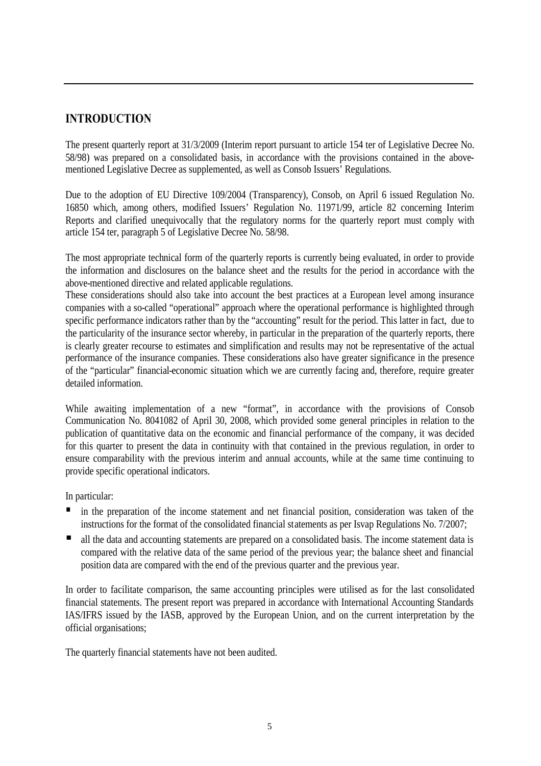## INTRODUCTION

The present quarterly report at 31/3/2009 (Interim report pursuant to article 154 ter of Legislative Decree No. 58/98) was prepared on a consolidated basis, in accordance with the provisions contained in the above-mentioned Legislative Decree as supplemented, as well as Consob Issuers' Regulations.

Due to the adoption of EU Directive 109/2004 (Transparency), Consob, on April 6 issued Regulation No. 16850 which, among others, modified Issuers' Regulation No. 11971/99, article 82 concerning Interim Reports and clarified unequivocally that the regulatory norms for the quarterly report must comply with article 154 ter, paragraph 5 of Legislative Decree No. 58/98.

The most appropriate technical form of the quarterly reports is currently being evaluated, in order to provide the information and disclosures on the balance sheet and the results for the period in accordance with the above-mentioned directive and related applicable regulations.
These considerations should also take into account the best practices at a European level among insurance companies with a so-called "operational" approach where the operational performance is highlighted through specific performance indicators rather than by the "accounting" result for the period. This latter in fact, due to the particularity of the insurance sector whereby, in particular in the preparation of the quarterly reports, there is clearly greater recourse to estimates and simplification and results may not be representative of the actual performance of the insurance companies. These considerations also have greater significance in the presence of the "particular" financial-economic situation which we are currently facing and, therefore, require greater detailed information.

While awaiting implementation of a new "format", in accordance with the provisions of Consob Communication No. 8041082 of April 30, 2008, which provided some general principles in relation to the publication of quantitative data on the economic and financial performance of the company, it was decided for this quarter to present the data in continuity with that contained in the previous regulation, in order to ensure comparability with the previous interim and annual accounts, while at the same time continuing to provide specific operational indicators.

In particular:

- in the preparation of the income statement and net financial position, consideration was taken of the instructions for the format of the consolidated financial statements as per Isvap Regulations No. 7/2007;
- all the data and accounting statements are prepared on a consolidated basis. The income statement data is compared with the relative data of the same period of the previous year; the balance sheet and financial position data are compared with the end of the previous quarter and the previous year.

In order to facilitate comparison, the same accounting principles were utilised as for the last consolidated financial statements. The present report was prepared in accordance with International Accounting Standards IAS/IFRS issued by the IASB, approved by the European Union, and on the current interpretation by the official organisations;

The quarterly financial statements have not been audited.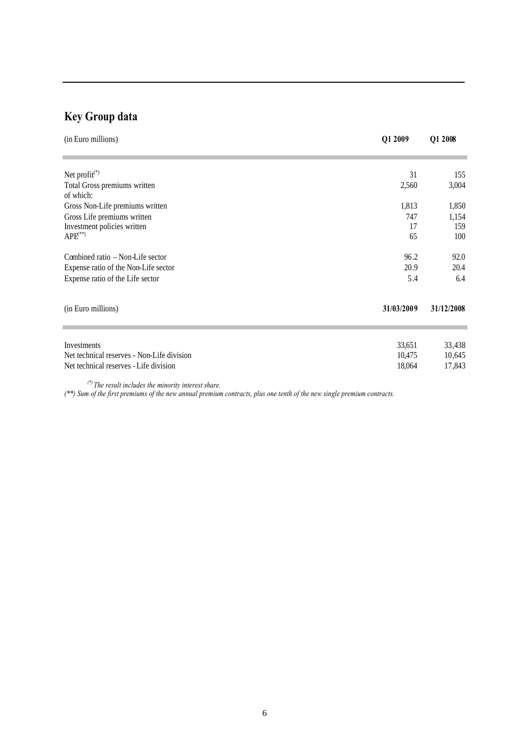## Key Group data

| (in Euro millions) | Q1 2009 | Q1 2008 |
|---|---|---|
| Net profit(*) | 31 | 155 |
| Total Gross premiums written | 2,560 | 3,004 |
| of which: | | |
| Gross Non-Life premiums written | 1,813 | 1,850 |
| Gross Life premiums written | 747 | 1,154 |
| Investment policies written | 17 | 159 |
| APE(**) | 65 | 100 |
| Combined ratio – Non-Life sector | 96.2 | 92.0 |
| Expense ratio of the Non-Life sector | 20.9 | 20.4 |
| Expense ratio of the Life sector | 5.4 | 6.4 |

| (in Euro millions) | 31/03/2009 | 31/12/2008 |
|---|---|---|
| Investments | 33,651 | 33,438 |
| Net technical reserves - Non-Life division | 10,475 | 10,645 |
| Net technical reserves - Life division | 18,064 | 17,843 |

*(\*) The result includes the minority interest share.*

*(\*\*) Sum of the first premiums of the new annual premium contracts, plus one tenth of the new single premium contracts.*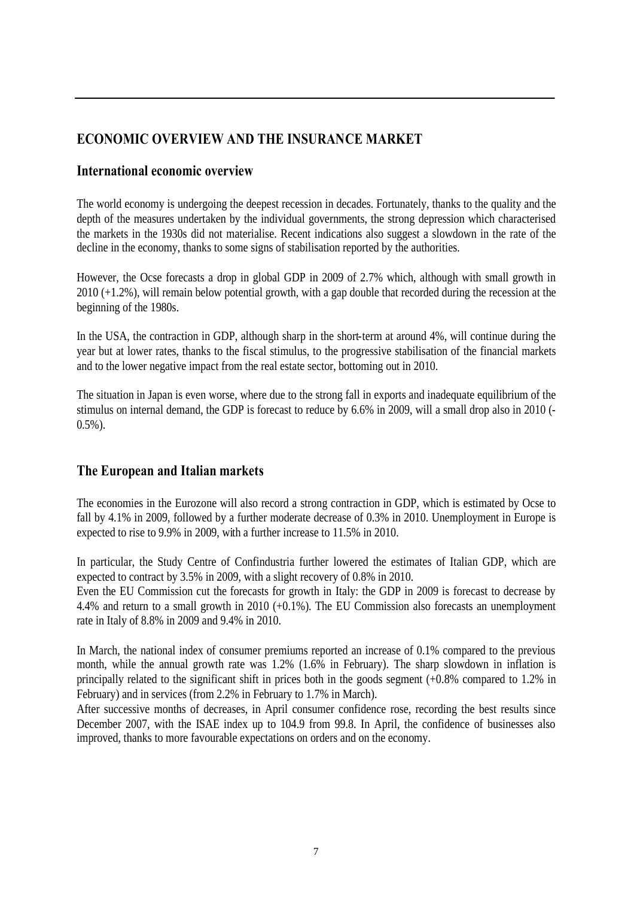# ECONOMIC OVERVIEW AND THE INSURANCE MARKET

## International economic overview

The world economy is undergoing the deepest recession in decades. Fortunately, thanks to the quality and the depth of the measures undertaken by the individual governments, the strong depression which characterised the markets in the 1930s did not materialise. Recent indications also suggest a slowdown in the rate of the decline in the economy, thanks to some signs of stabilisation reported by the authorities.

However, the Ocse forecasts a drop in global GDP in 2009 of 2.7% which, although with small growth in 2010 (+1.2%), will remain below potential growth, with a gap double that recorded during the recession at the beginning of the 1980s.

In the USA, the contraction in GDP, although sharp in the short-term at around 4%, will continue during the year but at lower rates, thanks to the fiscal stimulus, to the progressive stabilisation of the financial markets and to the lower negative impact from the real estate sector, bottoming out in 2010.

The situation in Japan is even worse, where due to the strong fall in exports and inadequate equilibrium of the stimulus on internal demand, the GDP is forecast to reduce by 6.6% in 2009, will a small drop also in 2010 (-0.5%).

## The European and Italian markets

The economies in the Eurozone will also record a strong contraction in GDP, which is estimated by Ocse to fall by 4.1% in 2009, followed by a further moderate decrease of 0.3% in 2010. Unemployment in Europe is expected to rise to 9.9% in 2009, with a further increase to 11.5% in 2010.

In particular, the Study Centre of Confindustria further lowered the estimates of Italian GDP, which are expected to contract by 3.5% in 2009, with a slight recovery of 0.8% in 2010.
Even the EU Commission cut the forecasts for growth in Italy: the GDP in 2009 is forecast to decrease by 4.4% and return to a small growth in 2010 (+0.1%). The EU Commission also forecasts an unemployment rate in Italy of 8.8% in 2009 and 9.4% in 2010.

In March, the national index of consumer premiums reported an increase of 0.1% compared to the previous month, while the annual growth rate was 1.2% (1.6% in February). The sharp slowdown in inflation is principally related to the significant shift in prices both in the goods segment (+0.8% compared to 1.2% in February) and in services (from 2.2% in February to 1.7% in March).
After successive months of decreases, in April consumer confidence rose, recording the best results since December 2007, with the ISAE index up to 104.9 from 99.8. In April, the confidence of businesses also improved, thanks to more favourable expectations on orders and on the economy.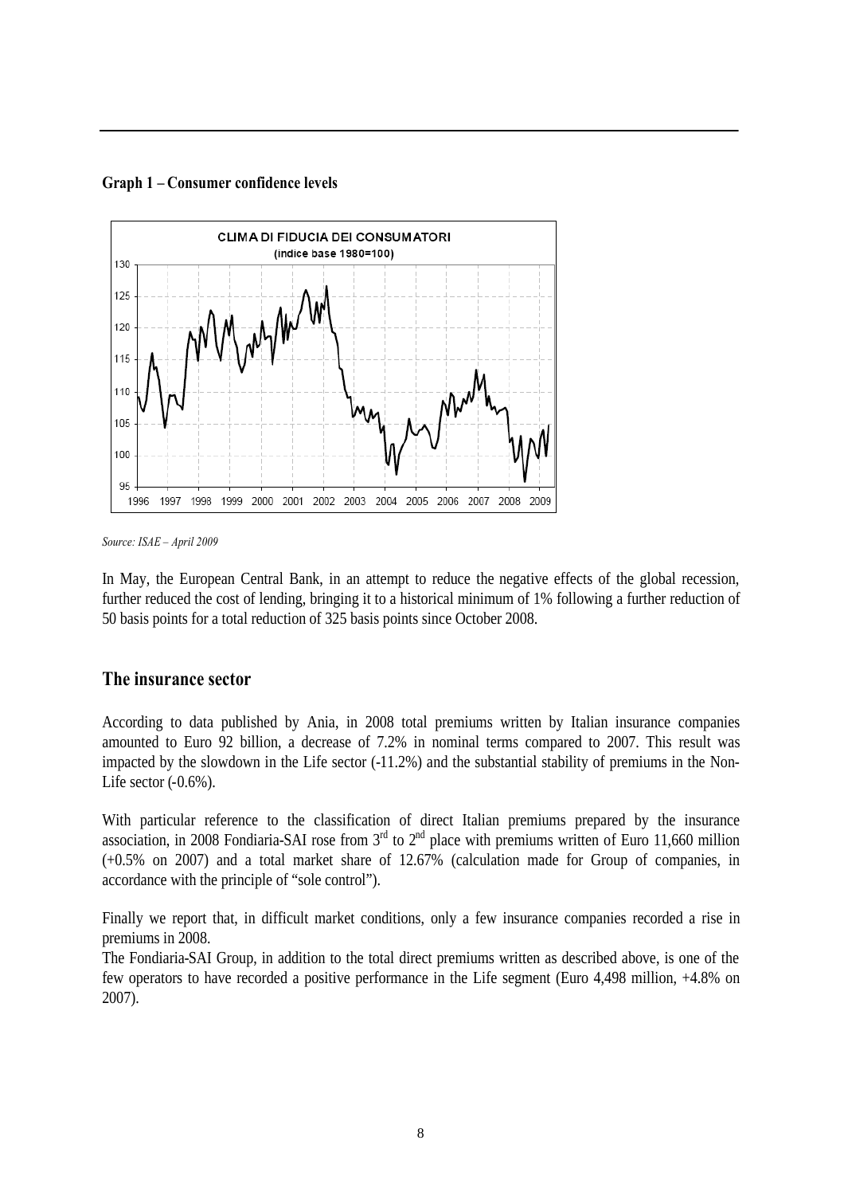**Graph 1 – Consumer confidence levels**

*Source: ISAE – April 2009*

In May, the European Central Bank, in an attempt to reduce the negative effects of the global recession, further reduced the cost of lending, bringing it to a historical minimum of 1% following a further reduction of 50 basis points for a total reduction of 325 basis points since October 2008.

## The insurance sector

According to data published by Ania, in 2008 total premiums written by Italian insurance companies amounted to Euro 92 billion, a decrease of 7.2% in nominal terms compared to 2007. This result was impacted by the slowdown in the Life sector (-11.2%) and the substantial stability of premiums in the Non-Life sector (-0.6%).

With particular reference to the classification of direct Italian premiums prepared by the insurance association, in 2008 Fondiaria-SAI rose from 3rd to 2nd place with premiums written of Euro 11,660 million (+0.5% on 2007) and a total market share of 12.67% (calculation made for Group of companies, in accordance with the principle of "sole control").

Finally we report that, in difficult market conditions, only a few insurance companies recorded a rise in premiums in 2008.

The Fondiaria-SAI Group, in addition to the total direct premiums written as described above, is one of the few operators to have recorded a positive performance in the Life segment (Euro 4,498 million, +4.8% on 2007).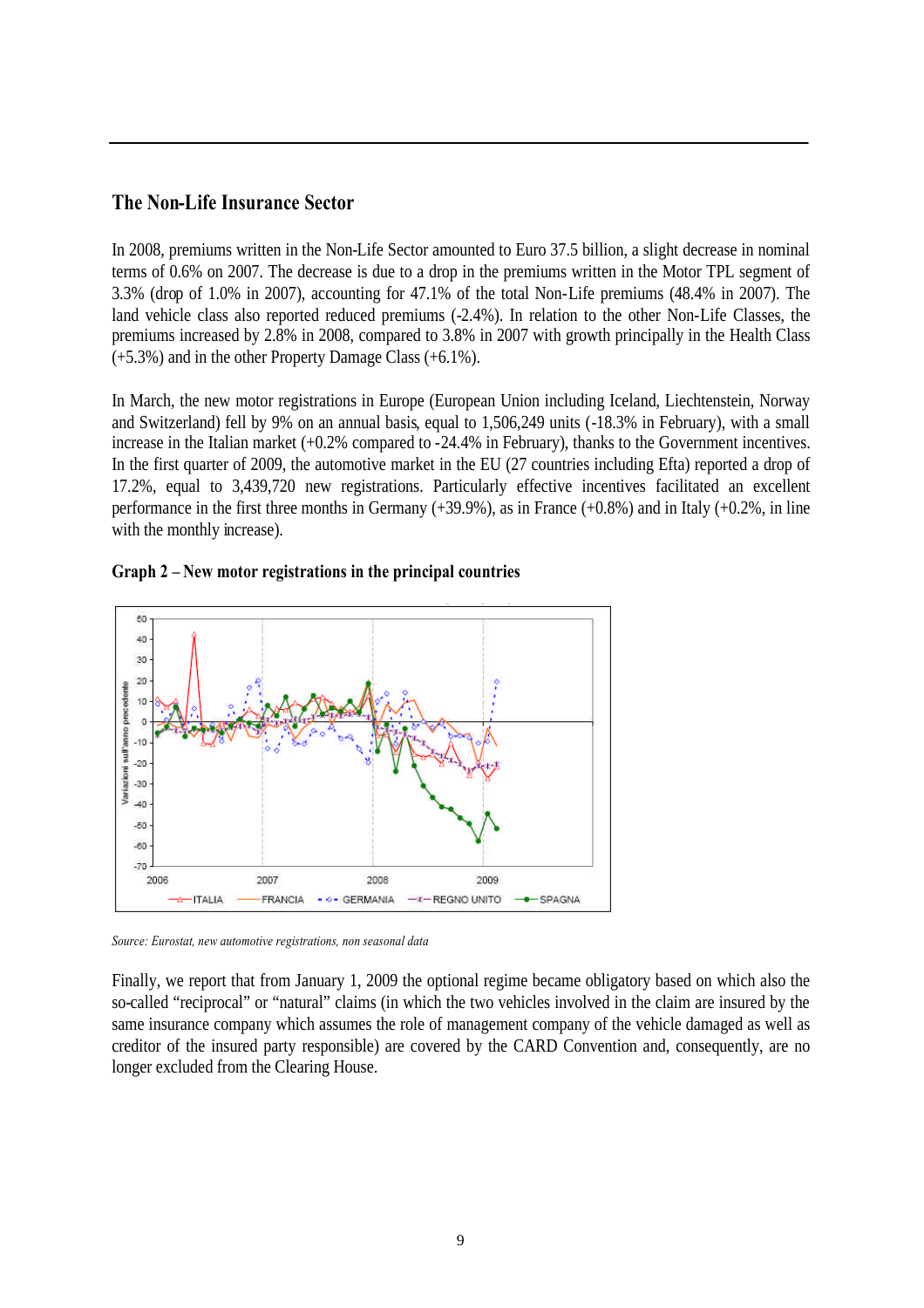## The Non-Life Insurance Sector

In 2008, premiums written in the Non-Life Sector amounted to Euro 37.5 billion, a slight decrease in nominal terms of 0.6% on 2007. The decrease is due to a drop in the premiums written in the Motor TPL segment of 3.3% (drop of 1.0% in 2007), accounting for 47.1% of the total Non-Life premiums (48.4% in 2007). The land vehicle class also reported reduced premiums (-2.4%). In relation to the other Non-Life Classes, the premiums increased by 2.8% in 2008, compared to 3.8% in 2007 with growth principally in the Health Class (+5.3%) and in the other Property Damage Class (+6.1%).

In March, the new motor registrations in Europe (European Union including Iceland, Liechtenstein, Norway and Switzerland) fell by 9% on an annual basis, equal to 1,506,249 units (-18.3% in February), with a small increase in the Italian market (+0.2% compared to -24.4% in February), thanks to the Government incentives. In the first quarter of 2009, the automotive market in the EU (27 countries including Efta) reported a drop of 17.2%, equal to 3,439,720 new registrations. Particularly effective incentives facilitated an excellent performance in the first three months in Germany (+39.9%), as in France (+0.8%) and in Italy (+0.2%, in line with the monthly increase).

**Graph 2 – New motor registrations in the principal countries**

*Source: Eurostat, new automotive registrations, non seasonal data*

Finally, we report that from January 1, 2009 the optional regime became obligatory based on which also the so-called "reciprocal" or "natural" claims (in which the two vehicles involved in the claim are insured by the same insurance company which assumes the role of management company of the vehicle damaged as well as creditor of the insured party responsible) are covered by the CARD Convention and, consequently, are no longer excluded from the Clearing House.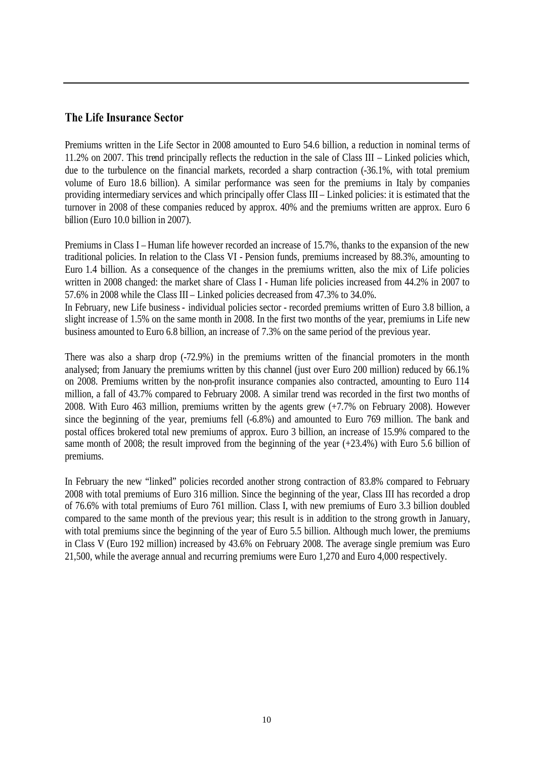## The Life Insurance Sector

Premiums written in the Life Sector in 2008 amounted to Euro 54.6 billion, a reduction in nominal terms of 11.2% on 2007. This trend principally reflects the reduction in the sale of Class III – Linked policies which, due to the turbulence on the financial markets, recorded a sharp contraction (-36.1%, with total premium volume of Euro 18.6 billion). A similar performance was seen for the premiums in Italy by companies providing intermediary services and which principally offer Class III – Linked policies: it is estimated that the turnover in 2008 of these companies reduced by approx. 40% and the premiums written are approx. Euro 6 billion (Euro 10.0 billion in 2007).

Premiums in Class I – Human life however recorded an increase of 15.7%, thanks to the expansion of the new traditional policies. In relation to the Class VI - Pension funds, premiums increased by 88.3%, amounting to Euro 1.4 billion. As a consequence of the changes in the premiums written, also the mix of Life policies written in 2008 changed: the market share of Class I - Human life policies increased from 44.2% in 2007 to 57.6% in 2008 while the Class III – Linked policies decreased from 47.3% to 34.0%.

In February, new Life business - individual policies sector - recorded premiums written of Euro 3.8 billion, a slight increase of 1.5% on the same month in 2008. In the first two months of the year, premiums in Life new business amounted to Euro 6.8 billion, an increase of 7.3% on the same period of the previous year.

There was also a sharp drop (-72.9%) in the premiums written of the financial promoters in the month analysed; from January the premiums written by this channel (just over Euro 200 million) reduced by 66.1% on 2008. Premiums written by the non-profit insurance companies also contracted, amounting to Euro 114 million, a fall of 43.7% compared to February 2008. A similar trend was recorded in the first two months of 2008. With Euro 463 million, premiums written by the agents grew (+7.7% on February 2008). However since the beginning of the year, premiums fell (-6.8%) and amounted to Euro 769 million. The bank and postal offices brokered total new premiums of approx. Euro 3 billion, an increase of 15.9% compared to the same month of 2008; the result improved from the beginning of the year (+23.4%) with Euro 5.6 billion of premiums.

In February the new "linked" policies recorded another strong contraction of 83.8% compared to February 2008 with total premiums of Euro 316 million. Since the beginning of the year, Class III has recorded a drop of 76.6% with total premiums of Euro 761 million. Class I, with new premiums of Euro 3.3 billion doubled compared to the same month of the previous year; this result is in addition to the strong growth in January, with total premiums since the beginning of the year of Euro 5.5 billion. Although much lower, the premiums in Class V (Euro 192 million) increased by 43.6% on February 2008. The average single premium was Euro 21,500, while the average annual and recurring premiums were Euro 1,270 and Euro 4,000 respectively.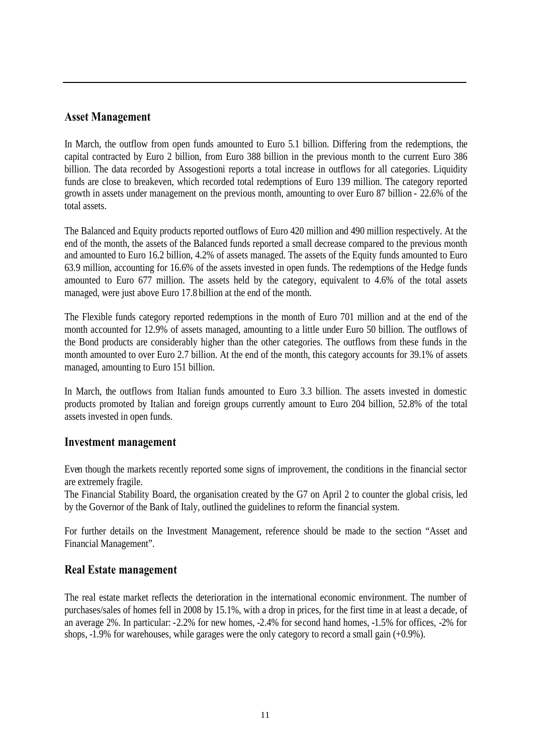## Asset Management

In March, the outflow from open funds amounted to Euro 5.1 billion. Differing from the redemptions, the capital contracted by Euro 2 billion, from Euro 388 billion in the previous month to the current Euro 386 billion. The data recorded by Assogestioni reports a total increase in outflows for all categories. Liquidity funds are close to breakeven, which recorded total redemptions of Euro 139 million. The category reported growth in assets under management on the previous month, amounting to over Euro 87 billion - 22.6% of the total assets.

The Balanced and Equity products reported outflows of Euro 420 million and 490 million respectively. At the end of the month, the assets of the Balanced funds reported a small decrease compared to the previous month and amounted to Euro 16.2 billion, 4.2% of assets managed. The assets of the Equity funds amounted to Euro 63.9 million, accounting for 16.6% of the assets invested in open funds. The redemptions of the Hedge funds amounted to Euro 677 million. The assets held by the category, equivalent to 4.6% of the total assets managed, were just above Euro 17.8 billion at the end of the month.

The Flexible funds category reported redemptions in the month of Euro 701 million and at the end of the month accounted for 12.9% of assets managed, amounting to a little under Euro 50 billion. The outflows of the Bond products are considerably higher than the other categories. The outflows from these funds in the month amounted to over Euro 2.7 billion. At the end of the month, this category accounts for 39.1% of assets managed, amounting to Euro 151 billion.

In March, the outflows from Italian funds amounted to Euro 3.3 billion. The assets invested in domestic products promoted by Italian and foreign groups currently amount to Euro 204 billion, 52.8% of the total assets invested in open funds.

## Investment management

Even though the markets recently reported some signs of improvement, the conditions in the financial sector are extremely fragile.
The Financial Stability Board, the organisation created by the G7 on April 2 to counter the global crisis, led by the Governor of the Bank of Italy, outlined the guidelines to reform the financial system.

For further details on the Investment Management, reference should be made to the section "Asset and Financial Management".

## Real Estate management

The real estate market reflects the deterioration in the international economic environment. The number of purchases/sales of homes fell in 2008 by 15.1%, with a drop in prices, for the first time in at least a decade, of an average 2%. In particular: -2.2% for new homes, -2.4% for second hand homes, -1.5% for offices, -2% for shops, -1.9% for warehouses, while garages were the only category to record a small gain (+0.9%).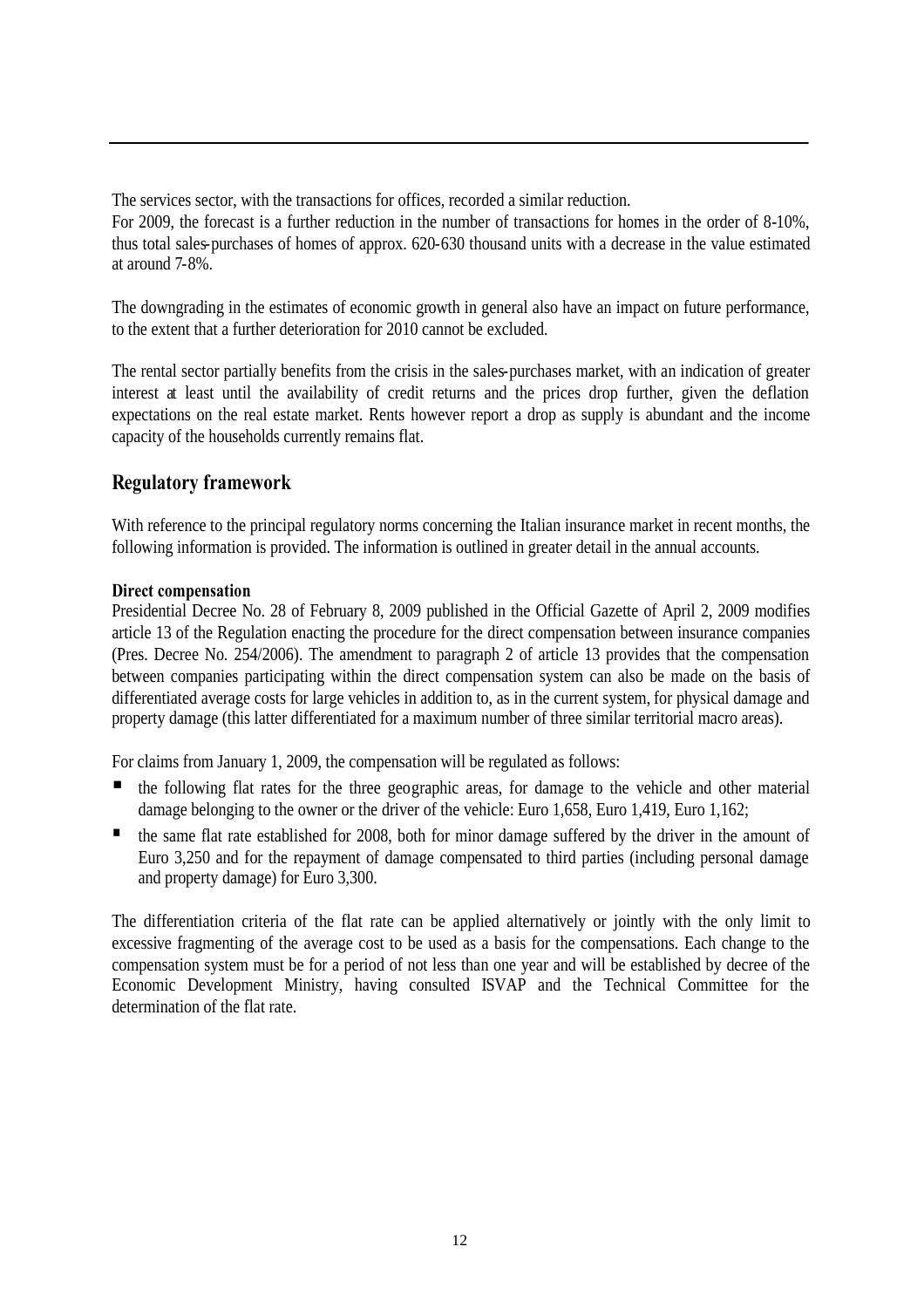The services sector, with the transactions for offices, recorded a similar reduction.
For 2009, the forecast is a further reduction in the number of transactions for homes in the order of 8-10%, thus total sales-purchases of homes of approx. 620-630 thousand units with a decrease in the value estimated at around 7-8%.

The downgrading in the estimates of economic growth in general also have an impact on future performance, to the extent that a further deterioration for 2010 cannot be excluded.

The rental sector partially benefits from the crisis in the sales-purchases market, with an indication of greater interest at least until the availability of credit returns and the prices drop further, given the deflation expectations on the real estate market. Rents however report a drop as supply is abundant and the income capacity of the households currently remains flat.

## Regulatory framework

With reference to the principal regulatory norms concerning the Italian insurance market in recent months, the following information is provided. The information is outlined in greater detail in the annual accounts.

**Direct compensation**

Presidential Decree No. 28 of February 8, 2009 published in the Official Gazette of April 2, 2009 modifies article 13 of the Regulation enacting the procedure for the direct compensation between insurance companies (Pres. Decree No. 254/2006). The amendment to paragraph 2 of article 13 provides that the compensation between companies participating within the direct compensation system can also be made on the basis of differentiated average costs for large vehicles in addition to, as in the current system, for physical damage and property damage (this latter differentiated for a maximum number of three similar territorial macro areas).

For claims from January 1, 2009, the compensation will be regulated as follows:

- the following flat rates for the three geographic areas, for damage to the vehicle and other material damage belonging to the owner or the driver of the vehicle: Euro 1,658, Euro 1,419, Euro 1,162;
- the same flat rate established for 2008, both for minor damage suffered by the driver in the amount of Euro 3,250 and for the repayment of damage compensated to third parties (including personal damage and property damage) for Euro 3,300.

The differentiation criteria of the flat rate can be applied alternatively or jointly with the only limit to excessive fragmenting of the average cost to be used as a basis for the compensations. Each change to the compensation system must be for a period of not less than one year and will be established by decree of the Economic Development Ministry, having consulted ISVAP and the Technical Committee for the determination of the flat rate.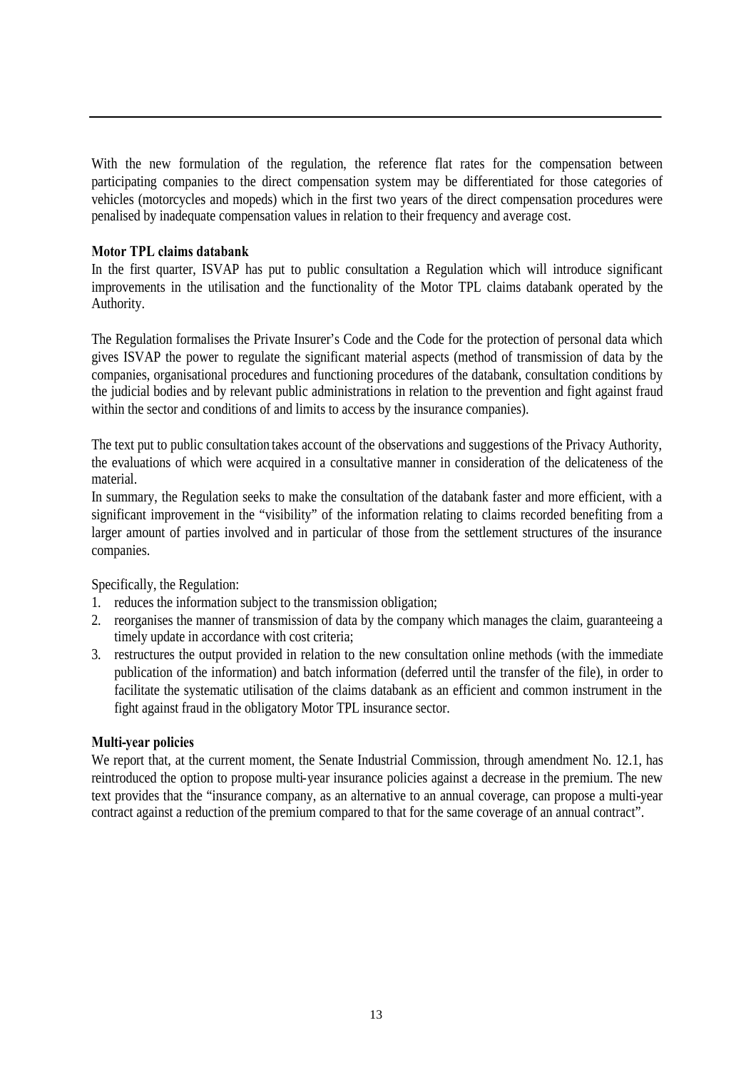With the new formulation of the regulation, the reference flat rates for the compensation between participating companies to the direct compensation system may be differentiated for those categories of vehicles (motorcycles and mopeds) which in the first two years of the direct compensation procedures were penalised by inadequate compensation values in relation to their frequency and average cost.

**Motor TPL claims databank**

In the first quarter, ISVAP has put to public consultation a Regulation which will introduce significant improvements in the utilisation and the functionality of the Motor TPL claims databank operated by the Authority.

The Regulation formalises the Private Insurer's Code and the Code for the protection of personal data which gives ISVAP the power to regulate the significant material aspects (method of transmission of data by the companies, organisational procedures and functioning procedures of the databank, consultation conditions by the judicial bodies and by relevant public administrations in relation to the prevention and fight against fraud within the sector and conditions of and limits to access by the insurance companies).

The text put to public consultation takes account of the observations and suggestions of the Privacy Authority, the evaluations of which were acquired in a consultative manner in consideration of the delicateness of the material.

In summary, the Regulation seeks to make the consultation of the databank faster and more efficient, with a significant improvement in the "visibility" of the information relating to claims recorded benefiting from a larger amount of parties involved and in particular of those from the settlement structures of the insurance companies.

Specifically, the Regulation:

1. reduces the information subject to the transmission obligation;
2. reorganises the manner of transmission of data by the company which manages the claim, guaranteeing a timely update in accordance with cost criteria;
3. restructures the output provided in relation to the new consultation online methods (with the immediate publication of the information) and batch information (deferred until the transfer of the file), in order to facilitate the systematic utilisation of the claims databank as an efficient and common instrument in the fight against fraud in the obligatory Motor TPL insurance sector.

**Multi-year policies**

We report that, at the current moment, the Senate Industrial Commission, through amendment No. 12.1, has reintroduced the option to propose multi-year insurance policies against a decrease in the premium. The new text provides that the "insurance company, as an alternative to an annual coverage, can propose a multi-year contract against a reduction of the premium compared to that for the same coverage of an annual contract".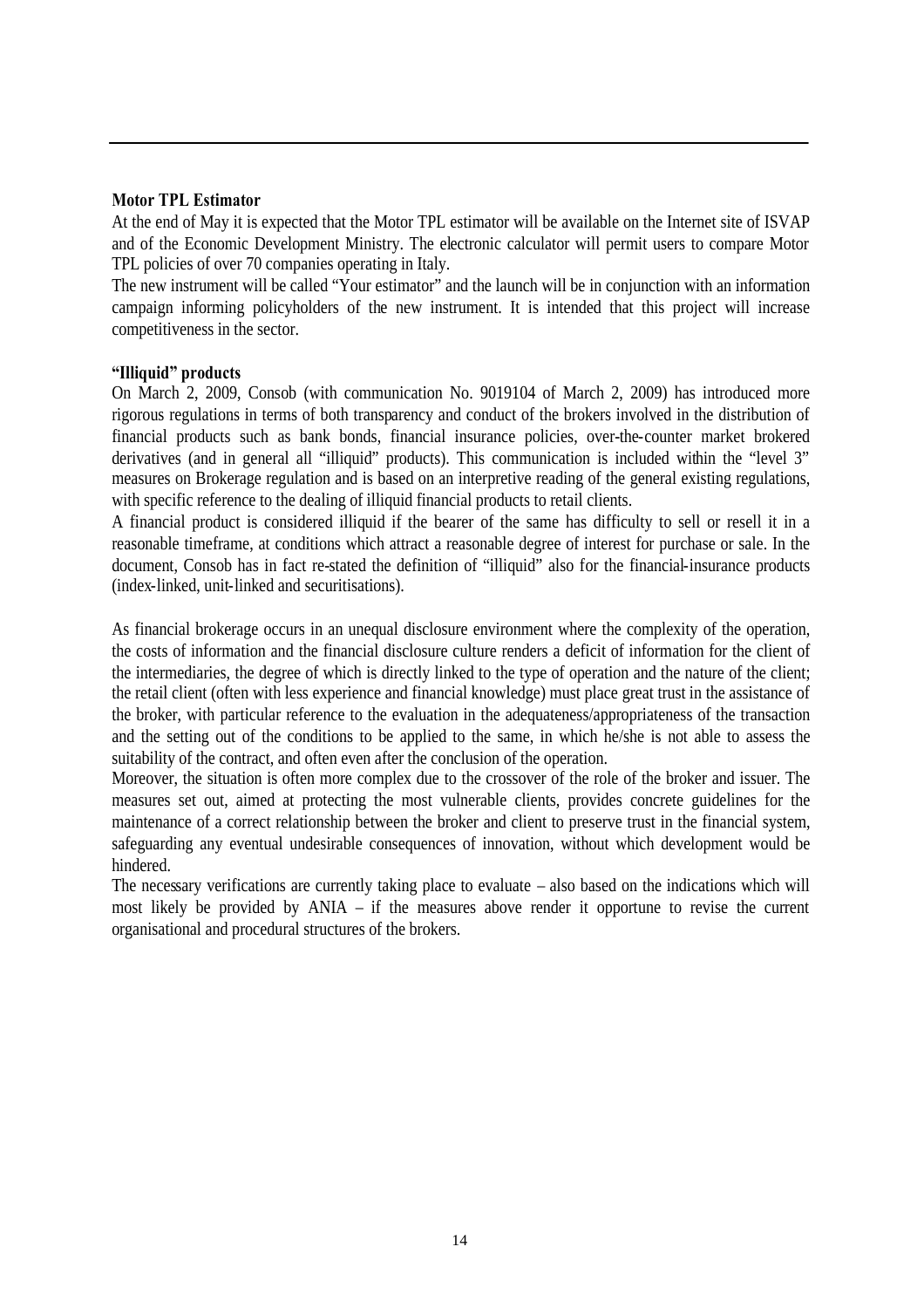**Motor TPL Estimator**

At the end of May it is expected that the Motor TPL estimator will be available on the Internet site of ISVAP and of the Economic Development Ministry. The electronic calculator will permit users to compare Motor TPL policies of over 70 companies operating in Italy.

The new instrument will be called "Your estimator" and the launch will be in conjunction with an information campaign informing policyholders of the new instrument. It is intended that this project will increase competitiveness in the sector.

**"Illiquid" products**

On March 2, 2009, Consob (with communication No. 9019104 of March 2, 2009) has introduced more rigorous regulations in terms of both transparency and conduct of the brokers involved in the distribution of financial products such as bank bonds, financial insurance policies, over-the-counter market brokered derivatives (and in general all "illiquid" products). This communication is included within the "level 3" measures on Brokerage regulation and is based on an interpretive reading of the general existing regulations, with specific reference to the dealing of illiquid financial products to retail clients.

A financial product is considered illiquid if the bearer of the same has difficulty to sell or resell it in a reasonable timeframe, at conditions which attract a reasonable degree of interest for purchase or sale. In the document, Consob has in fact re-stated the definition of "illiquid" also for the financial-insurance products (index-linked, unit-linked and securitisations).

As financial brokerage occurs in an unequal disclosure environment where the complexity of the operation, the costs of information and the financial disclosure culture renders a deficit of information for the client of the intermediaries, the degree of which is directly linked to the type of operation and the nature of the client; the retail client (often with less experience and financial knowledge) must place great trust in the assistance of the broker, with particular reference to the evaluation in the adequateness/appropriateness of the transaction and the setting out of the conditions to be applied to the same, in which he/she is not able to assess the suitability of the contract, and often even after the conclusion of the operation.

Moreover, the situation is often more complex due to the crossover of the role of the broker and issuer. The measures set out, aimed at protecting the most vulnerable clients, provides concrete guidelines for the maintenance of a correct relationship between the broker and client to preserve trust in the financial system, safeguarding any eventual undesirable consequences of innovation, without which development would be hindered.

The necessary verifications are currently taking place to evaluate – also based on the indications which will most likely be provided by ANIA – if the measures above render it opportune to revise the current organisational and procedural structures of the brokers.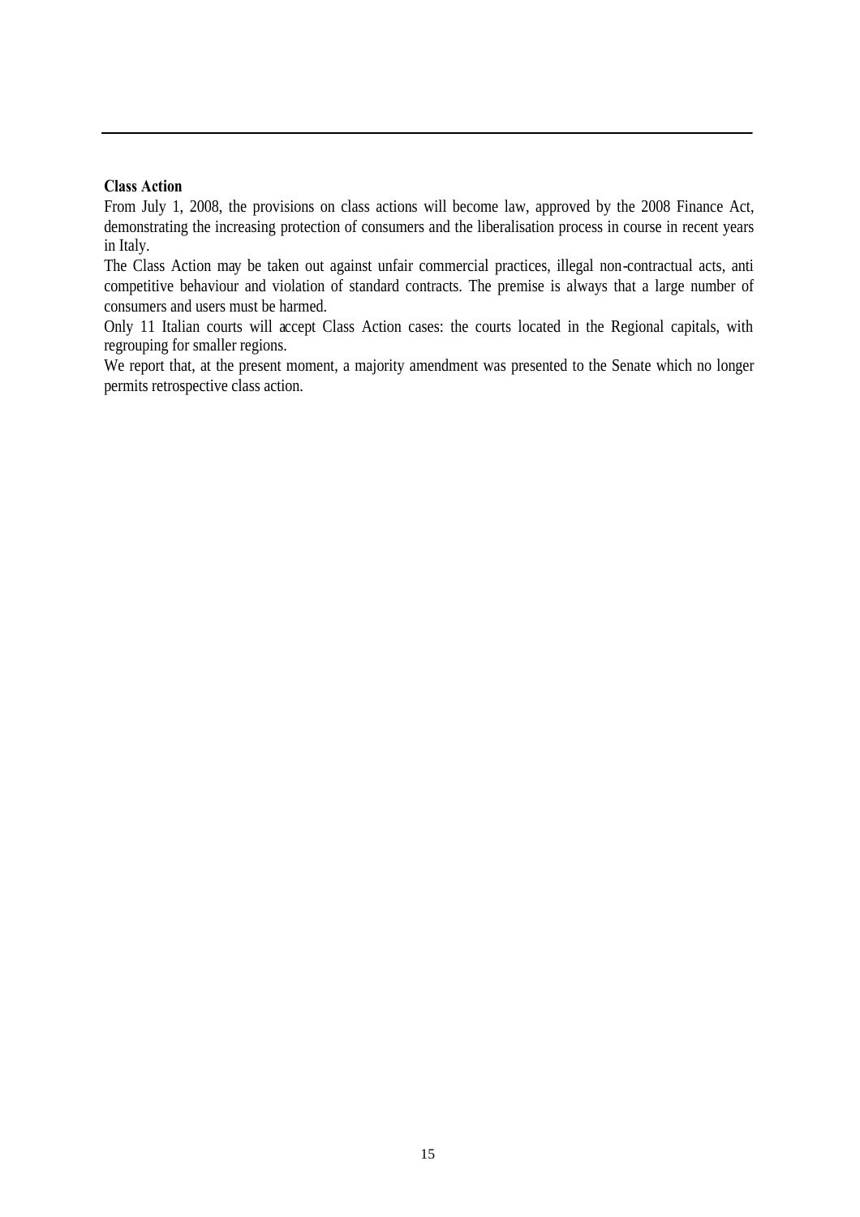**Class Action**

From July 1, 2008, the provisions on class actions will become law, approved by the 2008 Finance Act, demonstrating the increasing protection of consumers and the liberalisation process in course in recent years in Italy.

The Class Action may be taken out against unfair commercial practices, illegal non-contractual acts, anti competitive behaviour and violation of standard contracts. The premise is always that a large number of consumers and users must be harmed.

Only 11 Italian courts will accept Class Action cases: the courts located in the Regional capitals, with regrouping for smaller regions.

We report that, at the present moment, a majority amendment was presented to the Senate which no longer permits retrospective class action.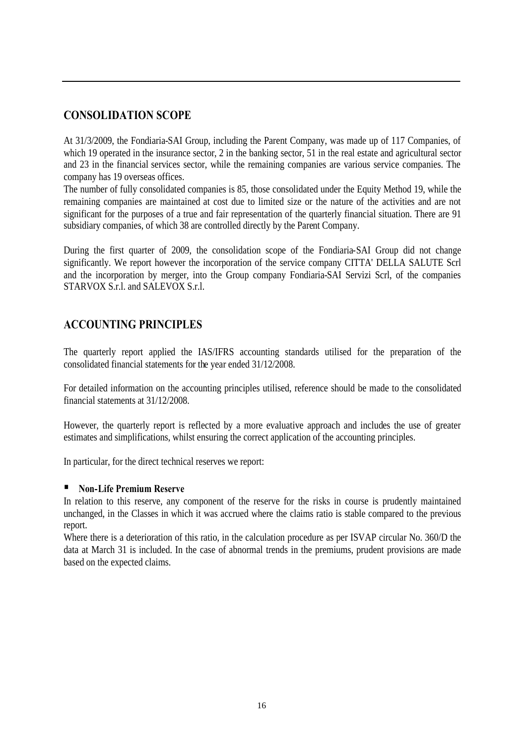## CONSOLIDATION SCOPE

At 31/3/2009, the Fondiaria-SAI Group, including the Parent Company, was made up of 117 Companies, of which 19 operated in the insurance sector, 2 in the banking sector, 51 in the real estate and agricultural sector and 23 in the financial services sector, while the remaining companies are various service companies. The company has 19 overseas offices.
The number of fully consolidated companies is 85, those consolidated under the Equity Method 19, while the remaining companies are maintained at cost due to limited size or the nature of the activities and are not significant for the purposes of a true and fair representation of the quarterly financial situation. There are 91 subsidiary companies, of which 38 are controlled directly by the Parent Company.

During the first quarter of 2009, the consolidation scope of the Fondiaria-SAI Group did not change significantly. We report however the incorporation of the service company CITTA' DELLA SALUTE Scrl and the incorporation by merger, into the Group company Fondiaria-SAI Servizi Scrl, of the companies STARVOX S.r.l. and SALEVOX S.r.l.

## ACCOUNTING PRINCIPLES

The quarterly report applied the IAS/IFRS accounting standards utilised for the preparation of the consolidated financial statements for the year ended 31/12/2008.

For detailed information on the accounting principles utilised, reference should be made to the consolidated financial statements at 31/12/2008.

However, the quarterly report is reflected by a more evaluative approach and includes the use of greater estimates and simplifications, whilst ensuring the correct application of the accounting principles.

In particular, for the direct technical reserves we report:

- **Non-Life Premium Reserve**

In relation to this reserve, any component of the reserve for the risks in course is prudently maintained unchanged, in the Classes in which it was accrued where the claims ratio is stable compared to the previous report.
Where there is a deterioration of this ratio, in the calculation procedure as per ISVAP circular No. 360/D the data at March 31 is included. In the case of abnormal trends in the premiums, prudent provisions are made based on the expected claims.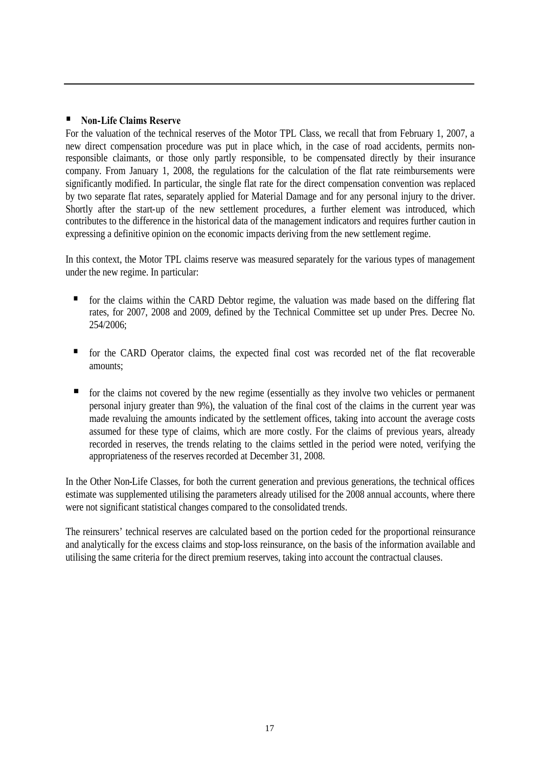- **Non-Life Claims Reserve**

For the valuation of the technical reserves of the Motor TPL Class, we recall that from February 1, 2007, a new direct compensation procedure was put in place which, in the case of road accidents, permits non-responsible claimants, or those only partly responsible, to be compensated directly by their insurance company. From January 1, 2008, the regulations for the calculation of the flat rate reimbursements were significantly modified. In particular, the single flat rate for the direct compensation convention was replaced by two separate flat rates, separately applied for Material Damage and for any personal injury to the driver. Shortly after the start-up of the new settlement procedures, a further element was introduced, which contributes to the difference in the historical data of the management indicators and requires further caution in expressing a definitive opinion on the economic impacts deriving from the new settlement regime.

In this context, the Motor TPL claims reserve was measured separately for the various types of management under the new regime. In particular:

- for the claims within the CARD Debtor regime, the valuation was made based on the differing flat rates, for 2007, 2008 and 2009, defined by the Technical Committee set up under Pres. Decree No. 254/2006;

- for the CARD Operator claims, the expected final cost was recorded net of the flat recoverable amounts;

- for the claims not covered by the new regime (essentially as they involve two vehicles or permanent personal injury greater than 9%), the valuation of the final cost of the claims in the current year was made revaluing the amounts indicated by the settlement offices, taking into account the average costs assumed for these type of claims, which are more costly. For the claims of previous years, already recorded in reserves, the trends relating to the claims settled in the period were noted, verifying the appropriateness of the reserves recorded at December 31, 2008.

In the Other Non-Life Classes, for both the current generation and previous generations, the technical offices estimate was supplemented utilising the parameters already utilised for the 2008 annual accounts, where there were not significant statistical changes compared to the consolidated trends.

The reinsurers' technical reserves are calculated based on the portion ceded for the proportional reinsurance and analytically for the excess claims and stop-loss reinsurance, on the basis of the information available and utilising the same criteria for the direct premium reserves, taking into account the contractual clauses.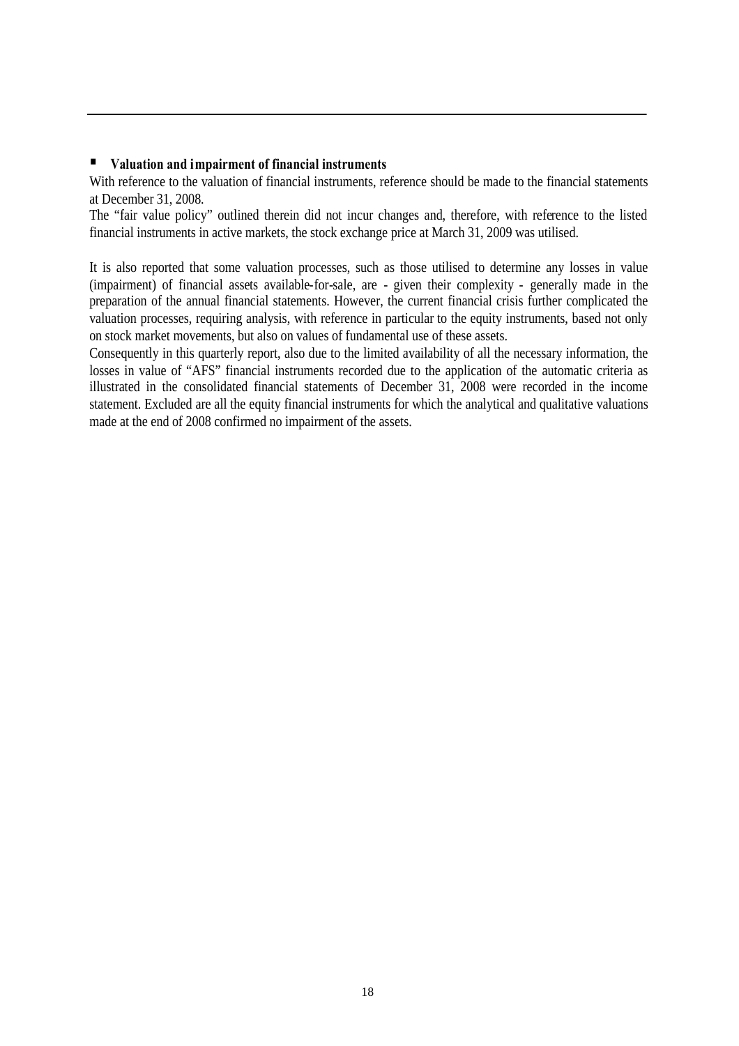- **Valuation and impairment of financial instruments**

With reference to the valuation of financial instruments, reference should be made to the financial statements at December 31, 2008.

The "fair value policy" outlined therein did not incur changes and, therefore, with reference to the listed financial instruments in active markets, the stock exchange price at March 31, 2009 was utilised.

It is also reported that some valuation processes, such as those utilised to determine any losses in value (impairment) of financial assets available-for-sale, are - given their complexity - generally made in the preparation of the annual financial statements. However, the current financial crisis further complicated the valuation processes, requiring analysis, with reference in particular to the equity instruments, based not only on stock market movements, but also on values of fundamental use of these assets.

Consequently in this quarterly report, also due to the limited availability of all the necessary information, the losses in value of "AFS" financial instruments recorded due to the application of the automatic criteria as illustrated in the consolidated financial statements of December 31, 2008 were recorded in the income statement. Excluded are all the equity financial instruments for which the analytical and qualitative valuations made at the end of 2008 confirmed no impairment of the assets.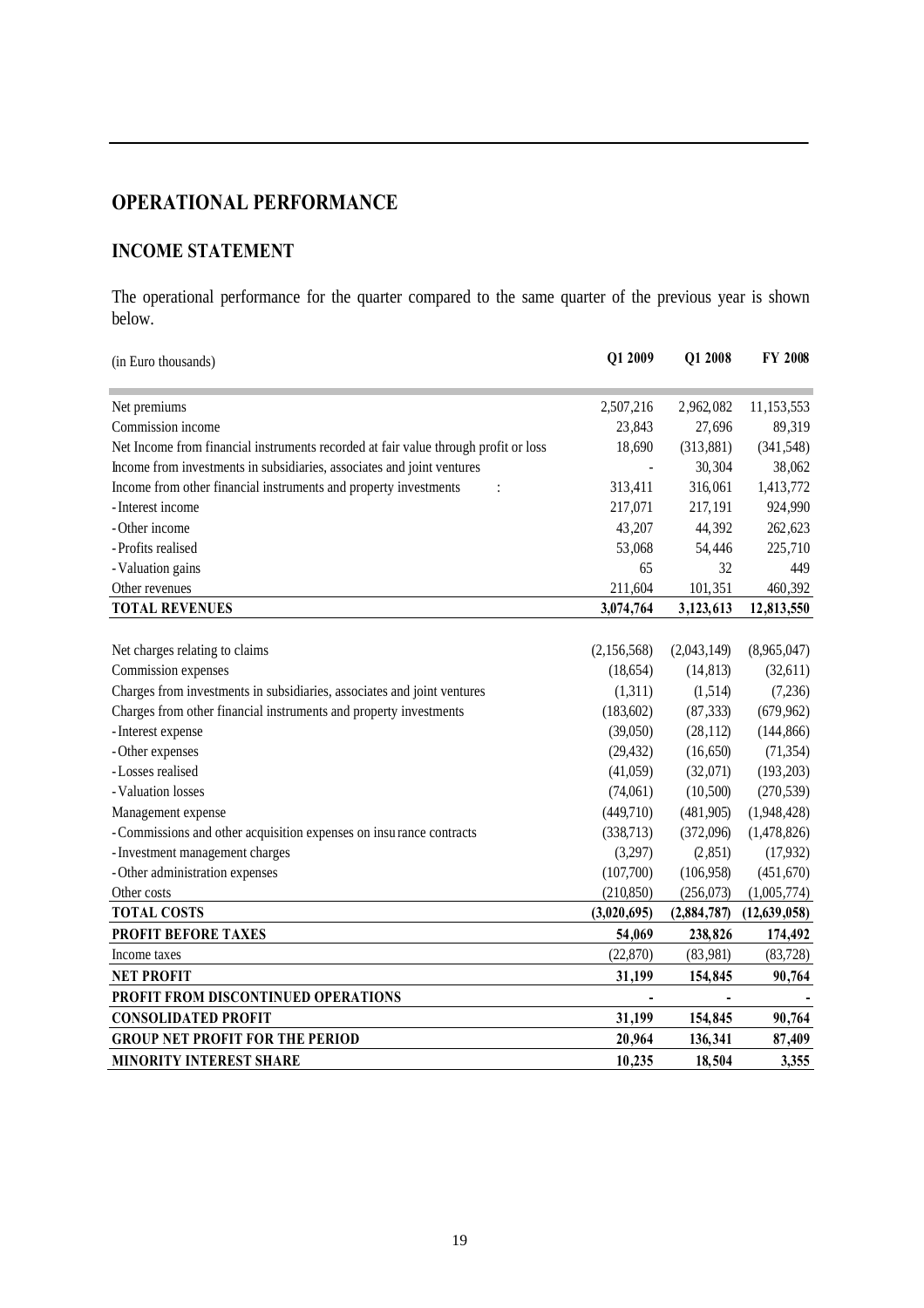# OPERATIONAL PERFORMANCE

## INCOME STATEMENT

The operational performance for the quarter compared to the same quarter of the previous year is shown below.

| (in Euro thousands) | Q1 2009 | Q1 2008 | FY 2008 |
|---|---|---|---|
| Net premiums | 2,507,216 | 2,962,082 | 11,153,553 |
| Commission income | 23,843 | 27,696 | 89,319 |
| Net Income from financial instruments recorded at fair value through profit or loss | 18,690 | (313,881) | (341,548) |
| Income from investments in subsidiaries, associates and joint ventures | - | 30,304 | 38,062 |
| Income from other financial instruments and property investments : | 313,411 | 316,061 | 1,413,772 |
| - Interest income | 217,071 | 217,191 | 924,990 |
| - Other income | 43,207 | 44,392 | 262,623 |
| - Profits realised | 53,068 | 54,446 | 225,710 |
| - Valuation gains | 65 | 32 | 449 |
| Other revenues | 211,604 | 101,351 | 460,392 |
| **TOTAL REVENUES** | **3,074,764** | **3,123,613** | **12,813,550** |
| | | | |
| Net charges relating to claims | (2,156,568) | (2,043,149) | (8,965,047) |
| Commission expenses | (18,654) | (14,813) | (32,611) |
| Charges from investments in subsidiaries, associates and joint ventures | (1,311) | (1,514) | (7,236) |
| Charges from other financial instruments and property investments | (183,602) | (87,333) | (679,962) |
| - Interest expense | (39,050) | (28,112) | (144,866) |
| - Other expenses | (29,432) | (16,650) | (71,354) |
| - Losses realised | (41,059) | (32,071) | (193,203) |
| - Valuation losses | (74,061) | (10,500) | (270,539) |
| Management expense | (449,710) | (481,905) | (1,948,428) |
| - Commissions and other acquisition expenses on insurance contracts | (338,713) | (372,096) | (1,478,826) |
| - Investment management charges | (3,297) | (2,851) | (17,932) |
| - Other administration expenses | (107,700) | (106,958) | (451,670) |
| Other costs | (210,850) | (256,073) | (1,005,774) |
| **TOTAL COSTS** | **(3,020,695)** | **(2,884,787)** | **(12,639,058)** |
| **PROFIT BEFORE TAXES** | **54,069** | **238,826** | **174,492** |
| Income taxes | (22,870) | (83,981) | (83,728) |
| **NET PROFIT** | **31,199** | **154,845** | **90,764** |
| **PROFIT FROM DISCONTINUED OPERATIONS** | **-** | **-** | **-** |
| **CONSOLIDATED PROFIT** | **31,199** | **154,845** | **90,764** |
| **GROUP NET PROFIT FOR THE PERIOD** | **20,964** | **136,341** | **87,409** |
| **MINORITY INTEREST SHARE** | **10,235** | **18,504** | **3,355** |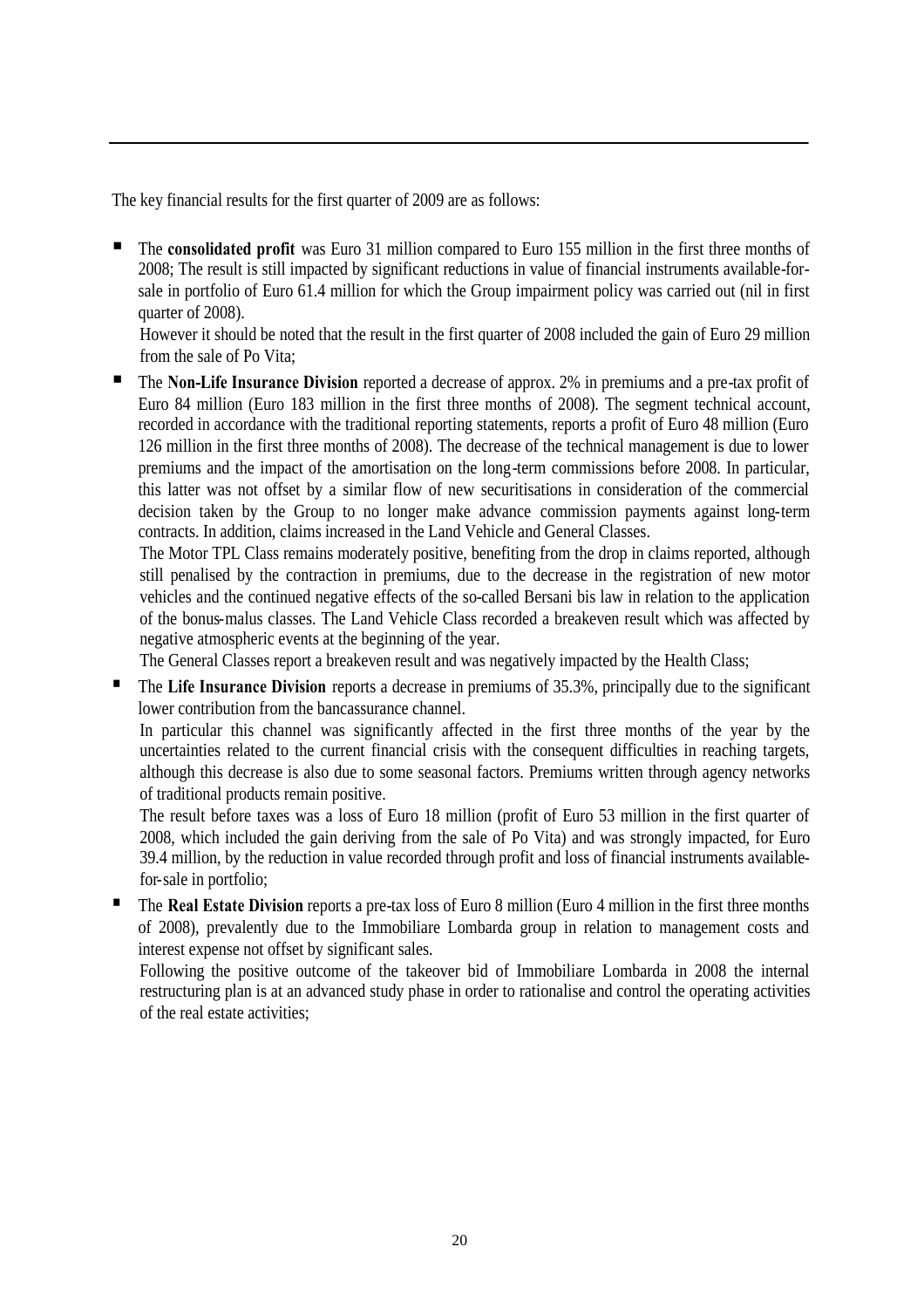The key financial results for the first quarter of 2009 are as follows:

- The **consolidated profit** was Euro 31 million compared to Euro 155 million in the first three months of 2008; The result is still impacted by significant reductions in value of financial instruments available-for-sale in portfolio of Euro 61.4 million for which the Group impairment policy was carried out (nil in first quarter of 2008).

  However it should be noted that the result in the first quarter of 2008 included the gain of Euro 29 million from the sale of Po Vita;

- The **Non-Life Insurance Division** reported a decrease of approx. 2% in premiums and a pre-tax profit of Euro 84 million (Euro 183 million in the first three months of 2008). The segment technical account, recorded in accordance with the traditional reporting statements, reports a profit of Euro 48 million (Euro 126 million in the first three months of 2008). The decrease of the technical management is due to lower premiums and the impact of the amortisation on the long-term commissions before 2008. In particular, this latter was not offset by a similar flow of new securitisations in consideration of the commercial decision taken by the Group to no longer make advance commission payments against long-term contracts. In addition, claims increased in the Land Vehicle and General Classes.

  The Motor TPL Class remains moderately positive, benefiting from the drop in claims reported, although still penalised by the contraction in premiums, due to the decrease in the registration of new motor vehicles and the continued negative effects of the so-called Bersani bis law in relation to the application of the bonus-malus classes. The Land Vehicle Class recorded a breakeven result which was affected by negative atmospheric events at the beginning of the year.

  The General Classes report a breakeven result and was negatively impacted by the Health Class;

- The **Life Insurance Division** reports a decrease in premiums of 35.3%, principally due to the significant lower contribution from the bancassurance channel.

  In particular this channel was significantly affected in the first three months of the year by the uncertainties related to the current financial crisis with the consequent difficulties in reaching targets, although this decrease is also due to some seasonal factors. Premiums written through agency networks of traditional products remain positive.

  The result before taxes was a loss of Euro 18 million (profit of Euro 53 million in the first quarter of 2008, which included the gain deriving from the sale of Po Vita) and was strongly impacted, for Euro 39.4 million, by the reduction in value recorded through profit and loss of financial instruments available-for-sale in portfolio;

- The **Real Estate Division** reports a pre-tax loss of Euro 8 million (Euro 4 million in the first three months of 2008), prevalently due to the Immobiliare Lombarda group in relation to management costs and interest expense not offset by significant sales.

  Following the positive outcome of the takeover bid of Immobiliare Lombarda in 2008 the internal restructuring plan is at an advanced study phase in order to rationalise and control the operating activities of the real estate activities;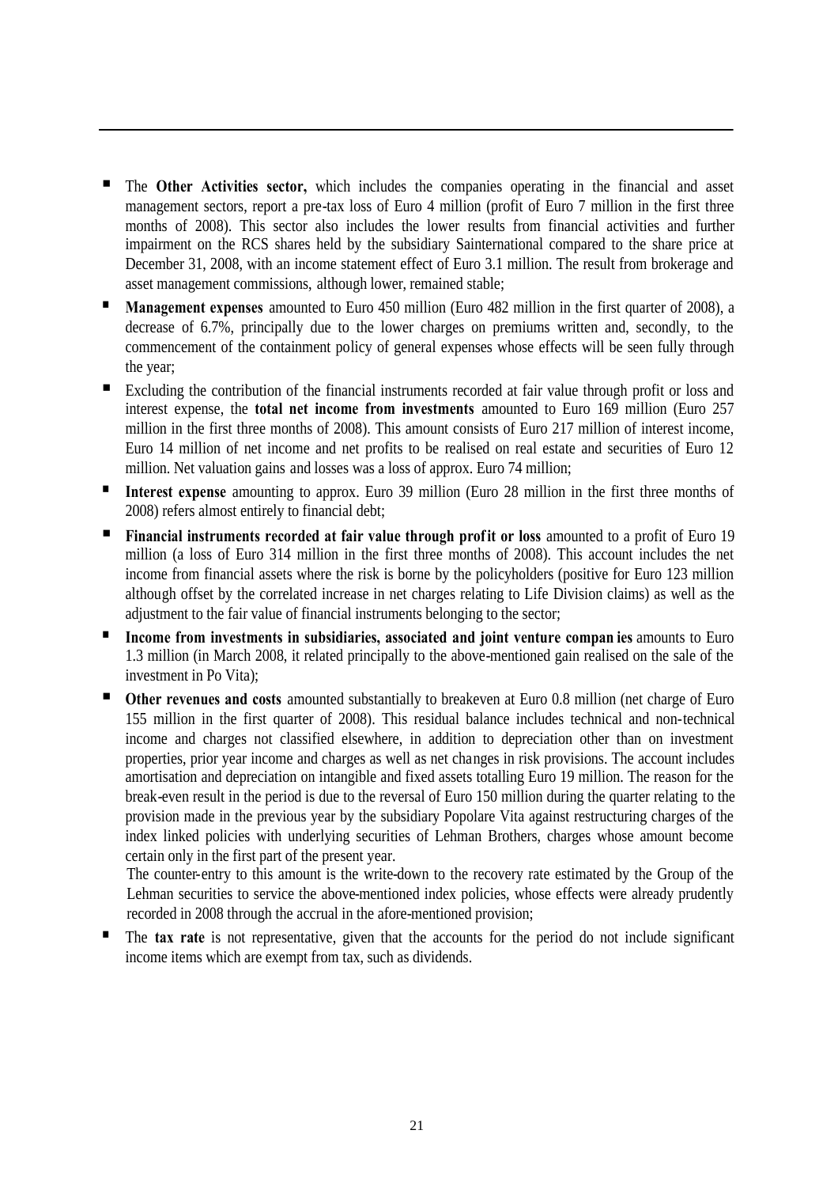- The **Other Activities sector,** which includes the companies operating in the financial and asset management sectors, report a pre-tax loss of Euro 4 million (profit of Euro 7 million in the first three months of 2008). This sector also includes the lower results from financial activities and further impairment on the RCS shares held by the subsidiary Sainternational compared to the share price at December 31, 2008, with an income statement effect of Euro 3.1 million. The result from brokerage and asset management commissions, although lower, remained stable;
- **Management expenses** amounted to Euro 450 million (Euro 482 million in the first quarter of 2008), a decrease of 6.7%, principally due to the lower charges on premiums written and, secondly, to the commencement of the containment policy of general expenses whose effects will be seen fully through the year;
- Excluding the contribution of the financial instruments recorded at fair value through profit or loss and interest expense, the **total net income from investments** amounted to Euro 169 million (Euro 257 million in the first three months of 2008). This amount consists of Euro 217 million of interest income, Euro 14 million of net income and net profits to be realised on real estate and securities of Euro 12 million. Net valuation gains and losses was a loss of approx. Euro 74 million;
- **Interest expense** amounting to approx. Euro 39 million (Euro 28 million in the first three months of 2008) refers almost entirely to financial debt;
- **Financial instruments recorded at fair value through profit or loss** amounted to a profit of Euro 19 million (a loss of Euro 314 million in the first three months of 2008). This account includes the net income from financial assets where the risk is borne by the policyholders (positive for Euro 123 million although offset by the correlated increase in net charges relating to Life Division claims) as well as the adjustment to the fair value of financial instruments belonging to the sector;
- **Income from investments in subsidiaries, associated and joint venture companies** amounts to Euro 1.3 million (in March 2008, it related principally to the above-mentioned gain realised on the sale of the investment in Po Vita);
- **Other revenues and costs** amounted substantially to breakeven at Euro 0.8 million (net charge of Euro 155 million in the first quarter of 2008). This residual balance includes technical and non-technical income and charges not classified elsewhere, in addition to depreciation other than on investment properties, prior year income and charges as well as net changes in risk provisions. The account includes amortisation and depreciation on intangible and fixed assets totalling Euro 19 million. The reason for the break-even result in the period is due to the reversal of Euro 150 million during the quarter relating to the provision made in the previous year by the subsidiary Popolare Vita against restructuring charges of the index linked policies with underlying securities of Lehman Brothers, charges whose amount become certain only in the first part of the present year.

  The counter-entry to this amount is the write-down to the recovery rate estimated by the Group of the Lehman securities to service the above-mentioned index policies, whose effects were already prudently recorded in 2008 through the accrual in the afore-mentioned provision;
- The **tax rate** is not representative, given that the accounts for the period do not include significant income items which are exempt from tax, such as dividends.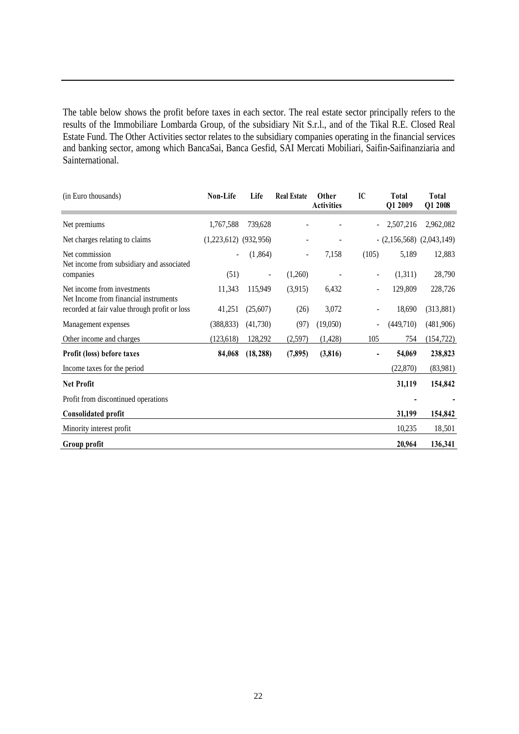The table below shows the profit before taxes in each sector. The real estate sector principally refers to the results of the Immobiliare Lombarda Group, of the subsidiary Nit S.r.l., and of the Tikal R.E. Closed Real Estate Fund. The Other Activities sector relates to the subsidiary companies operating in the financial services and banking sector, among which BancaSai, Banca Gesfid, SAI Mercati Mobiliari, Saifin-Saifinanziaria and Sainternational.

| (in Euro thousands) | Non-Life | Life | Real Estate | Other Activities | IC | Total Q1 2009 | Total Q1 2008 |
|---|---|---|---|---|---|---|---|
| Net premiums | 1,767,588 | 739,628 | - | - | - | 2,507,216 | 2,962,082 |
| Net charges relating to claims | (1,223,612) | (932,956) | - | - | - | (2,156,568) | (2,043,149) |
| Net commission | - | (1,864) | - | 7,158 | (105) | 5,189 | 12,883 |
| Net income from subsidiary and associated companies | (51) | - | (1,260) | - | - | (1,311) | 28,790 |
| Net income from investments | 11,343 | 115,949 | (3,915) | 6,432 | - | 129,809 | 228,726 |
| Net Income from financial instruments recorded at fair value through profit or loss | 41,251 | (25,607) | (26) | 3,072 | - | 18,690 | (313,881) |
| Management expenses | (388,833) | (41,730) | (97) | (19,050) | - | (449,710) | (481,906) |
| Other income and charges | (123,618) | 128,292 | (2,597) | (1,428) | 105 | 754 | (154,722) |
| **Profit (loss) before taxes** | **84,068** | **(18,288)** | **(7,895)** | **(3,816)** | **-** | **54,069** | **238,823** |
| Income taxes for the period | | | | | | (22,870) | (83,981) |
| **Net Profit** | | | | | | **31,119** | **154,842** |
| Profit from discontinued operations | | | | | | **-** | **-** |
| **Consolidated profit** | | | | | | **31,199** | **154,842** |
| Minority interest profit | | | | | | 10,235 | 18,501 |
| **Group profit** | | | | | | **20,964** | **136,341** |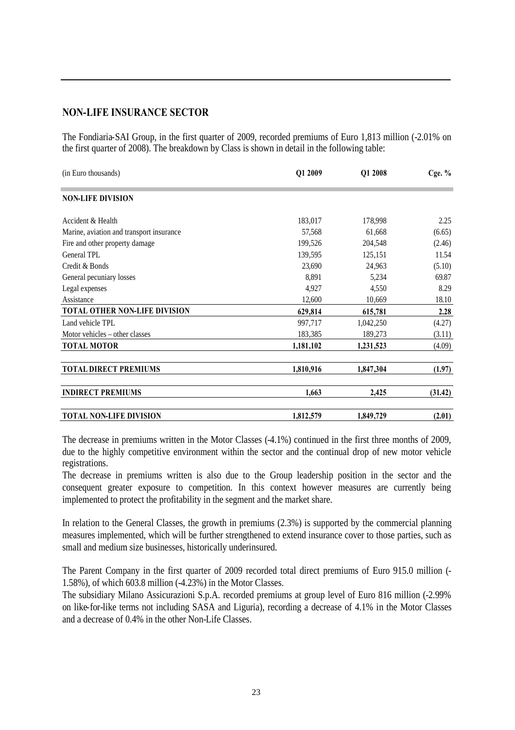## NON-LIFE INSURANCE SECTOR

The Fondiaria-SAI Group, in the first quarter of 2009, recorded premiums of Euro 1,813 million (-2.01% on the first quarter of 2008). The breakdown by Class is shown in detail in the following table:

| (in Euro thousands) | Q1 2009 | Q1 2008 | Cge. % |
|---|---|---|---|
| **NON-LIFE DIVISION** | | | |
| Accident & Health | 183,017 | 178,998 | 2.25 |
| Marine, aviation and transport insurance | 57,568 | 61,668 | (6.65) |
| Fire and other property damage | 199,526 | 204,548 | (2.46) |
| General TPL | 139,595 | 125,151 | 11.54 |
| Credit & Bonds | 23,690 | 24,963 | (5.10) |
| General pecuniary losses | 8,891 | 5,234 | 69.87 |
| Legal expenses | 4,927 | 4,550 | 8.29 |
| Assistance | 12,600 | 10,669 | 18.10 |
| **TOTAL OTHER NON-LIFE DIVISION** | **629,814** | **615,781** | **2.28** |
| Land vehicle TPL | 997,717 | 1,042,250 | (4.27) |
| Motor vehicles – other classes | 183,385 | 189,273 | (3.11) |
| **TOTAL MOTOR** | **1,181,102** | **1,231,523** | (4.09) |
| **TOTAL DIRECT PREMIUMS** | **1,810,916** | **1,847,304** | **(1.97)** |
| **INDIRECT PREMIUMS** | **1,663** | **2,425** | **(31.42)** |
| **TOTAL NON-LIFE DIVISION** | **1,812,579** | **1,849,729** | **(2.01)** |

The decrease in premiums written in the Motor Classes (-4.1%) continued in the first three months of 2009, due to the highly competitive environment within the sector and the continual drop of new motor vehicle registrations.
The decrease in premiums written is also due to the Group leadership position in the sector and the consequent greater exposure to competition. In this context however measures are currently being implemented to protect the profitability in the segment and the market share.

In relation to the General Classes, the growth in premiums (2.3%) is supported by the commercial planning measures implemented, which will be further strengthened to extend insurance cover to those parties, such as small and medium size businesses, historically underinsured.

The Parent Company in the first quarter of 2009 recorded total direct premiums of Euro 915.0 million (-1.58%), of which 603.8 million (-4.23%) in the Motor Classes.
The subsidiary Milano Assicurazioni S.p.A. recorded premiums at group level of Euro 816 million (-2.99% on like-for-like terms not including SASA and Liguria), recording a decrease of 4.1% in the Motor Classes and a decrease of 0.4% in the other Non-Life Classes.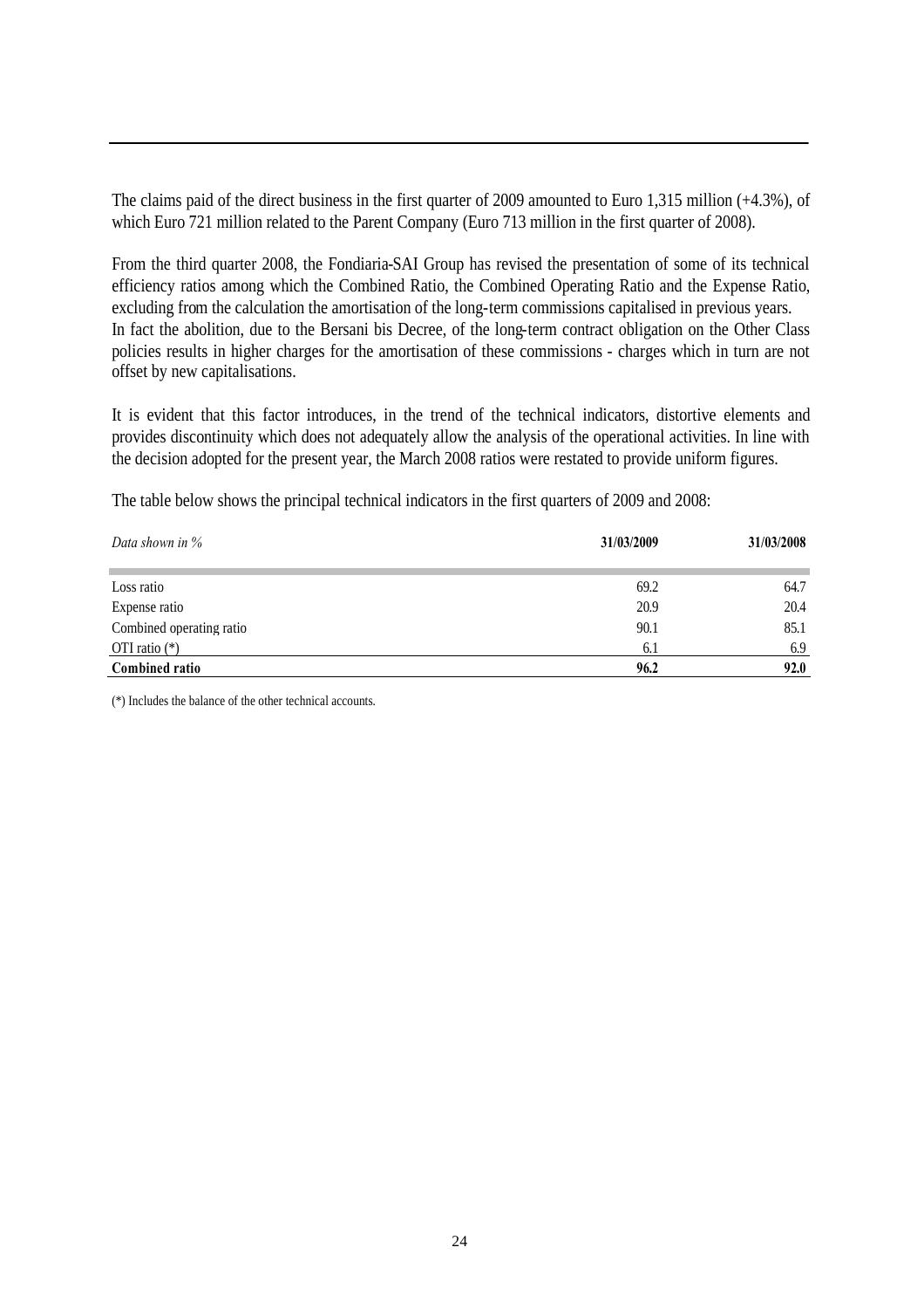The claims paid of the direct business in the first quarter of 2009 amounted to Euro 1,315 million (+4.3%), of which Euro 721 million related to the Parent Company (Euro 713 million in the first quarter of 2008).

From the third quarter 2008, the Fondiaria-SAI Group has revised the presentation of some of its technical efficiency ratios among which the Combined Ratio, the Combined Operating Ratio and the Expense Ratio, excluding from the calculation the amortisation of the long-term commissions capitalised in previous years.
In fact the abolition, due to the Bersani bis Decree, of the long-term contract obligation on the Other Class policies results in higher charges for the amortisation of these commissions - charges which in turn are not offset by new capitalisations.

It is evident that this factor introduces, in the trend of the technical indicators, distortive elements and provides discontinuity which does not adequately allow the analysis of the operational activities. In line with the decision adopted for the present year, the March 2008 ratios were restated to provide uniform figures.

The table below shows the principal technical indicators in the first quarters of 2009 and 2008:

| *Data shown in %* | **31/03/2009** | **31/03/2008** |
|---|---|---|
| Loss ratio | 69.2 | 64.7 |
| Expense ratio | 20.9 | 20.4 |
| Combined operating ratio | 90.1 | 85.1 |
| OTI ratio (*) | 6.1 | 6.9 |
| **Combined ratio** | **96.2** | **92.0** |

(*) Includes the balance of the other technical accounts.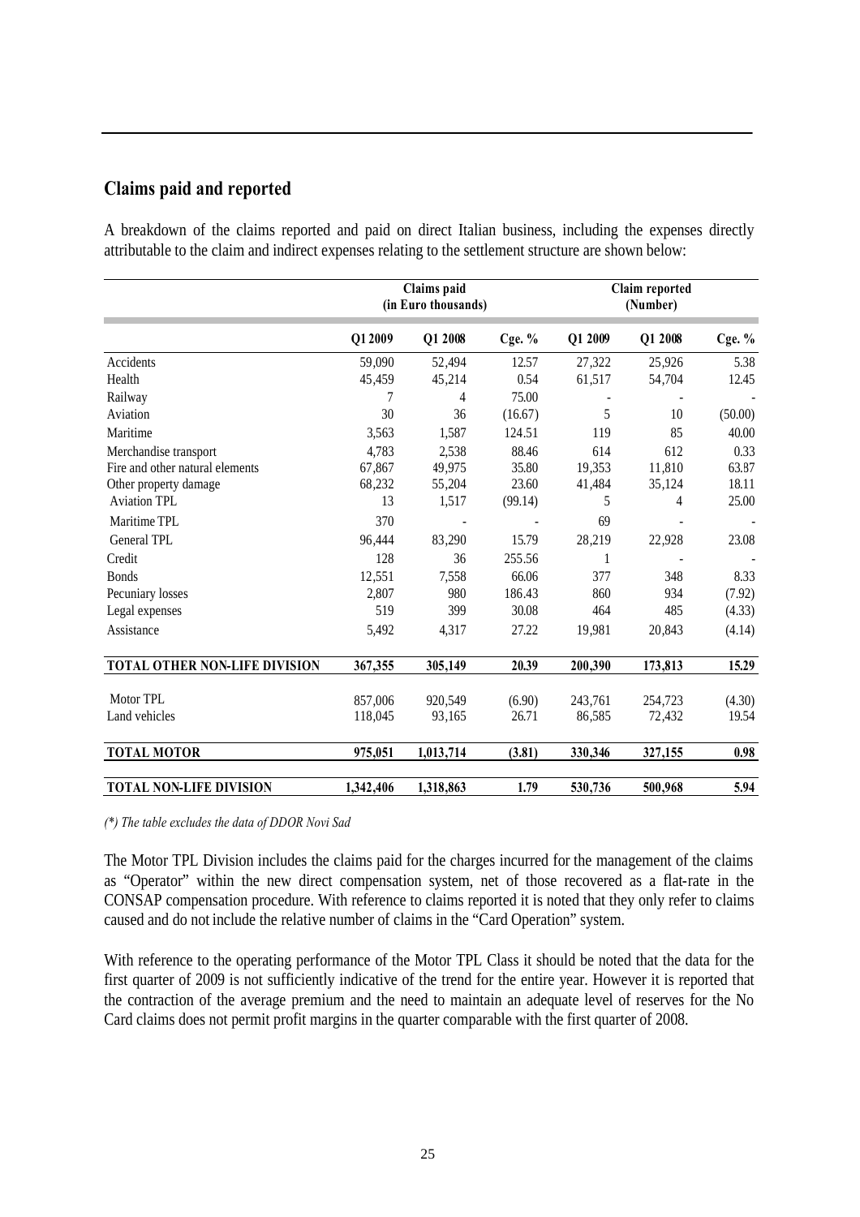## Claims paid and reported

A breakdown of the claims reported and paid on direct Italian business, including the expenses directly attributable to the claim and indirect expenses relating to the settlement structure are shown below:

| | Claims paid (in Euro thousands) | | | Claim reported (Number) | | |
|---|---|---|---|---|---|---|
| | Q1 2009 | Q1 2008 | Cge. % | Q1 2009 | Q1 2008 | Cge. % |
| Accidents | 59,090 | 52,494 | 12.57 | 27,322 | 25,926 | 5.38 |
| Health | 45,459 | 45,214 | 0.54 | 61,517 | 54,704 | 12.45 |
| Railway | 7 | 4 | 75.00 | - | - | - |
| Aviation | 30 | 36 | (16.67) | 5 | 10 | (50.00) |
| Maritime | 3,563 | 1,587 | 124.51 | 119 | 85 | 40.00 |
| Merchandise transport | 4,783 | 2,538 | 88.46 | 614 | 612 | 0.33 |
| Fire and other natural elements | 67,867 | 49,975 | 35.80 | 19,353 | 11,810 | 63.87 |
| Other property damage | 68,232 | 55,204 | 23.60 | 41,484 | 35,124 | 18.11 |
| Aviation TPL | 13 | 1,517 | (99.14) | 5 | 4 | 25.00 |
| Maritime TPL | 370 | - | - | 69 | - | - |
| General TPL | 96,444 | 83,290 | 15.79 | 28,219 | 22,928 | 23.08 |
| Credit | 128 | 36 | 255.56 | 1 | - | - |
| Bonds | 12,551 | 7,558 | 66.06 | 377 | 348 | 8.33 |
| Pecuniary losses | 2,807 | 980 | 186.43 | 860 | 934 | (7.92) |
| Legal expenses | 519 | 399 | 30.08 | 464 | 485 | (4.33) |
| Assistance | 5,492 | 4,317 | 27.22 | 19,981 | 20,843 | (4.14) |
| **TOTAL OTHER NON-LIFE DIVISION** | **367,355** | **305,149** | **20.39** | **200,390** | **173,813** | **15.29** |
| Motor TPL | 857,006 | 920,549 | (6.90) | 243,761 | 254,723 | (4.30) |
| Land vehicles | 118,045 | 93,165 | 26.71 | 86,585 | 72,432 | 19.54 |
| **TOTAL MOTOR** | **975,051** | **1,013,714** | **(3.81)** | **330,346** | **327,155** | **0.98** |
| **TOTAL NON-LIFE DIVISION** | **1,342,406** | **1,318,863** | **1.79** | **530,736** | **500,968** | **5.94** |

*(\*) The table excludes the data of DDOR Novi Sad*

The Motor TPL Division includes the claims paid for the charges incurred for the management of the claims as "Operator" within the new direct compensation system, net of those recovered as a flat-rate in the CONSAP compensation procedure. With reference to claims reported it is noted that they only refer to claims caused and do not include the relative number of claims in the "Card Operation" system.

With reference to the operating performance of the Motor TPL Class it should be noted that the data for the first quarter of 2009 is not sufficiently indicative of the trend for the entire year. However it is reported that the contraction of the average premium and the need to maintain an adequate level of reserves for the No Card claims does not permit profit margins in the quarter comparable with the first quarter of 2008.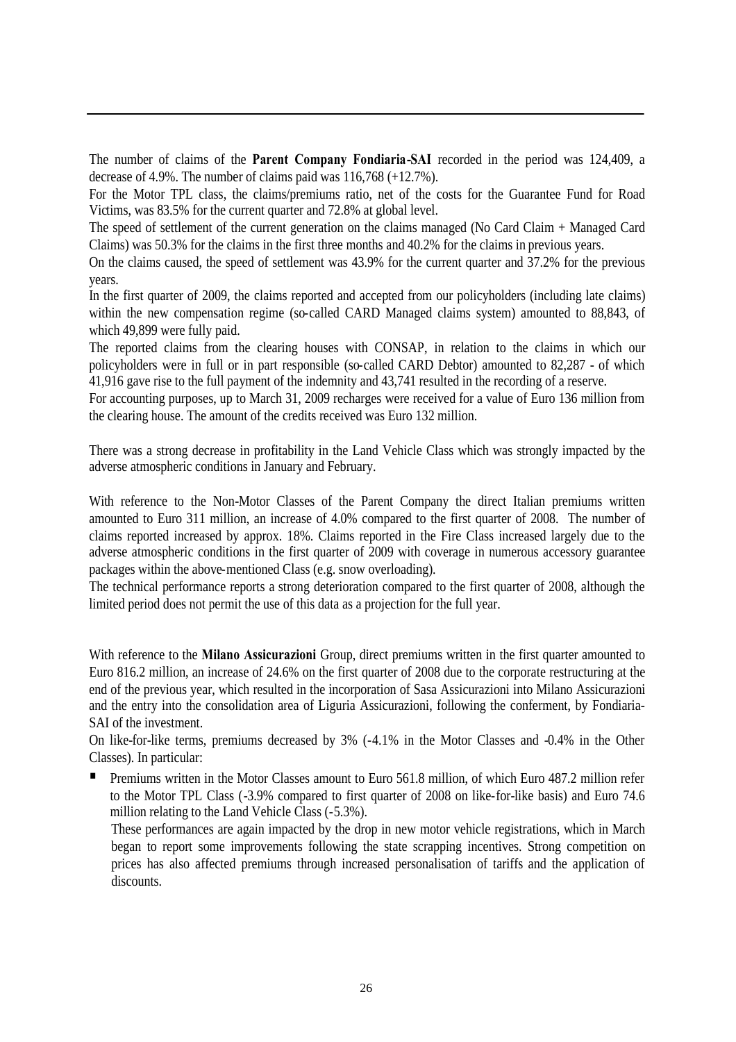The number of claims of the **Parent Company Fondiaria-SAI** recorded in the period was 124,409, a decrease of 4.9%. The number of claims paid was 116,768 (+12.7%).

For the Motor TPL class, the claims/premiums ratio, net of the costs for the Guarantee Fund for Road Victims, was 83.5% for the current quarter and 72.8% at global level.

The speed of settlement of the current generation on the claims managed (No Card Claim + Managed Card Claims) was 50.3% for the claims in the first three months and 40.2% for the claims in previous years.

On the claims caused, the speed of settlement was 43.9% for the current quarter and 37.2% for the previous years.

In the first quarter of 2009, the claims reported and accepted from our policyholders (including late claims) within the new compensation regime (so-called CARD Managed claims system) amounted to 88,843, of which 49,899 were fully paid.

The reported claims from the clearing houses with CONSAP, in relation to the claims in which our policyholders were in full or in part responsible (so-called CARD Debtor) amounted to 82,287 - of which 41,916 gave rise to the full payment of the indemnity and 43,741 resulted in the recording of a reserve.

For accounting purposes, up to March 31, 2009 recharges were received for a value of Euro 136 million from the clearing house. The amount of the credits received was Euro 132 million.

There was a strong decrease in profitability in the Land Vehicle Class which was strongly impacted by the adverse atmospheric conditions in January and February.

With reference to the Non-Motor Classes of the Parent Company the direct Italian premiums written amounted to Euro 311 million, an increase of 4.0% compared to the first quarter of 2008. The number of claims reported increased by approx. 18%. Claims reported in the Fire Class increased largely due to the adverse atmospheric conditions in the first quarter of 2009 with coverage in numerous accessory guarantee packages within the above-mentioned Class (e.g. snow overloading).

The technical performance reports a strong deterioration compared to the first quarter of 2008, although the limited period does not permit the use of this data as a projection for the full year.

With reference to the **Milano Assicurazioni** Group, direct premiums written in the first quarter amounted to Euro 816.2 million, an increase of 24.6% on the first quarter of 2008 due to the corporate restructuring at the end of the previous year, which resulted in the incorporation of Sasa Assicurazioni into Milano Assicurazioni and the entry into the consolidation area of Liguria Assicurazioni, following the conferment, by Fondiaria-SAI of the investment.

On like-for-like terms, premiums decreased by 3% (-4.1% in the Motor Classes and -0.4% in the Other Classes). In particular:

- Premiums written in the Motor Classes amount to Euro 561.8 million, of which Euro 487.2 million refer to the Motor TPL Class (-3.9% compared to first quarter of 2008 on like-for-like basis) and Euro 74.6 million relating to the Land Vehicle Class (-5.3%).

  These performances are again impacted by the drop in new motor vehicle registrations, which in March began to report some improvements following the state scrapping incentives. Strong competition on prices has also affected premiums through increased personalisation of tariffs and the application of discounts.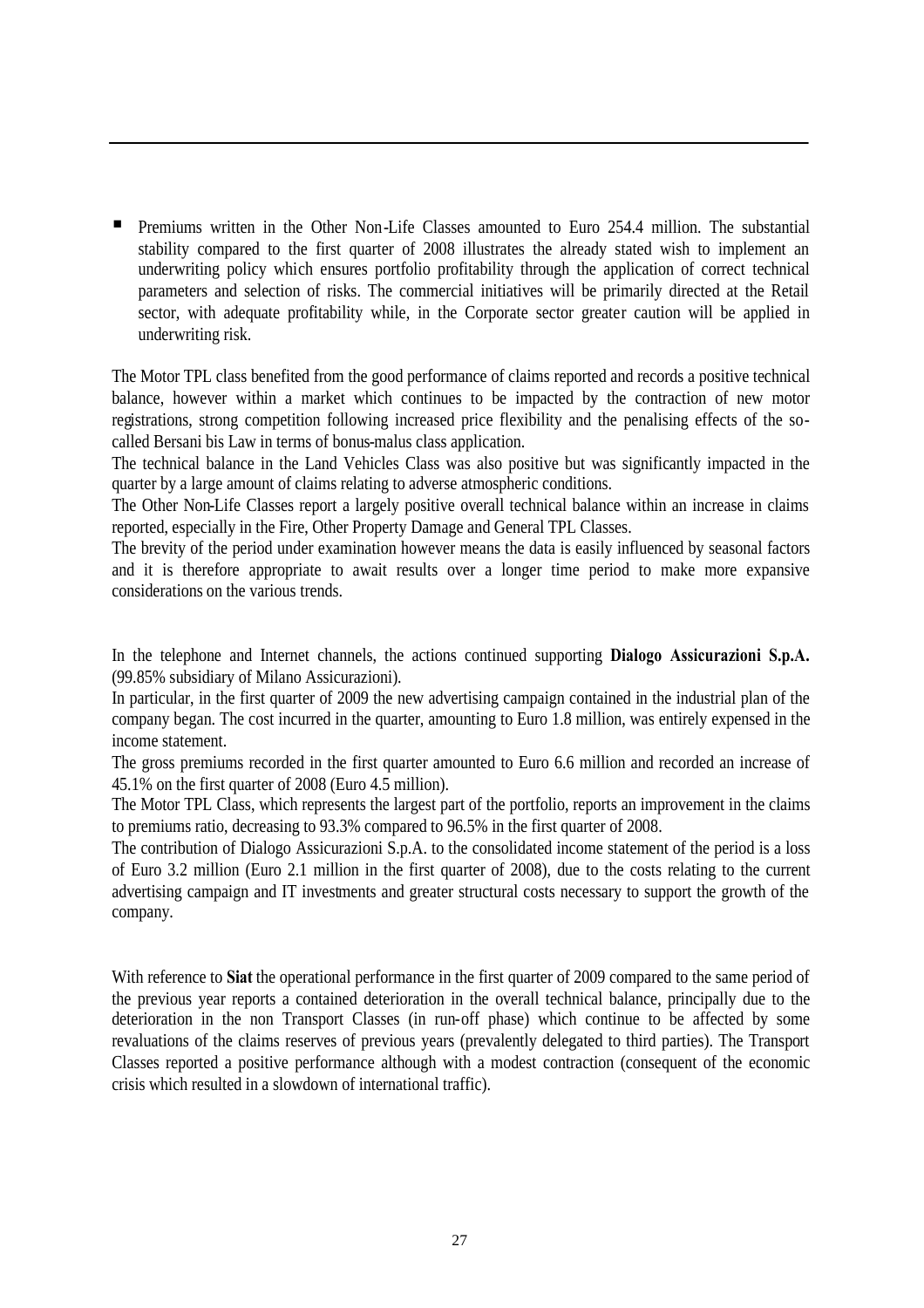- Premiums written in the Other Non-Life Classes amounted to Euro 254.4 million. The substantial stability compared to the first quarter of 2008 illustrates the already stated wish to implement an underwriting policy which ensures portfolio profitability through the application of correct technical parameters and selection of risks. The commercial initiatives will be primarily directed at the Retail sector, with adequate profitability while, in the Corporate sector greater caution will be applied in underwriting risk.

The Motor TPL class benefited from the good performance of claims reported and records a positive technical balance, however within a market which continues to be impacted by the contraction of new motor registrations, strong competition following increased price flexibility and the penalising effects of the so-called Bersani bis Law in terms of bonus-malus class application.
The technical balance in the Land Vehicles Class was also positive but was significantly impacted in the quarter by a large amount of claims relating to adverse atmospheric conditions.
The Other Non-Life Classes report a largely positive overall technical balance within an increase in claims reported, especially in the Fire, Other Property Damage and General TPL Classes.
The brevity of the period under examination however means the data is easily influenced by seasonal factors and it is therefore appropriate to await results over a longer time period to make more expansive considerations on the various trends.

In the telephone and Internet channels, the actions continued supporting **Dialogo Assicurazioni S.p.A.** (99.85% subsidiary of Milano Assicurazioni).
In particular, in the first quarter of 2009 the new advertising campaign contained in the industrial plan of the company began. The cost incurred in the quarter, amounting to Euro 1.8 million, was entirely expensed in the income statement.
The gross premiums recorded in the first quarter amounted to Euro 6.6 million and recorded an increase of 45.1% on the first quarter of 2008 (Euro 4.5 million).
The Motor TPL Class, which represents the largest part of the portfolio, reports an improvement in the claims to premiums ratio, decreasing to 93.3% compared to 96.5% in the first quarter of 2008.
The contribution of Dialogo Assicurazioni S.p.A. to the consolidated income statement of the period is a loss of Euro 3.2 million (Euro 2.1 million in the first quarter of 2008), due to the costs relating to the current advertising campaign and IT investments and greater structural costs necessary to support the growth of the company.

With reference to **Siat** the operational performance in the first quarter of 2009 compared to the same period of the previous year reports a contained deterioration in the overall technical balance, principally due to the deterioration in the non Transport Classes (in run-off phase) which continue to be affected by some revaluations of the claims reserves of previous years (prevalently delegated to third parties). The Transport Classes reported a positive performance although with a modest contraction (consequent of the economic crisis which resulted in a slowdown of international traffic).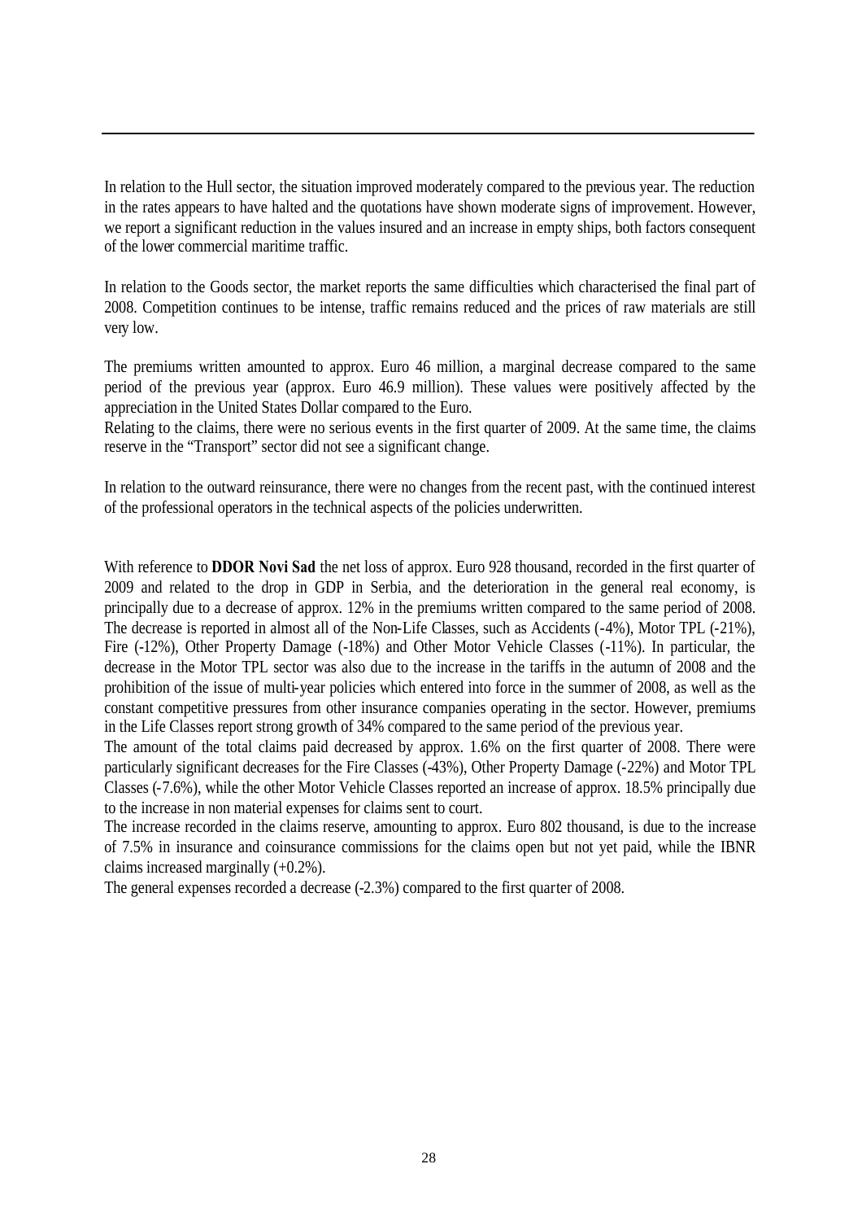In relation to the Hull sector, the situation improved moderately compared to the previous year. The reduction in the rates appears to have halted and the quotations have shown moderate signs of improvement. However, we report a significant reduction in the values insured and an increase in empty ships, both factors consequent of the lower commercial maritime traffic.

In relation to the Goods sector, the market reports the same difficulties which characterised the final part of 2008. Competition continues to be intense, traffic remains reduced and the prices of raw materials are still very low.

The premiums written amounted to approx. Euro 46 million, a marginal decrease compared to the same period of the previous year (approx. Euro 46.9 million). These values were positively affected by the appreciation in the United States Dollar compared to the Euro.
Relating to the claims, there were no serious events in the first quarter of 2009. At the same time, the claims reserve in the "Transport" sector did not see a significant change.

In relation to the outward reinsurance, there were no changes from the recent past, with the continued interest of the professional operators in the technical aspects of the policies underwritten.

With reference to **DDOR Novi Sad** the net loss of approx. Euro 928 thousand, recorded in the first quarter of 2009 and related to the drop in GDP in Serbia, and the deterioration in the general real economy, is principally due to a decrease of approx. 12% in the premiums written compared to the same period of 2008. The decrease is reported in almost all of the Non-Life Classes, such as Accidents (-4%), Motor TPL (-21%), Fire (-12%), Other Property Damage (-18%) and Other Motor Vehicle Classes (-11%). In particular, the decrease in the Motor TPL sector was also due to the increase in the tariffs in the autumn of 2008 and the prohibition of the issue of multi-year policies which entered into force in the summer of 2008, as well as the constant competitive pressures from other insurance companies operating in the sector. However, premiums in the Life Classes report strong growth of 34% compared to the same period of the previous year.
The amount of the total claims paid decreased by approx. 1.6% on the first quarter of 2008. There were particularly significant decreases for the Fire Classes (-43%), Other Property Damage (-22%) and Motor TPL Classes (-7.6%), while the other Motor Vehicle Classes reported an increase of approx. 18.5% principally due to the increase in non material expenses for claims sent to court.
The increase recorded in the claims reserve, amounting to approx. Euro 802 thousand, is due to the increase of 7.5% in insurance and coinsurance commissions for the claims open but not yet paid, while the IBNR claims increased marginally (+0.2%).
The general expenses recorded a decrease (-2.3%) compared to the first quarter of 2008.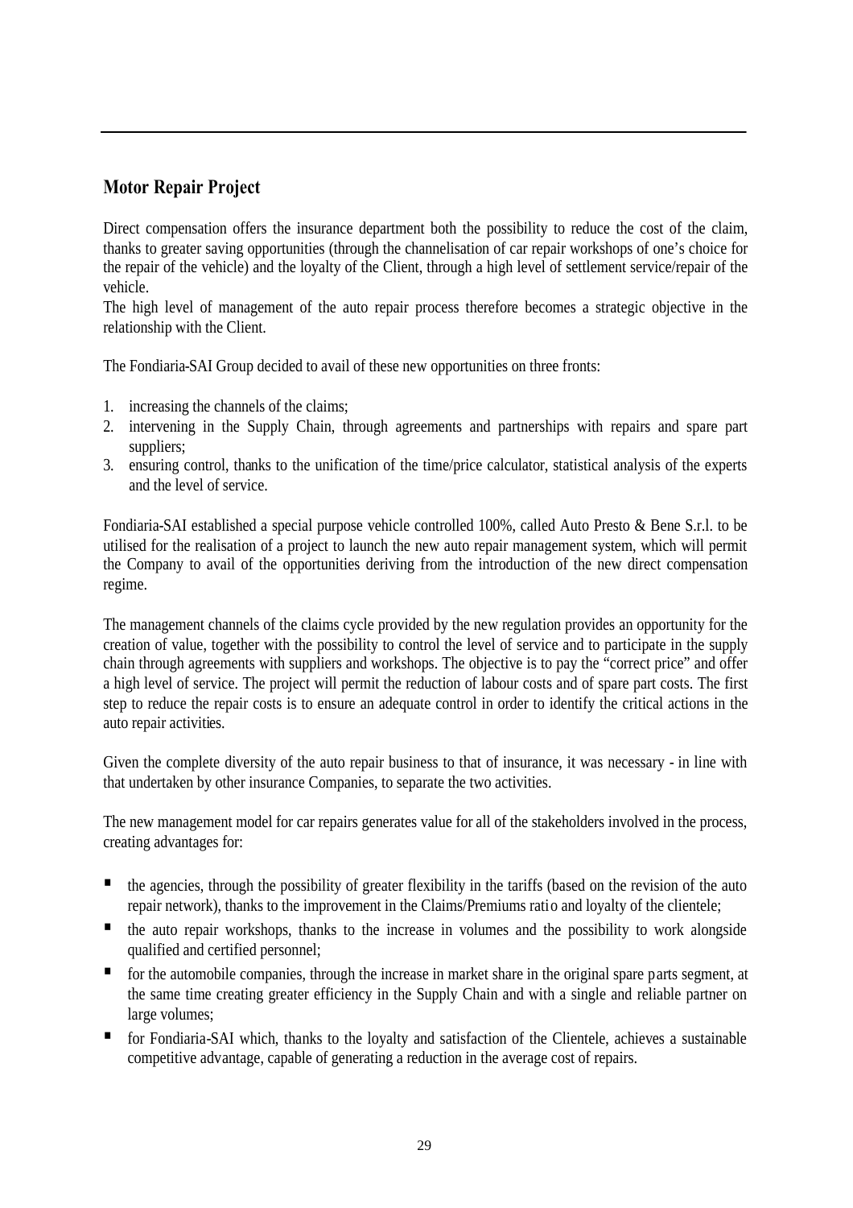## Motor Repair Project

Direct compensation offers the insurance department both the possibility to reduce the cost of the claim, thanks to greater saving opportunities (through the channelisation of car repair workshops of one's choice for the repair of the vehicle) and the loyalty of the Client, through a high level of settlement service/repair of the vehicle.
The high level of management of the auto repair process therefore becomes a strategic objective in the relationship with the Client.

The Fondiaria-SAI Group decided to avail of these new opportunities on three fronts:

1. increasing the channels of the claims;
2. intervening in the Supply Chain, through agreements and partnerships with repairs and spare part suppliers;
3. ensuring control, thanks to the unification of the time/price calculator, statistical analysis of the experts and the level of service.

Fondiaria-SAI established a special purpose vehicle controlled 100%, called Auto Presto & Bene S.r.l. to be utilised for the realisation of a project to launch the new auto repair management system, which will permit the Company to avail of the opportunities deriving from the introduction of the new direct compensation regime.

The management channels of the claims cycle provided by the new regulation provides an opportunity for the creation of value, together with the possibility to control the level of service and to participate in the supply chain through agreements with suppliers and workshops. The objective is to pay the "correct price" and offer a high level of service. The project will permit the reduction of labour costs and of spare part costs. The first step to reduce the repair costs is to ensure an adequate control in order to identify the critical actions in the auto repair activities.

Given the complete diversity of the auto repair business to that of insurance, it was necessary - in line with that undertaken by other insurance Companies, to separate the two activities.

The new management model for car repairs generates value for all of the stakeholders involved in the process, creating advantages for:

- the agencies, through the possibility of greater flexibility in the tariffs (based on the revision of the auto repair network), thanks to the improvement in the Claims/Premiums ratio and loyalty of the clientele;
- the auto repair workshops, thanks to the increase in volumes and the possibility to work alongside qualified and certified personnel;
- for the automobile companies, through the increase in market share in the original spare parts segment, at the same time creating greater efficiency in the Supply Chain and with a single and reliable partner on large volumes;
- for Fondiaria-SAI which, thanks to the loyalty and satisfaction of the Clientele, achieves a sustainable competitive advantage, capable of generating a reduction in the average cost of repairs.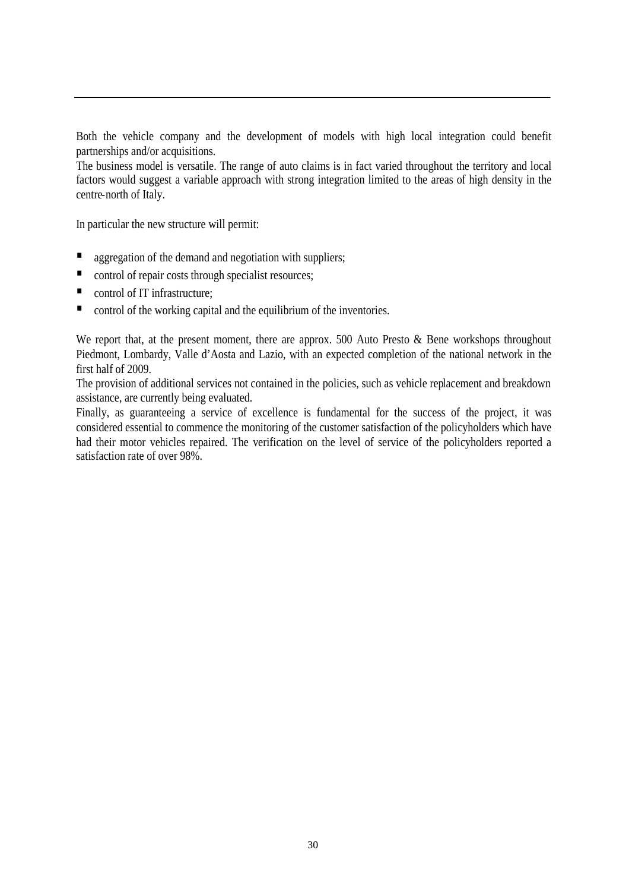Both the vehicle company and the development of models with high local integration could benefit partnerships and/or acquisitions.
The business model is versatile. The range of auto claims is in fact varied throughout the territory and local factors would suggest a variable approach with strong integration limited to the areas of high density in the centre-north of Italy.

In particular the new structure will permit:

- aggregation of the demand and negotiation with suppliers;
- control of repair costs through specialist resources;
- control of IT infrastructure;
- control of the working capital and the equilibrium of the inventories.

We report that, at the present moment, there are approx. 500 Auto Presto & Bene workshops throughout Piedmont, Lombardy, Valle d'Aosta and Lazio, with an expected completion of the national network in the first half of 2009.
The provision of additional services not contained in the policies, such as vehicle replacement and breakdown assistance, are currently being evaluated.
Finally, as guaranteeing a service of excellence is fundamental for the success of the project, it was considered essential to commence the monitoring of the customer satisfaction of the policyholders which have had their motor vehicles repaired. The verification on the level of service of the policyholders reported a satisfaction rate of over 98%.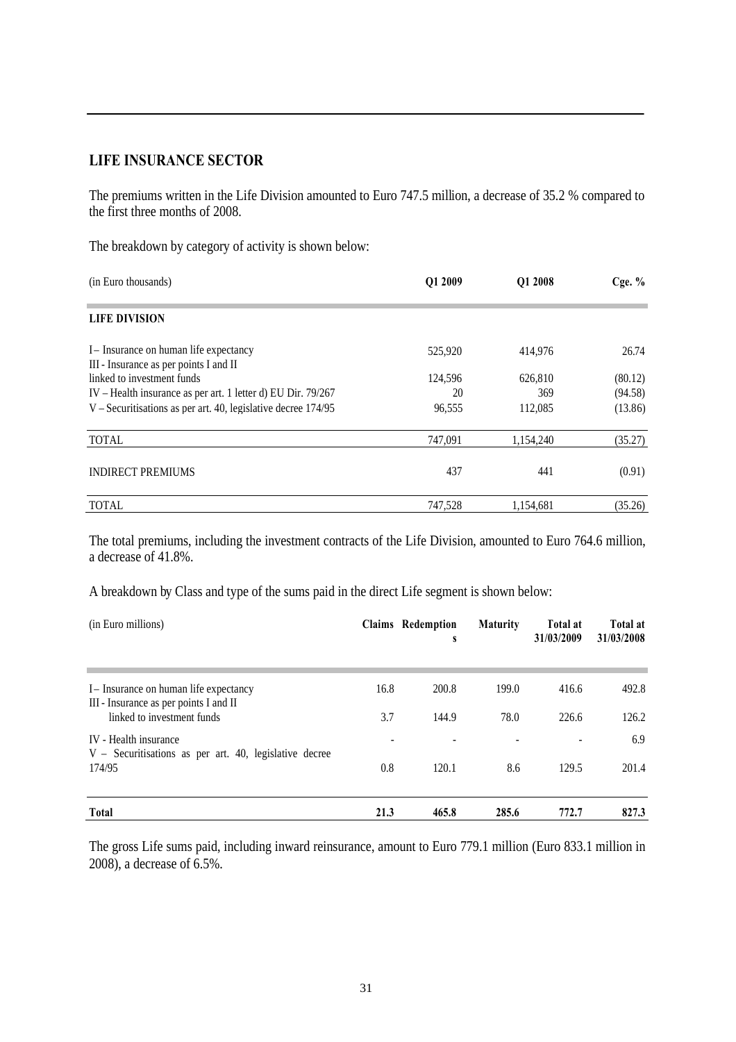## LIFE INSURANCE SECTOR

The premiums written in the Life Division amounted to Euro 747.5 million, a decrease of 35.2 % compared to the first three months of 2008.

The breakdown by category of activity is shown below:

| (in Euro thousands) | Q1 2009 | Q1 2008 | Cge. % |
|---|---|---|---|
| **LIFE DIVISION** | | | |
| I – Insurance on human life expectancy | 525,920 | 414,976 | 26.74 |
| III - Insurance as per points I and II linked to investment funds | 124,596 | 626,810 | (80.12) |
| IV – Health insurance as per art. 1 letter d) EU Dir. 79/267 | 20 | 369 | (94.58) |
| V – Securitisations as per art. 40, legislative decree 174/95 | 96,555 | 112,085 | (13.86) |
| TOTAL | 747,091 | 1,154,240 | (35.27) |
| INDIRECT PREMIUMS | 437 | 441 | (0.91) |
| TOTAL | 747,528 | 1,154,681 | (35.26) |

The total premiums, including the investment contracts of the Life Division, amounted to Euro 764.6 million, a decrease of 41.8%.

A breakdown by Class and type of the sums paid in the direct Life segment is shown below:

| (in Euro millions) | Claims | Redemptions | Maturity | Total at 31/03/2009 | Total at 31/03/2008 |
|---|---|---|---|---|---|
| I – Insurance on human life expectancy | 16.8 | 200.8 | 199.0 | 416.6 | 492.8 |
| III - Insurance as per points I and II linked to investment funds | 3.7 | 144.9 | 78.0 | 226.6 | 126.2 |
| IV - Health insurance | - | - | - | - | 6.9 |
| V – Securitisations as per art. 40, legislative decree 174/95 | 0.8 | 120.1 | 8.6 | 129.5 | 201.4 |
| **Total** | **21.3** | **465.8** | **285.6** | **772.7** | **827.3** |

The gross Life sums paid, including inward reinsurance, amount to Euro 779.1 million (Euro 833.1 million in 2008), a decrease of 6.5%.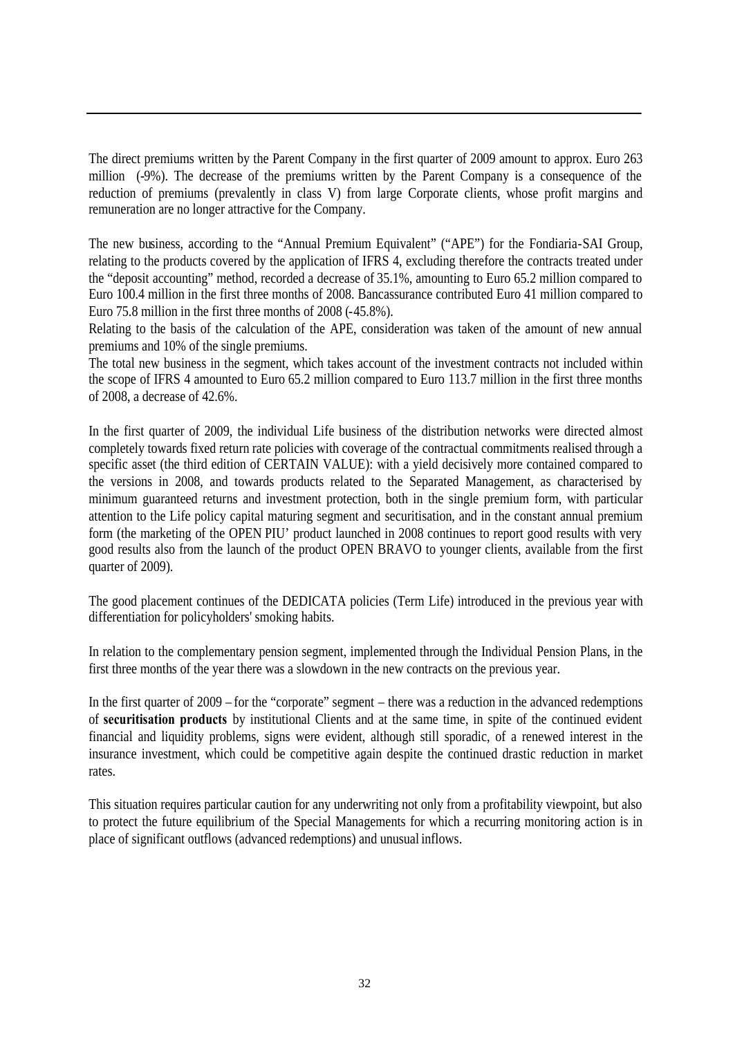The direct premiums written by the Parent Company in the first quarter of 2009 amount to approx. Euro 263 million (-9%). The decrease of the premiums written by the Parent Company is a consequence of the reduction of premiums (prevalently in class V) from large Corporate clients, whose profit margins and remuneration are no longer attractive for the Company.

The new business, according to the "Annual Premium Equivalent" ("APE") for the Fondiaria-SAI Group, relating to the products covered by the application of IFRS 4, excluding therefore the contracts treated under the "deposit accounting" method, recorded a decrease of 35.1%, amounting to Euro 65.2 million compared to Euro 100.4 million in the first three months of 2008. Bancassurance contributed Euro 41 million compared to Euro 75.8 million in the first three months of 2008 (-45.8%).

Relating to the basis of the calculation of the APE, consideration was taken of the amount of new annual premiums and 10% of the single premiums.

The total new business in the segment, which takes account of the investment contracts not included within the scope of IFRS 4 amounted to Euro 65.2 million compared to Euro 113.7 million in the first three months of 2008, a decrease of 42.6%.

In the first quarter of 2009, the individual Life business of the distribution networks were directed almost completely towards fixed return rate policies with coverage of the contractual commitments realised through a specific asset (the third edition of CERTAIN VALUE): with a yield decisively more contained compared to the versions in 2008, and towards products related to the Separated Management, as characterised by minimum guaranteed returns and investment protection, both in the single premium form, with particular attention to the Life policy capital maturing segment and securitisation, and in the constant annual premium form (the marketing of the OPEN PIU' product launched in 2008 continues to report good results with very good results also from the launch of the product OPEN BRAVO to younger clients, available from the first quarter of 2009).

The good placement continues of the DEDICATA policies (Term Life) introduced in the previous year with differentiation for policyholders' smoking habits.

In relation to the complementary pension segment, implemented through the Individual Pension Plans, in the first three months of the year there was a slowdown in the new contracts on the previous year.

In the first quarter of 2009 – for the "corporate" segment – there was a reduction in the advanced redemptions of **securitisation products** by institutional Clients and at the same time, in spite of the continued evident financial and liquidity problems, signs were evident, although still sporadic, of a renewed interest in the insurance investment, which could be competitive again despite the continued drastic reduction in market rates.

This situation requires particular caution for any underwriting not only from a profitability viewpoint, but also to protect the future equilibrium of the Special Managements for which a recurring monitoring action is in place of significant outflows (advanced redemptions) and unusual inflows.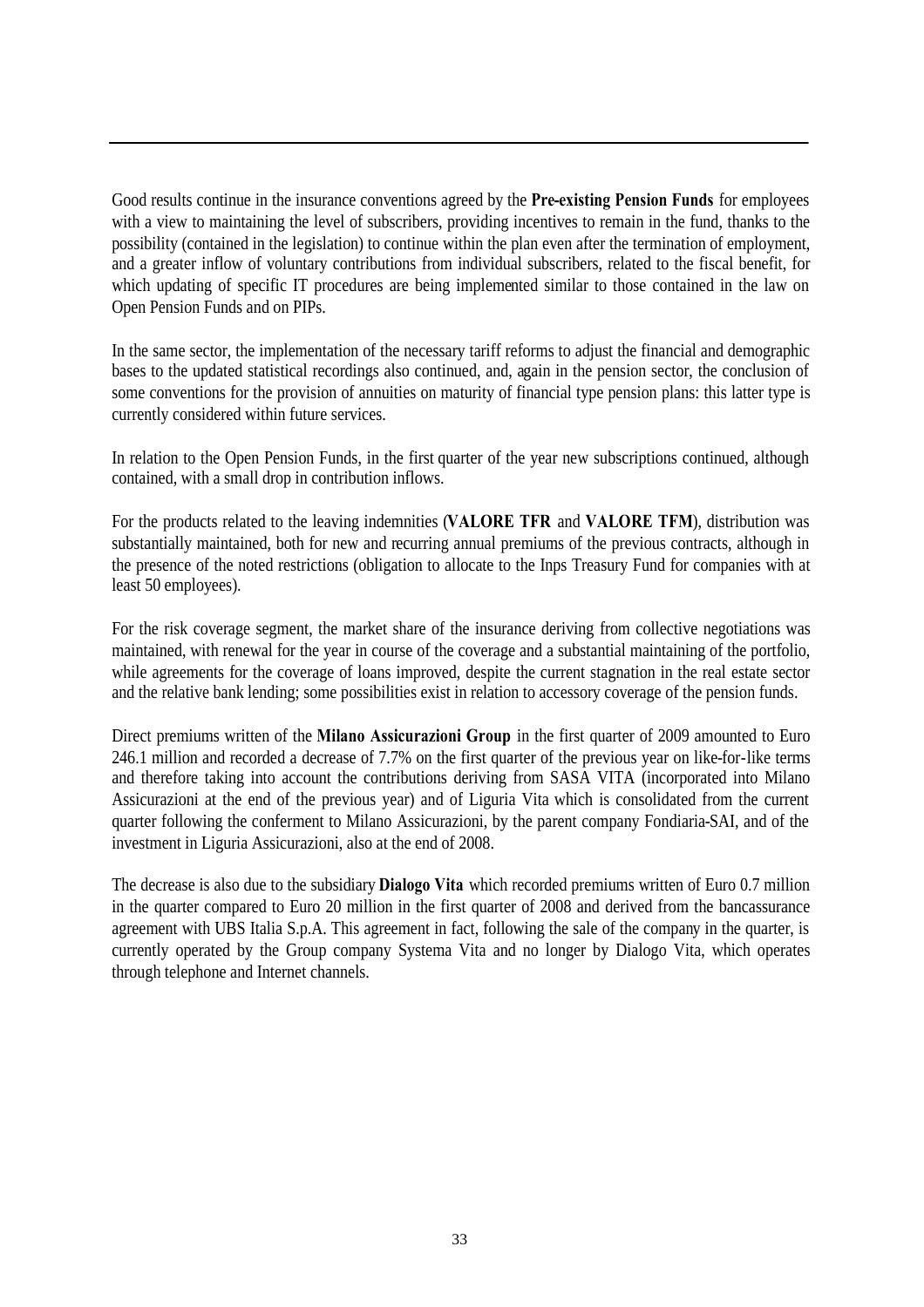Good results continue in the insurance conventions agreed by the **Pre-existing Pension Funds** for employees with a view to maintaining the level of subscribers, providing incentives to remain in the fund, thanks to the possibility (contained in the legislation) to continue within the plan even after the termination of employment, and a greater inflow of voluntary contributions from individual subscribers, related to the fiscal benefit, for which updating of specific IT procedures are being implemented similar to those contained in the law on Open Pension Funds and on PIPs.

In the same sector, the implementation of the necessary tariff reforms to adjust the financial and demographic bases to the updated statistical recordings also continued, and, again in the pension sector, the conclusion of some conventions for the provision of annuities on maturity of financial type pension plans: this latter type is currently considered within future services.

In relation to the Open Pension Funds, in the first quarter of the year new subscriptions continued, although contained, with a small drop in contribution inflows.

For the products related to the leaving indemnities (**VALORE TFR** and **VALORE TFM**), distribution was substantially maintained, both for new and recurring annual premiums of the previous contracts, although in the presence of the noted restrictions (obligation to allocate to the Inps Treasury Fund for companies with at least 50 employees).

For the risk coverage segment, the market share of the insurance deriving from collective negotiations was maintained, with renewal for the year in course of the coverage and a substantial maintaining of the portfolio, while agreements for the coverage of loans improved, despite the current stagnation in the real estate sector and the relative bank lending; some possibilities exist in relation to accessory coverage of the pension funds.

Direct premiums written of the **Milano Assicurazioni Group** in the first quarter of 2009 amounted to Euro 246.1 million and recorded a decrease of 7.7% on the first quarter of the previous year on like-for-like terms and therefore taking into account the contributions deriving from SASA VITA (incorporated into Milano Assicurazioni at the end of the previous year) and of Liguria Vita which is consolidated from the current quarter following the conferment to Milano Assicurazioni, by the parent company Fondiaria-SAI, and of the investment in Liguria Assicurazioni, also at the end of 2008.

The decrease is also due to the subsidiary **Dialogo Vita** which recorded premiums written of Euro 0.7 million in the quarter compared to Euro 20 million in the first quarter of 2008 and derived from the bancassurance agreement with UBS Italia S.p.A. This agreement in fact, following the sale of the company in the quarter, is currently operated by the Group company Systema Vita and no longer by Dialogo Vita, which operates through telephone and Internet channels.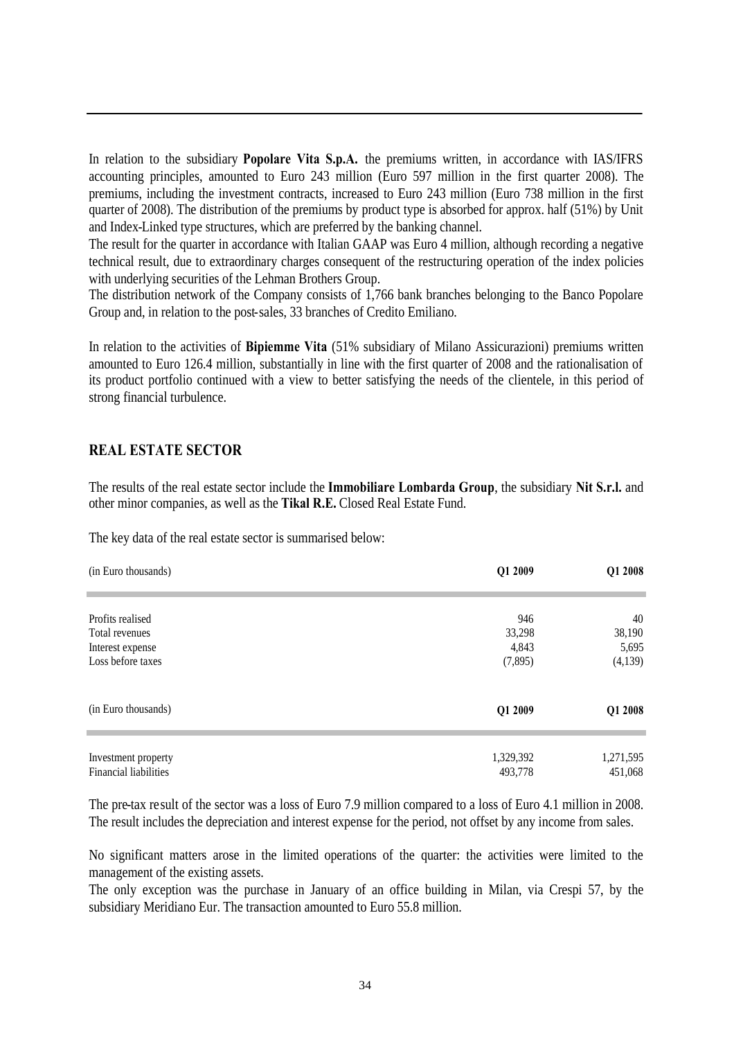In relation to the subsidiary **Popolare Vita S.p.A.** the premiums written, in accordance with IAS/IFRS accounting principles, amounted to Euro 243 million (Euro 597 million in the first quarter 2008). The premiums, including the investment contracts, increased to Euro 243 million (Euro 738 million in the first quarter of 2008). The distribution of the premiums by product type is absorbed for approx. half (51%) by Unit and Index-Linked type structures, which are preferred by the banking channel.

The result for the quarter in accordance with Italian GAAP was Euro 4 million, although recording a negative technical result, due to extraordinary charges consequent of the restructuring operation of the index policies with underlying securities of the Lehman Brothers Group.

The distribution network of the Company consists of 1,766 bank branches belonging to the Banco Popolare Group and, in relation to the post-sales, 33 branches of Credito Emiliano.

In relation to the activities of **Bipiemme Vita** (51% subsidiary of Milano Assicurazioni) premiums written amounted to Euro 126.4 million, substantially in line with the first quarter of 2008 and the rationalisation of its product portfolio continued with a view to better satisfying the needs of the clientele, in this period of strong financial turbulence.

## REAL ESTATE SECTOR

The results of the real estate sector include the **Immobiliare Lombarda Group**, the subsidiary **Nit S.r.l.** and other minor companies, as well as the **Tikal R.E.** Closed Real Estate Fund.

The key data of the real estate sector is summarised below:

| (in Euro thousands) | Q1 2009 | Q1 2008 |
|---|---|---|
| Profits realised | 946 | 40 |
| Total revenues | 33,298 | 38,190 |
| Interest expense | 4,843 | 5,695 |
| Loss before taxes | (7,895) | (4,139) |

| (in Euro thousands) | Q1 2009 | Q1 2008 |
|---|---|---|
| Investment property | 1,329,392 | 1,271,595 |
| Financial liabilities | 493,778 | 451,068 |

The pre-tax result of the sector was a loss of Euro 7.9 million compared to a loss of Euro 4.1 million in 2008. The result includes the depreciation and interest expense for the period, not offset by any income from sales.

No significant matters arose in the limited operations of the quarter: the activities were limited to the management of the existing assets.

The only exception was the purchase in January of an office building in Milan, via Crespi 57, by the subsidiary Meridiano Eur. The transaction amounted to Euro 55.8 million.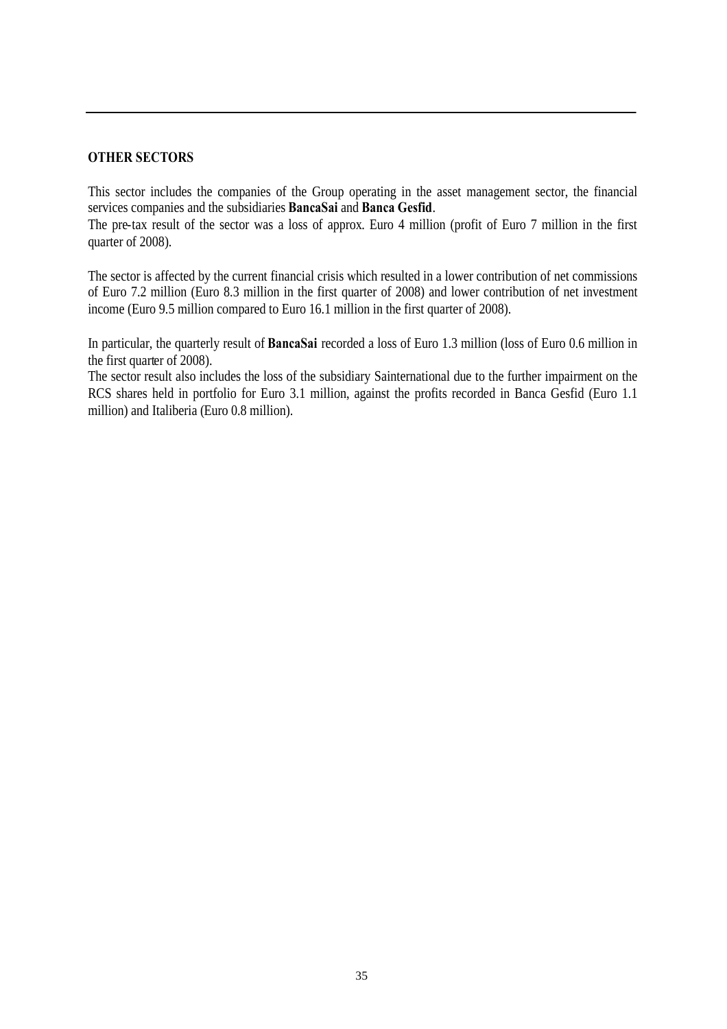## OTHER SECTORS

This sector includes the companies of the Group operating in the asset management sector, the financial services companies and the subsidiaries **BancaSai** and **Banca Gesfid**.
The pre-tax result of the sector was a loss of approx. Euro 4 million (profit of Euro 7 million in the first quarter of 2008).

The sector is affected by the current financial crisis which resulted in a lower contribution of net commissions of Euro 7.2 million (Euro 8.3 million in the first quarter of 2008) and lower contribution of net investment income (Euro 9.5 million compared to Euro 16.1 million in the first quarter of 2008).

In particular, the quarterly result of **BancaSai** recorded a loss of Euro 1.3 million (loss of Euro 0.6 million in the first quarter of 2008).
The sector result also includes the loss of the subsidiary Sainternational due to the further impairment on the RCS shares held in portfolio for Euro 3.1 million, against the profits recorded in Banca Gesfid (Euro 1.1 million) and Italiberia (Euro 0.8 million).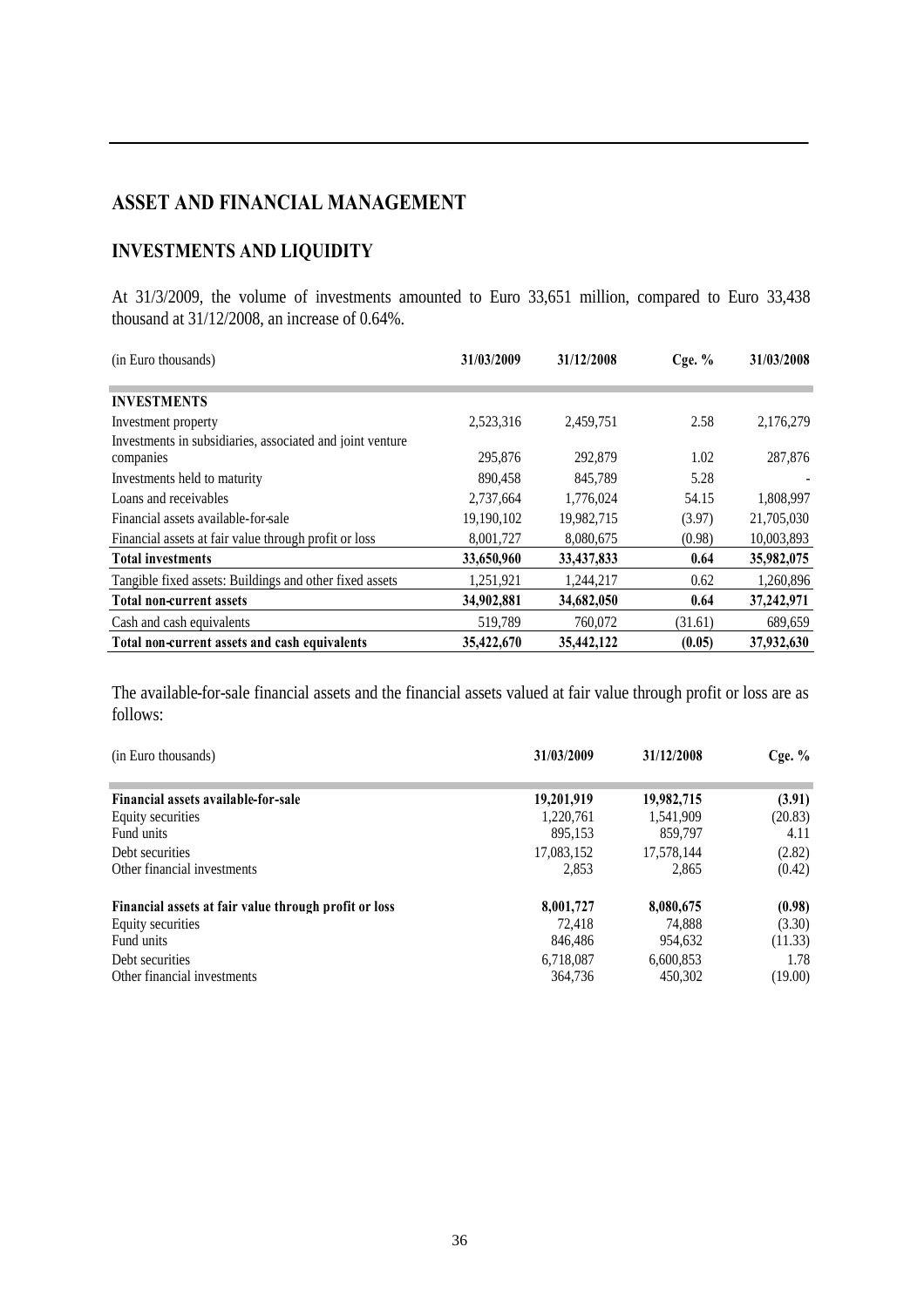# ASSET AND FINANCIAL MANAGEMENT

## INVESTMENTS AND LIQUIDITY

At 31/3/2009, the volume of investments amounted to Euro 33,651 million, compared to Euro 33,438 thousand at 31/12/2008, an increase of 0.64%.

| (in Euro thousands) | 31/03/2009 | 31/12/2008 | Cge. % | 31/03/2008 |
|---|---|---|---|---|
| **INVESTMENTS** | | | | |
| Investment property | 2,523,316 | 2,459,751 | 2.58 | 2,176,279 |
| Investments in subsidiaries, associated and joint venture companies | 295,876 | 292,879 | 1.02 | 287,876 |
| Investments held to maturity | 890,458 | 845,789 | 5.28 | - |
| Loans and receivables | 2,737,664 | 1,776,024 | 54.15 | 1,808,997 |
| Financial assets available-for-sale | 19,190,102 | 19,982,715 | (3.97) | 21,705,030 |
| Financial assets at fair value through profit or loss | 8,001,727 | 8,080,675 | (0.98) | 10,003,893 |
| **Total investments** | **33,650,960** | **33,437,833** | **0.64** | **35,982,075** |
| Tangible fixed assets: Buildings and other fixed assets | 1,251,921 | 1,244,217 | 0.62 | 1,260,896 |
| **Total non-current assets** | **34,902,881** | **34,682,050** | **0.64** | **37,242,971** |
| Cash and cash equivalents | 519,789 | 760,072 | (31.61) | 689,659 |
| **Total non-current assets and cash equivalents** | **35,422,670** | **35,442,122** | **(0.05)** | **37,932,630** |

The available-for-sale financial assets and the financial assets valued at fair value through profit or loss are as follows:

| (in Euro thousands) | 31/03/2009 | 31/12/2008 | Cge. % |
|---|---|---|---|
| **Financial assets available-for-sale** | **19,201,919** | **19,982,715** | **(3.91)** |
| Equity securities | 1,220,761 | 1,541,909 | (20.83) |
| Fund units | 895,153 | 859,797 | 4.11 |
| Debt securities | 17,083,152 | 17,578,144 | (2.82) |
| Other financial investments | 2,853 | 2,865 | (0.42) |
| **Financial assets at fair value through profit or loss** | **8,001,727** | **8,080,675** | **(0.98)** |
| Equity securities | 72,418 | 74,888 | (3.30) |
| Fund units | 846,486 | 954,632 | (11.33) |
| Debt securities | 6,718,087 | 6,600,853 | 1.78 |
| Other financial investments | 364,736 | 450,302 | (19.00) |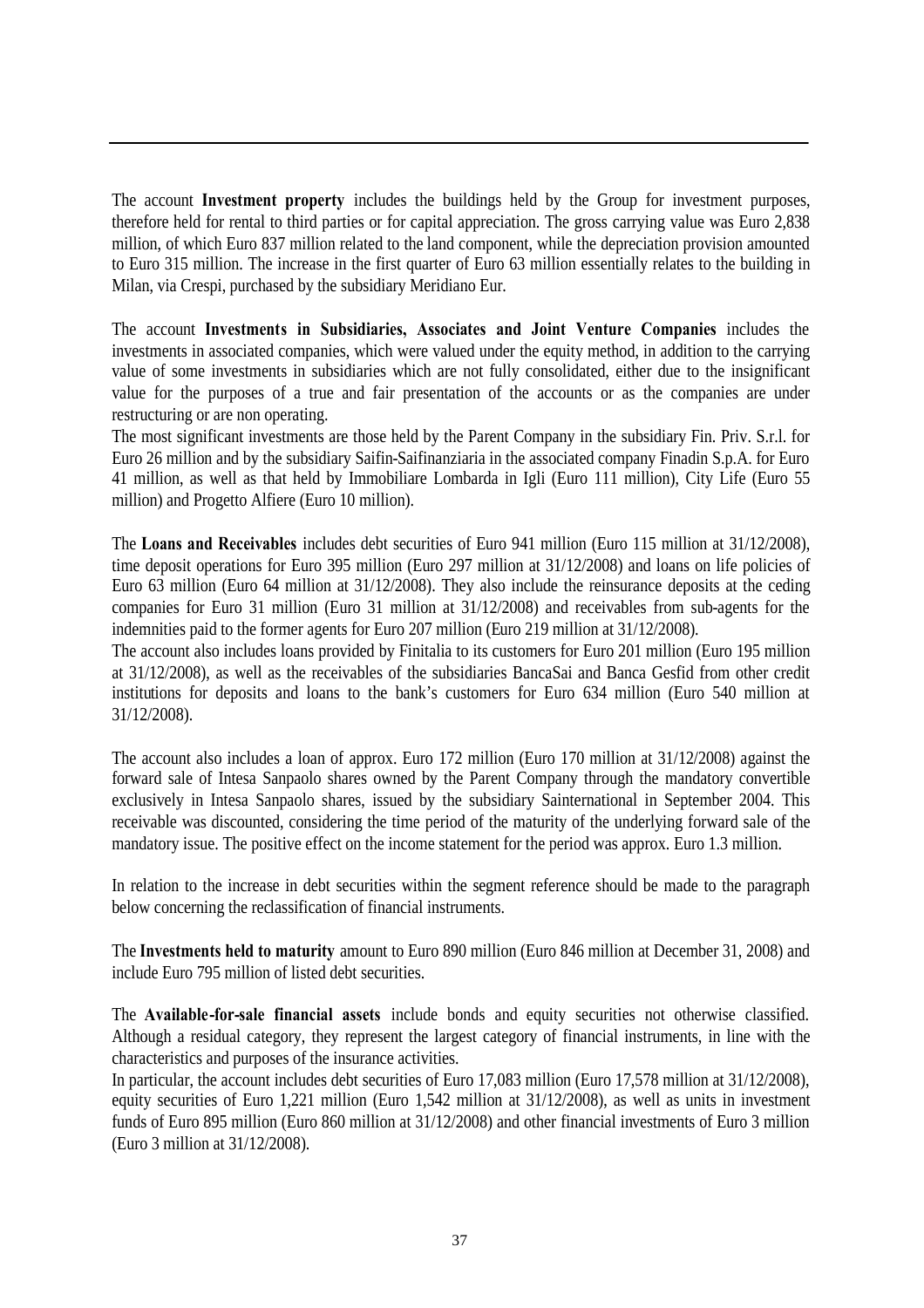The account **Investment property** includes the buildings held by the Group for investment purposes, therefore held for rental to third parties or for capital appreciation. The gross carrying value was Euro 2,838 million, of which Euro 837 million related to the land component, while the depreciation provision amounted to Euro 315 million. The increase in the first quarter of Euro 63 million essentially relates to the building in Milan, via Crespi, purchased by the subsidiary Meridiano Eur.

The account **Investments in Subsidiaries, Associates and Joint Venture Companies** includes the investments in associated companies, which were valued under the equity method, in addition to the carrying value of some investments in subsidiaries which are not fully consolidated, either due to the insignificant value for the purposes of a true and fair presentation of the accounts or as the companies are under restructuring or are non operating.

The most significant investments are those held by the Parent Company in the subsidiary Fin. Priv. S.r.l. for Euro 26 million and by the subsidiary Saifin-Saifinanziaria in the associated company Finadin S.p.A. for Euro 41 million, as well as that held by Immobiliare Lombarda in Igli (Euro 111 million), City Life (Euro 55 million) and Progetto Alfiere (Euro 10 million).

The **Loans and Receivables** includes debt securities of Euro 941 million (Euro 115 million at 31/12/2008), time deposit operations for Euro 395 million (Euro 297 million at 31/12/2008) and loans on life policies of Euro 63 million (Euro 64 million at 31/12/2008). They also include the reinsurance deposits at the ceding companies for Euro 31 million (Euro 31 million at 31/12/2008) and receivables from sub-agents for the indemnities paid to the former agents for Euro 207 million (Euro 219 million at 31/12/2008).

The account also includes loans provided by Finitalia to its customers for Euro 201 million (Euro 195 million at 31/12/2008), as well as the receivables of the subsidiaries BancaSai and Banca Gesfid from other credit institutions for deposits and loans to the bank's customers for Euro 634 million (Euro 540 million at 31/12/2008).

The account also includes a loan of approx. Euro 172 million (Euro 170 million at 31/12/2008) against the forward sale of Intesa Sanpaolo shares owned by the Parent Company through the mandatory convertible exclusively in Intesa Sanpaolo shares, issued by the subsidiary Sainternational in September 2004. This receivable was discounted, considering the time period of the maturity of the underlying forward sale of the mandatory issue. The positive effect on the income statement for the period was approx. Euro 1.3 million.

In relation to the increase in debt securities within the segment reference should be made to the paragraph below concerning the reclassification of financial instruments.

The **Investments held to maturity** amount to Euro 890 million (Euro 846 million at December 31, 2008) and include Euro 795 million of listed debt securities.

The **Available-for-sale financial assets** include bonds and equity securities not otherwise classified. Although a residual category, they represent the largest category of financial instruments, in line with the characteristics and purposes of the insurance activities.

In particular, the account includes debt securities of Euro 17,083 million (Euro 17,578 million at 31/12/2008), equity securities of Euro 1,221 million (Euro 1,542 million at 31/12/2008), as well as units in investment funds of Euro 895 million (Euro 860 million at 31/12/2008) and other financial investments of Euro 3 million (Euro 3 million at 31/12/2008).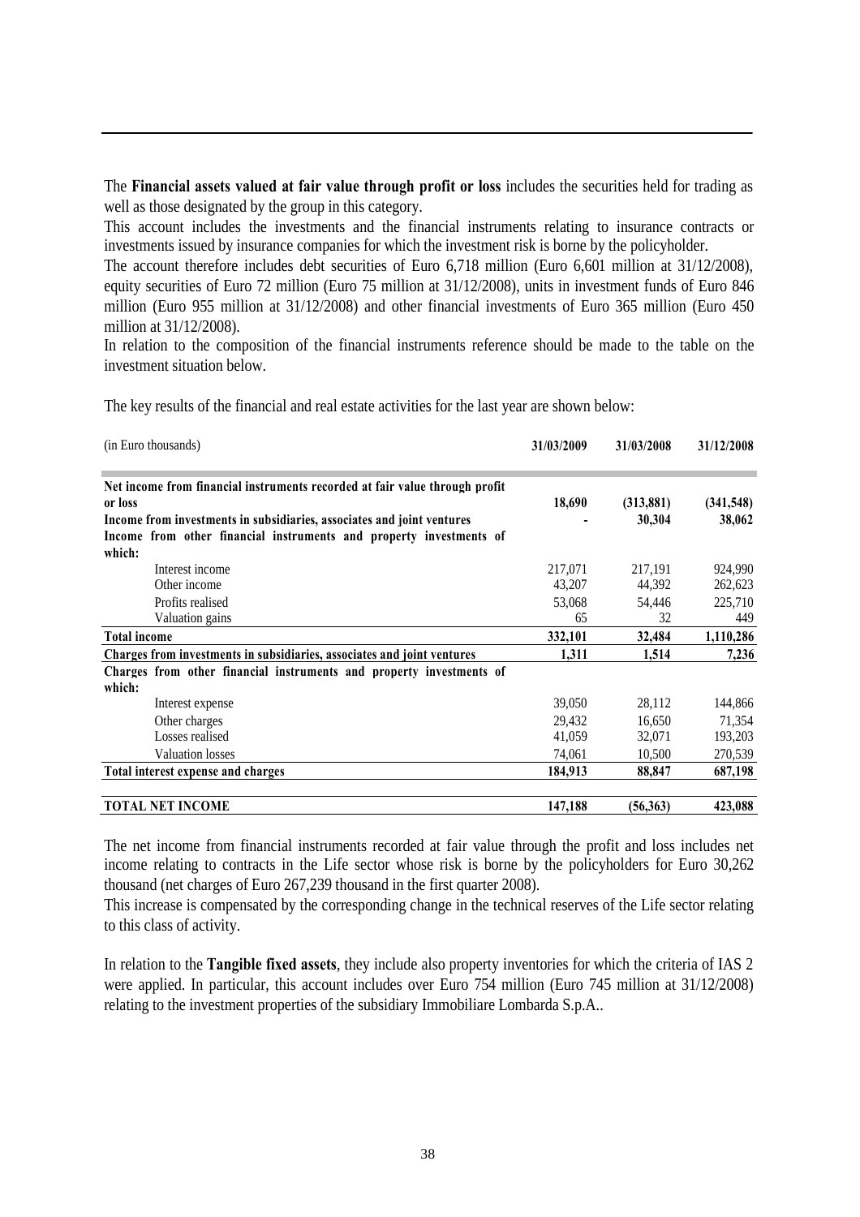The **Financial assets valued at fair value through profit or loss** includes the securities held for trading as well as those designated by the group in this category.

This account includes the investments and the financial instruments relating to insurance contracts or investments issued by insurance companies for which the investment risk is borne by the policyholder.

The account therefore includes debt securities of Euro 6,718 million (Euro 6,601 million at 31/12/2008), equity securities of Euro 72 million (Euro 75 million at 31/12/2008), units in investment funds of Euro 846 million (Euro 955 million at 31/12/2008) and other financial investments of Euro 365 million (Euro 450 million at 31/12/2008).

In relation to the composition of the financial instruments reference should be made to the table on the investment situation below.

The key results of the financial and real estate activities for the last year are shown below:

| (in Euro thousands) | 31/03/2009 | 31/03/2008 | 31/12/2008 |
|---|---|---|---|
| **Net income from financial instruments recorded at fair value through profit or loss** | **18,690** | **(313,881)** | **(341,548)** |
| **Income from investments in subsidiaries, associates and joint ventures** | **-** | **30,304** | **38,062** |
| **Income from other financial instruments and property investments of which:** | | | |
| Interest income | 217,071 | 217,191 | 924,990 |
| Other income | 43,207 | 44,392 | 262,623 |
| Profits realised | 53,068 | 54,446 | 225,710 |
| Valuation gains | 65 | 32 | 449 |
| **Total income** | **332,101** | **32,484** | **1,110,286** |
| **Charges from investments in subsidiaries, associates and joint ventures** | **1,311** | **1,514** | **7,236** |
| **Charges from other financial instruments and property investments of which:** | | | |
| Interest expense | 39,050 | 28,112 | 144,866 |
| Other charges | 29,432 | 16,650 | 71,354 |
| Losses realised | 41,059 | 32,071 | 193,203 |
| Valuation losses | 74,061 | 10,500 | 270,539 |
| **Total interest expense and charges** | **184,913** | **88,847** | **687,198** |
| **TOTAL NET INCOME** | **147,188** | **(56,363)** | **423,088** |

The net income from financial instruments recorded at fair value through the profit and loss includes net income relating to contracts in the Life sector whose risk is borne by the policyholders for Euro 30,262 thousand (net charges of Euro 267,239 thousand in the first quarter 2008).

This increase is compensated by the corresponding change in the technical reserves of the Life sector relating to this class of activity.

In relation to the **Tangible fixed assets**, they include also property inventories for which the criteria of IAS 2 were applied. In particular, this account includes over Euro 754 million (Euro 745 million at 31/12/2008) relating to the investment properties of the subsidiary Immobiliare Lombarda S.p.A..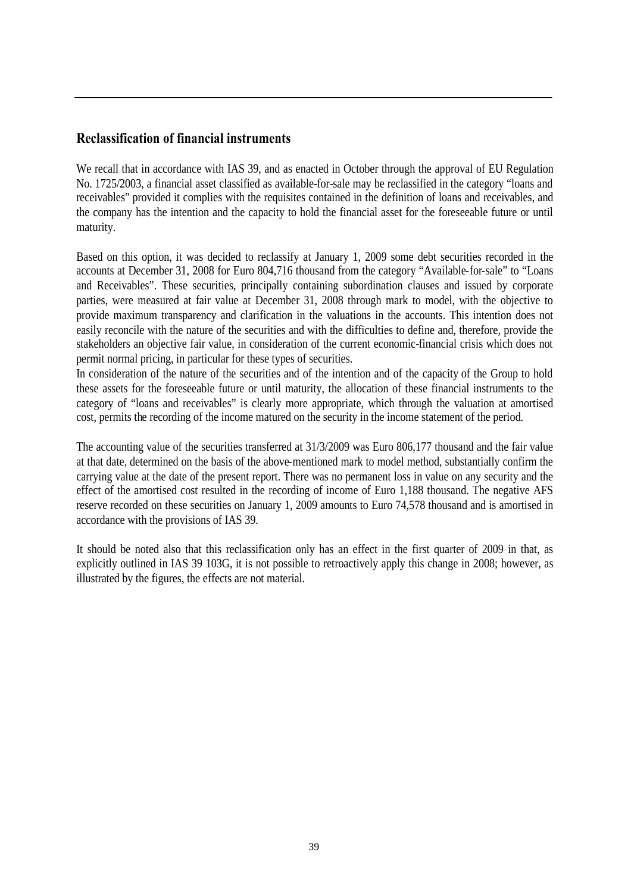## Reclassification of financial instruments

We recall that in accordance with IAS 39, and as enacted in October through the approval of EU Regulation No. 1725/2003, a financial asset classified as available-for-sale may be reclassified in the category "loans and receivables" provided it complies with the requisites contained in the definition of loans and receivables, and the company has the intention and the capacity to hold the financial asset for the foreseeable future or until maturity.

Based on this option, it was decided to reclassify at January 1, 2009 some debt securities recorded in the accounts at December 31, 2008 for Euro 804,716 thousand from the category "Available-for-sale" to "Loans and Receivables". These securities, principally containing subordination clauses and issued by corporate parties, were measured at fair value at December 31, 2008 through mark to model, with the objective to provide maximum transparency and clarification in the valuations in the accounts. This intention does not easily reconcile with the nature of the securities and with the difficulties to define and, therefore, provide the stakeholders an objective fair value, in consideration of the current economic-financial crisis which does not permit normal pricing, in particular for these types of securities.

In consideration of the nature of the securities and of the intention and of the capacity of the Group to hold these assets for the foreseeable future or until maturity, the allocation of these financial instruments to the category of "loans and receivables" is clearly more appropriate, which through the valuation at amortised cost, permits the recording of the income matured on the security in the income statement of the period.

The accounting value of the securities transferred at 31/3/2009 was Euro 806,177 thousand and the fair value at that date, determined on the basis of the above-mentioned mark to model method, substantially confirm the carrying value at the date of the present report. There was no permanent loss in value on any security and the effect of the amortised cost resulted in the recording of income of Euro 1,188 thousand. The negative AFS reserve recorded on these securities on January 1, 2009 amounts to Euro 74,578 thousand and is amortised in accordance with the provisions of IAS 39.

It should be noted also that this reclassification only has an effect in the first quarter of 2009 in that, as explicitly outlined in IAS 39 103G, it is not possible to retroactively apply this change in 2008; however, as illustrated by the figures, the effects are not material.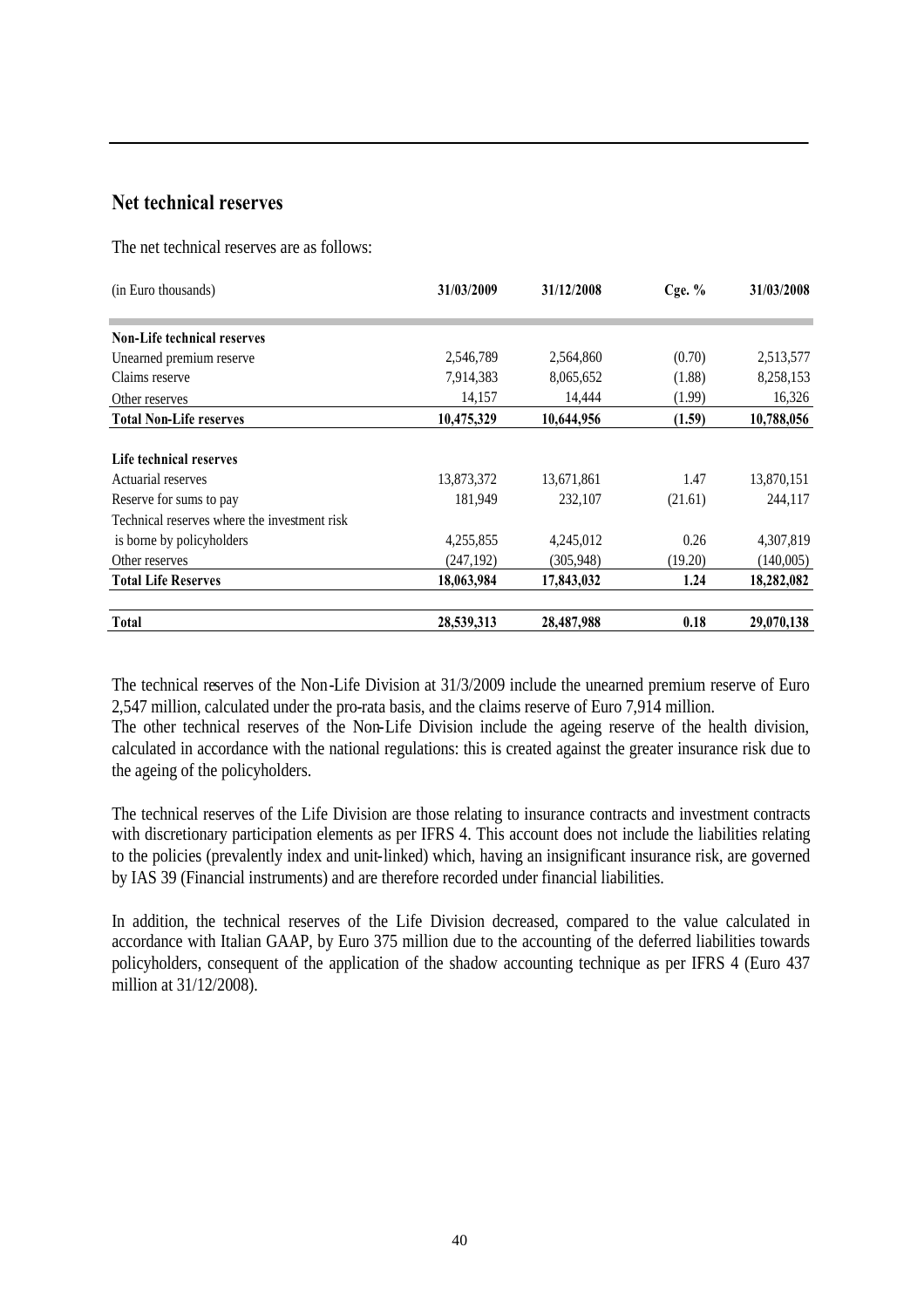## Net technical reserves

The net technical reserves are as follows:

| (in Euro thousands) | 31/03/2009 | 31/12/2008 | Cge. % | 31/03/2008 |
|---|---|---|---|---|
| **Non-Life technical reserves** | | | | |
| Unearned premium reserve | 2,546,789 | 2,564,860 | (0.70) | 2,513,577 |
| Claims reserve | 7,914,383 | 8,065,652 | (1.88) | 8,258,153 |
| Other reserves | 14,157 | 14,444 | (1.99) | 16,326 |
| **Total Non-Life reserves** | **10,475,329** | **10,644,956** | **(1.59)** | **10,788,056** |
| **Life technical reserves** | | | | |
| Actuarial reserves | 13,873,372 | 13,671,861 | 1.47 | 13,870,151 |
| Reserve for sums to pay | 181,949 | 232,107 | (21.61) | 244,117 |
| Technical reserves where the investment risk is borne by policyholders | 4,255,855 | 4,245,012 | 0.26 | 4,307,819 |
| Other reserves | (247,192) | (305,948) | (19.20) | (140,005) |
| **Total Life Reserves** | **18,063,984** | **17,843,032** | **1.24** | **18,282,082** |
| **Total** | **28,539,313** | **28,487,988** | **0.18** | **29,070,138** |

The technical reserves of the Non-Life Division at 31/3/2009 include the unearned premium reserve of Euro 2,547 million, calculated under the pro-rata basis, and the claims reserve of Euro 7,914 million.
The other technical reserves of the Non-Life Division include the ageing reserve of the health division, calculated in accordance with the national regulations: this is created against the greater insurance risk due to the ageing of the policyholders.

The technical reserves of the Life Division are those relating to insurance contracts and investment contracts with discretionary participation elements as per IFRS 4. This account does not include the liabilities relating to the policies (prevalently index and unit-linked) which, having an insignificant insurance risk, are governed by IAS 39 (Financial instruments) and are therefore recorded under financial liabilities.

In addition, the technical reserves of the Life Division decreased, compared to the value calculated in accordance with Italian GAAP, by Euro 375 million due to the accounting of the deferred liabilities towards policyholders, consequent of the application of the shadow accounting technique as per IFRS 4 (Euro 437 million at 31/12/2008).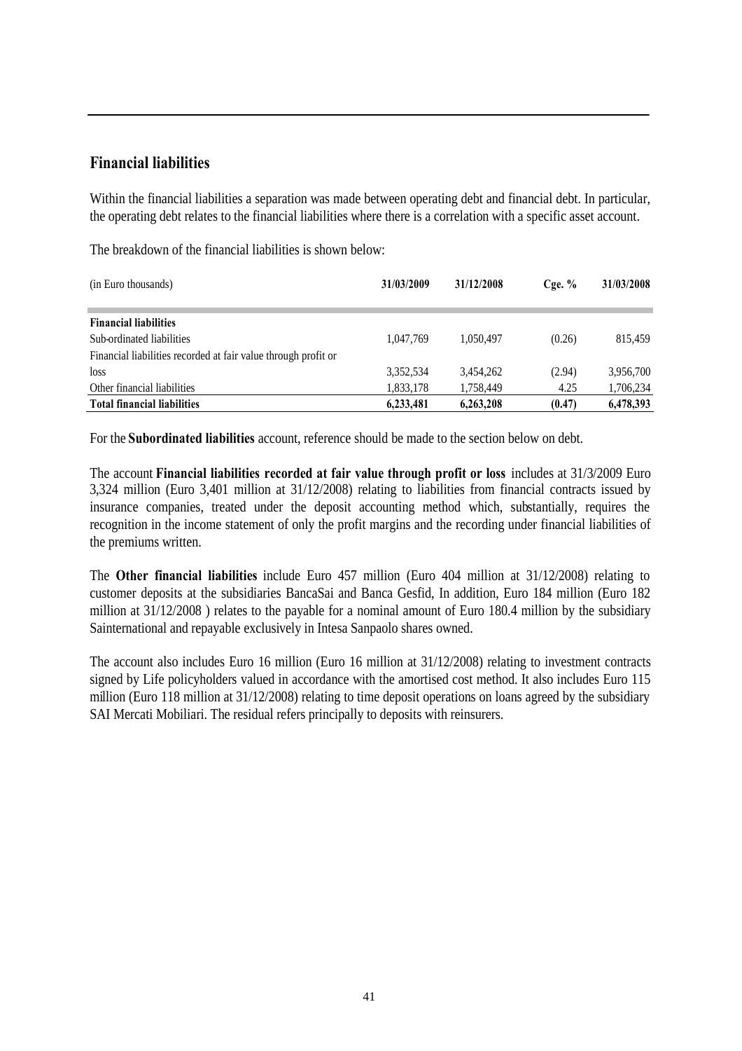## Financial liabilities

Within the financial liabilities a separation was made between operating debt and financial debt. In particular, the operating debt relates to the financial liabilities where there is a correlation with a specific asset account.

The breakdown of the financial liabilities is shown below:

| (in Euro thousands) | 31/03/2009 | 31/12/2008 | Cge. % | 31/03/2008 |
|---|---|---|---|---|
| **Financial liabilities** | | | | |
| Sub-ordinated liabilities | 1,047,769 | 1,050,497 | (0.26) | 815,459 |
| Financial liabilities recorded at fair value through profit or loss | 3,352,534 | 3,454,262 | (2.94) | 3,956,700 |
| Other financial liabilities | 1,833,178 | 1,758,449 | 4.25 | 1,706,234 |
| **Total financial liabilities** | **6,233,481** | **6,263,208** | **(0.47)** | **6,478,393** |

For the **Subordinated liabilities** account, reference should be made to the section below on debt.

The account **Financial liabilities recorded at fair value through profit or loss** includes at 31/3/2009 Euro 3,324 million (Euro 3,401 million at 31/12/2008) relating to liabilities from financial contracts issued by insurance companies, treated under the deposit accounting method which, substantially, requires the recognition in the income statement of only the profit margins and the recording under financial liabilities of the premiums written.

The **Other financial liabilities** include Euro 457 million (Euro 404 million at 31/12/2008) relating to customer deposits at the subsidiaries BancaSai and Banca Gesfid, In addition, Euro 184 million (Euro 182 million at 31/12/2008 ) relates to the payable for a nominal amount of Euro 180.4 million by the subsidiary Sainternational and repayable exclusively in Intesa Sanpaolo shares owned.

The account also includes Euro 16 million (Euro 16 million at 31/12/2008) relating to investment contracts signed by Life policyholders valued in accordance with the amortised cost method. It also includes Euro 115 million (Euro 118 million at 31/12/2008) relating to time deposit operations on loans agreed by the subsidiary SAI Mercati Mobiliari. The residual refers principally to deposits with reinsurers.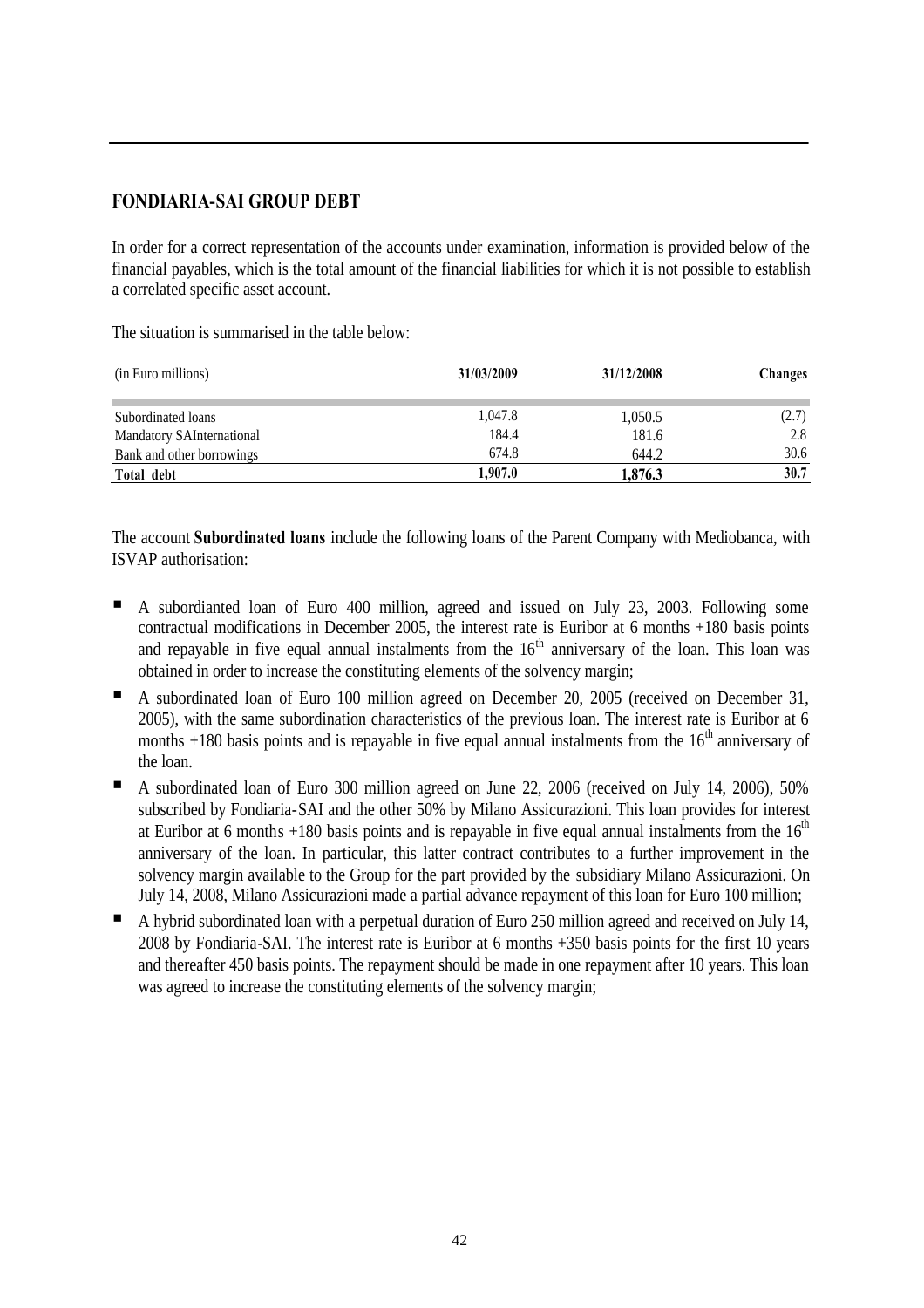## FONDIARIA-SAI GROUP DEBT

In order for a correct representation of the accounts under examination, information is provided below of the financial payables, which is the total amount of the financial liabilities for which it is not possible to establish a correlated specific asset account.

The situation is summarised in the table below:

| (in Euro millions) | 31/03/2009 | 31/12/2008 | Changes |
|---|---|---|---|
| Subordinated loans | 1,047.8 | 1,050.5 | (2.7) |
| Mandatory SAInternational | 184.4 | 181.6 | 2.8 |
| Bank and other borrowings | 674.8 | 644.2 | 30.6 |
| **Total debt** | **1,907.0** | **1,876.3** | **30.7** |

The account **Subordinated loans** include the following loans of the Parent Company with Mediobanca, with ISVAP authorisation:

- A subordianted loan of Euro 400 million, agreed and issued on July 23, 2003. Following some contractual modifications in December 2005, the interest rate is Euribor at 6 months +180 basis points and repayable in five equal annual instalments from the 16th anniversary of the loan. This loan was obtained in order to increase the constituting elements of the solvency margin;
- A subordinated loan of Euro 100 million agreed on December 20, 2005 (received on December 31, 2005), with the same subordination characteristics of the previous loan. The interest rate is Euribor at 6 months +180 basis points and is repayable in five equal annual instalments from the 16th anniversary of the loan.
- A subordinated loan of Euro 300 million agreed on June 22, 2006 (received on July 14, 2006), 50% subscribed by Fondiaria-SAI and the other 50% by Milano Assicurazioni. This loan provides for interest at Euribor at 6 months +180 basis points and is repayable in five equal annual instalments from the 16th anniversary of the loan. In particular, this latter contract contributes to a further improvement in the solvency margin available to the Group for the part provided by the subsidiary Milano Assicurazioni. On July 14, 2008, Milano Assicurazioni made a partial advance repayment of this loan for Euro 100 million;
- A hybrid subordinated loan with a perpetual duration of Euro 250 million agreed and received on July 14, 2008 by Fondiaria-SAI. The interest rate is Euribor at 6 months +350 basis points for the first 10 years and thereafter 450 basis points. The repayment should be made in one repayment after 10 years. This loan was agreed to increase the constituting elements of the solvency margin;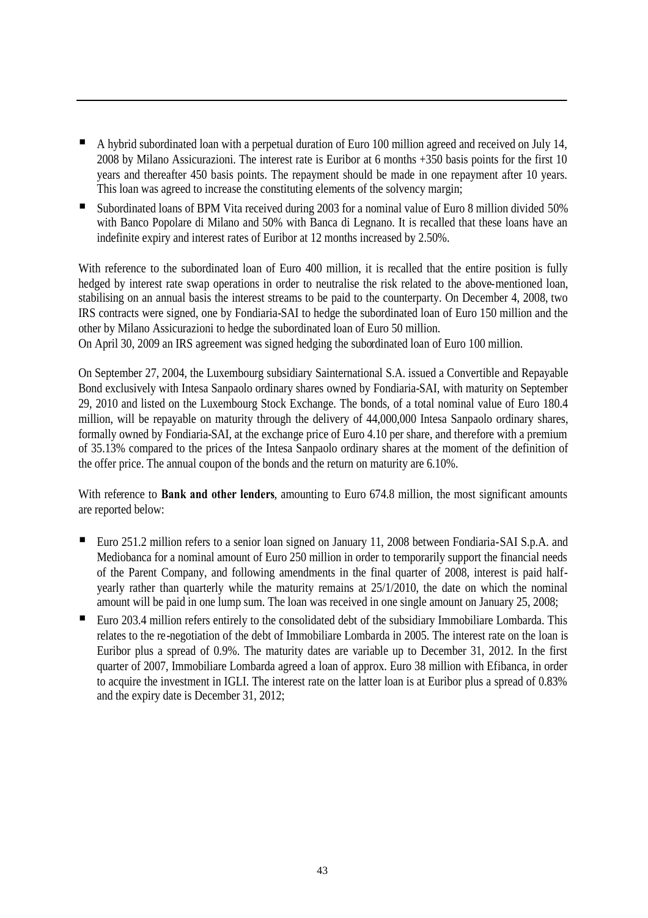- A hybrid subordinated loan with a perpetual duration of Euro 100 million agreed and received on July 14, 2008 by Milano Assicurazioni. The interest rate is Euribor at 6 months +350 basis points for the first 10 years and thereafter 450 basis points. The repayment should be made in one repayment after 10 years. This loan was agreed to increase the constituting elements of the solvency margin;
- Subordinated loans of BPM Vita received during 2003 for a nominal value of Euro 8 million divided 50% with Banco Popolare di Milano and 50% with Banca di Legnano. It is recalled that these loans have an indefinite expiry and interest rates of Euribor at 12 months increased by 2.50%.

With reference to the subordinated loan of Euro 400 million, it is recalled that the entire position is fully hedged by interest rate swap operations in order to neutralise the risk related to the above-mentioned loan, stabilising on an annual basis the interest streams to be paid to the counterparty. On December 4, 2008, two IRS contracts were signed, one by Fondiaria-SAI to hedge the subordinated loan of Euro 150 million and the other by Milano Assicurazioni to hedge the subordinated loan of Euro 50 million.
On April 30, 2009 an IRS agreement was signed hedging the subordinated loan of Euro 100 million.

On September 27, 2004, the Luxembourg subsidiary Sainternational S.A. issued a Convertible and Repayable Bond exclusively with Intesa Sanpaolo ordinary shares owned by Fondiaria-SAI, with maturity on September 29, 2010 and listed on the Luxembourg Stock Exchange. The bonds, of a total nominal value of Euro 180.4 million, will be repayable on maturity through the delivery of 44,000,000 Intesa Sanpaolo ordinary shares, formally owned by Fondiaria-SAI, at the exchange price of Euro 4.10 per share, and therefore with a premium of 35.13% compared to the prices of the Intesa Sanpaolo ordinary shares at the moment of the definition of the offer price. The annual coupon of the bonds and the return on maturity are 6.10%.

With reference to **Bank and other lenders**, amounting to Euro 674.8 million, the most significant amounts are reported below:

- Euro 251.2 million refers to a senior loan signed on January 11, 2008 between Fondiaria-SAI S.p.A. and Mediobanca for a nominal amount of Euro 250 million in order to temporarily support the financial needs of the Parent Company, and following amendments in the final quarter of 2008, interest is paid half-yearly rather than quarterly while the maturity remains at 25/1/2010, the date on which the nominal amount will be paid in one lump sum. The loan was received in one single amount on January 25, 2008;
- Euro 203.4 million refers entirely to the consolidated debt of the subsidiary Immobiliare Lombarda. This relates to the re-negotiation of the debt of Immobiliare Lombarda in 2005. The interest rate on the loan is Euribor plus a spread of 0.9%. The maturity dates are variable up to December 31, 2012. In the first quarter of 2007, Immobiliare Lombarda agreed a loan of approx. Euro 38 million with Efibanca, in order to acquire the investment in IGLI. The interest rate on the latter loan is at Euribor plus a spread of 0.83% and the expiry date is December 31, 2012;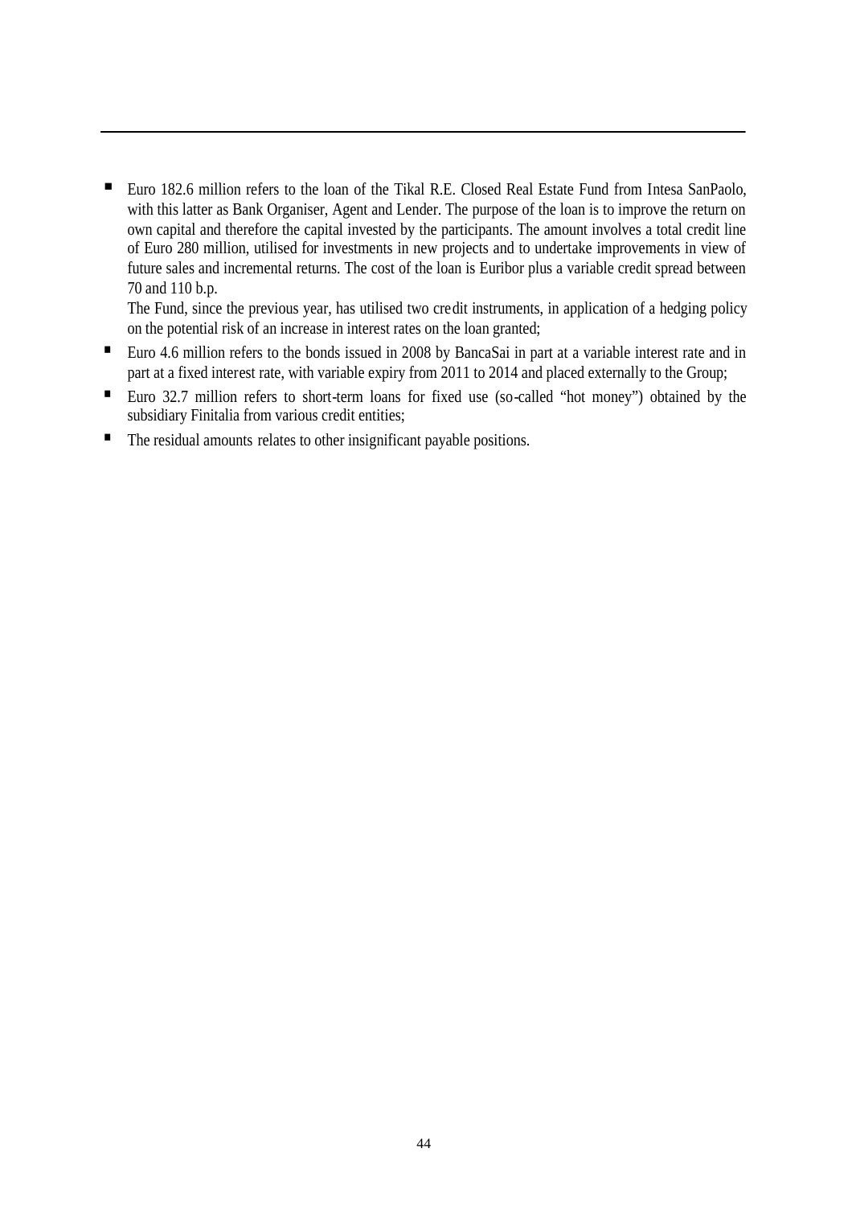- Euro 182.6 million refers to the loan of the Tikal R.E. Closed Real Estate Fund from Intesa SanPaolo, with this latter as Bank Organiser, Agent and Lender. The purpose of the loan is to improve the return on own capital and therefore the capital invested by the participants. The amount involves a total credit line of Euro 280 million, utilised for investments in new projects and to undertake improvements in view of future sales and incremental returns. The cost of the loan is Euribor plus a variable credit spread between 70 and 110 b.p.

  The Fund, since the previous year, has utilised two credit instruments, in application of a hedging policy on the potential risk of an increase in interest rates on the loan granted;
- Euro 4.6 million refers to the bonds issued in 2008 by BancaSai in part at a variable interest rate and in part at a fixed interest rate, with variable expiry from 2011 to 2014 and placed externally to the Group;
- Euro 32.7 million refers to short-term loans for fixed use (so-called "hot money") obtained by the subsidiary Finitalia from various credit entities;
- The residual amounts relates to other insignificant payable positions.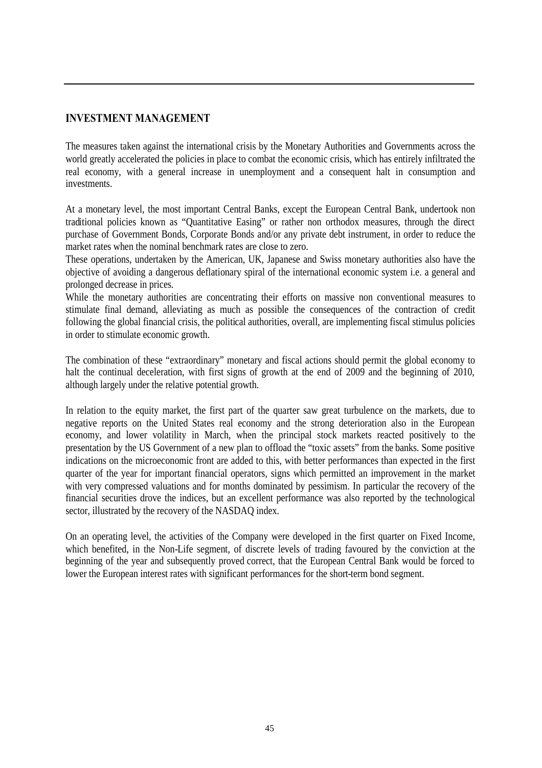## INVESTMENT MANAGEMENT

The measures taken against the international crisis by the Monetary Authorities and Governments across the world greatly accelerated the policies in place to combat the economic crisis, which has entirely infiltrated the real economy, with a general increase in unemployment and a consequent halt in consumption and investments.

At a monetary level, the most important Central Banks, except the European Central Bank, undertook non traditional policies known as "Quantitative Easing" or rather non orthodox measures, through the direct purchase of Government Bonds, Corporate Bonds and/or any private debt instrument, in order to reduce the market rates when the nominal benchmark rates are close to zero.
These operations, undertaken by the American, UK, Japanese and Swiss monetary authorities also have the objective of avoiding a dangerous deflationary spiral of the international economic system i.e. a general and prolonged decrease in prices.
While the monetary authorities are concentrating their efforts on massive non conventional measures to stimulate final demand, alleviating as much as possible the consequences of the contraction of credit following the global financial crisis, the political authorities, overall, are implementing fiscal stimulus policies in order to stimulate economic growth.

The combination of these "extraordinary" monetary and fiscal actions should permit the global economy to halt the continual deceleration, with first signs of growth at the end of 2009 and the beginning of 2010, although largely under the relative potential growth.

In relation to the equity market, the first part of the quarter saw great turbulence on the markets, due to negative reports on the United States real economy and the strong deterioration also in the European economy, and lower volatility in March, when the principal stock markets reacted positively to the presentation by the US Government of a new plan to offload the "toxic assets" from the banks. Some positive indications on the microeconomic front are added to this, with better performances than expected in the first quarter of the year for important financial operators, signs which permitted an improvement in the market with very compressed valuations and for months dominated by pessimism. In particular the recovery of the financial securities drove the indices, but an excellent performance was also reported by the technological sector, illustrated by the recovery of the NASDAQ index.

On an operating level, the activities of the Company were developed in the first quarter on Fixed Income, which benefited, in the Non-Life segment, of discrete levels of trading favoured by the conviction at the beginning of the year and subsequently proved correct, that the European Central Bank would be forced to lower the European interest rates with significant performances for the short-term bond segment.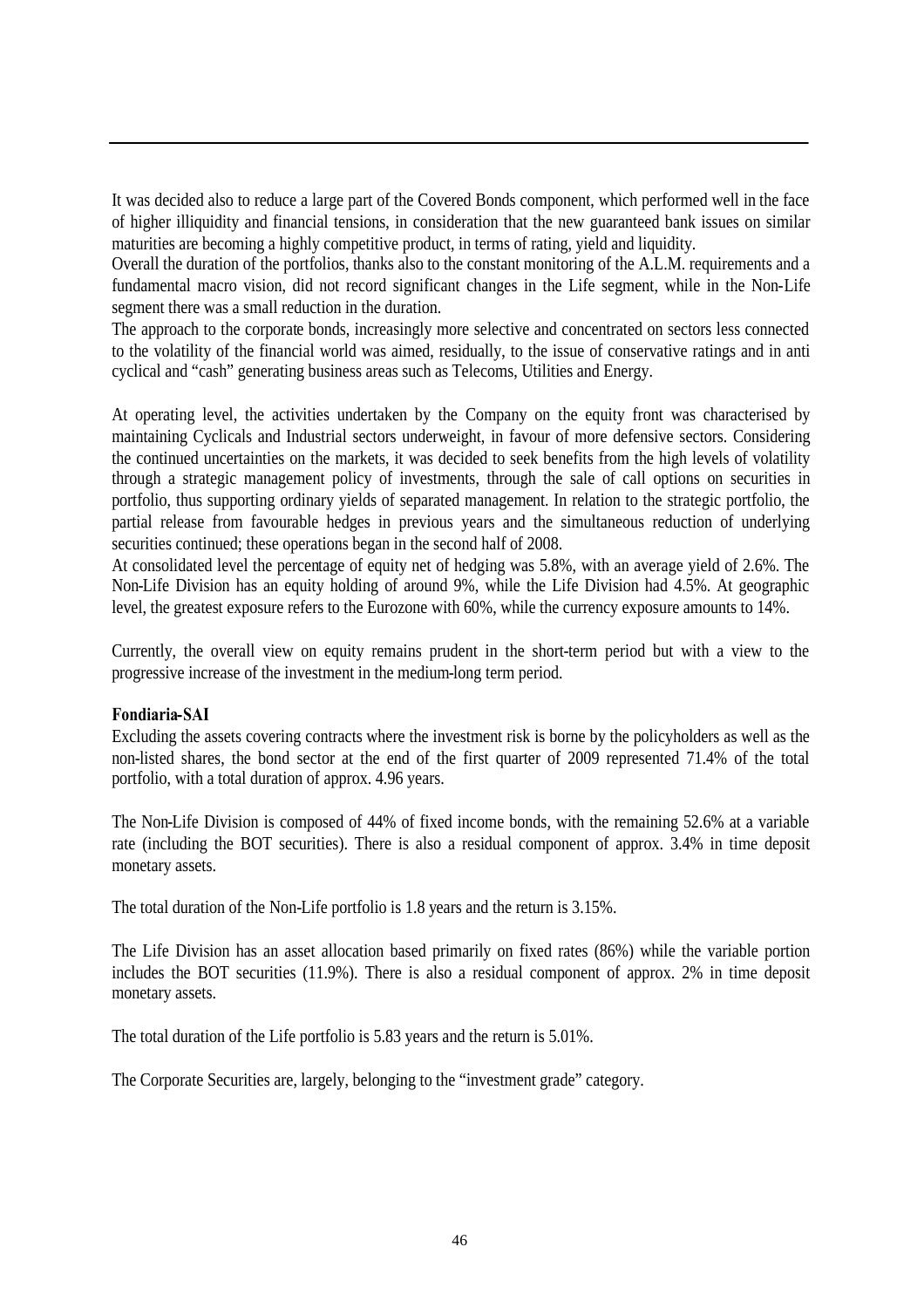It was decided also to reduce a large part of the Covered Bonds component, which performed well in the face of higher illiquidity and financial tensions, in consideration that the new guaranteed bank issues on similar maturities are becoming a highly competitive product, in terms of rating, yield and liquidity.
Overall the duration of the portfolios, thanks also to the constant monitoring of the A.L.M. requirements and a fundamental macro vision, did not record significant changes in the Life segment, while in the Non-Life segment there was a small reduction in the duration.
The approach to the corporate bonds, increasingly more selective and concentrated on sectors less connected to the volatility of the financial world was aimed, residually, to the issue of conservative ratings and in anti cyclical and "cash" generating business areas such as Telecoms, Utilities and Energy.

At operating level, the activities undertaken by the Company on the equity front was characterised by maintaining Cyclicals and Industrial sectors underweight, in favour of more defensive sectors. Considering the continued uncertainties on the markets, it was decided to seek benefits from the high levels of volatility through a strategic management policy of investments, through the sale of call options on securities in portfolio, thus supporting ordinary yields of separated management. In relation to the strategic portfolio, the partial release from favourable hedges in previous years and the simultaneous reduction of underlying securities continued; these operations began in the second half of 2008.
At consolidated level the percentage of equity net of hedging was 5.8%, with an average yield of 2.6%. The Non-Life Division has an equity holding of around 9%, while the Life Division had 4.5%. At geographic level, the greatest exposure refers to the Eurozone with 60%, while the currency exposure amounts to 14%.

Currently, the overall view on equity remains prudent in the short-term period but with a view to the progressive increase of the investment in the medium-long term period.

**Fondiaria-SAI**

Excluding the assets covering contracts where the investment risk is borne by the policyholders as well as the non-listed shares, the bond sector at the end of the first quarter of 2009 represented 71.4% of the total portfolio, with a total duration of approx. 4.96 years.

The Non-Life Division is composed of 44% of fixed income bonds, with the remaining 52.6% at a variable rate (including the BOT securities). There is also a residual component of approx. 3.4% in time deposit monetary assets.

The total duration of the Non-Life portfolio is 1.8 years and the return is 3.15%.

The Life Division has an asset allocation based primarily on fixed rates (86%) while the variable portion includes the BOT securities (11.9%). There is also a residual component of approx. 2% in time deposit monetary assets.

The total duration of the Life portfolio is 5.83 years and the return is 5.01%.

The Corporate Securities are, largely, belonging to the "investment grade" category.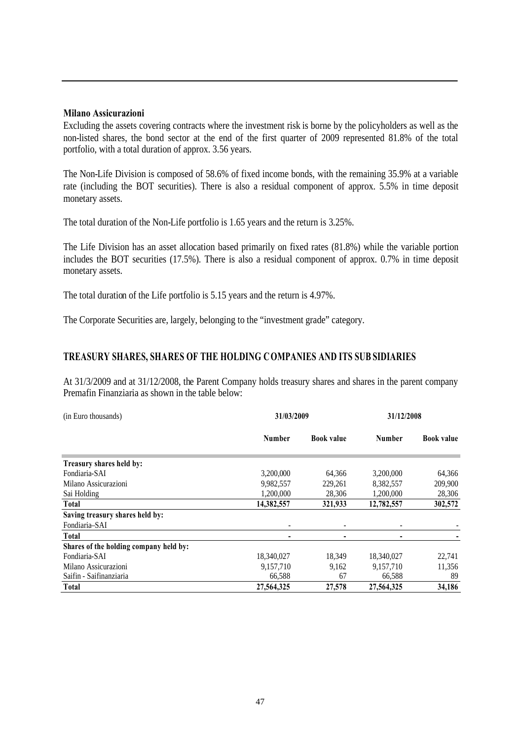### Milano Assicurazioni

Excluding the assets covering contracts where the investment risk is borne by the policyholders as well as the non-listed shares, the bond sector at the end of the first quarter of 2009 represented 81.8% of the total portfolio, with a total duration of approx. 3.56 years.

The Non-Life Division is composed of 58.6% of fixed income bonds, with the remaining 35.9% at a variable rate (including the BOT securities). There is also a residual component of approx. 5.5% in time deposit monetary assets.

The total duration of the Non-Life portfolio is 1.65 years and the return is 3.25%.

The Life Division has an asset allocation based primarily on fixed rates (81.8%) while the variable portion includes the BOT securities (17.5%). There is also a residual component of approx. 0.7% in time deposit monetary assets.

The total duration of the Life portfolio is 5.15 years and the return is 4.97%.

The Corporate Securities are, largely, belonging to the "investment grade" category.

## TREASURY SHARES, SHARES OF THE HOLDING COMPANIES AND ITS SUBSIDIARIES

At 31/3/2009 and at 31/12/2008, the Parent Company holds treasury shares and shares in the parent company Premafin Finanziaria as shown in the table below:

| (in Euro thousands) | 31/03/2009 | | 31/12/2008 | |
|---|---|---|---|---|
| | **Number** | **Book value** | **Number** | **Book value** |
| **Treasury shares held by:** | | | | |
| Fondiaria-SAI | 3,200,000 | 64,366 | 3,200,000 | 64,366 |
| Milano Assicurazioni | 9,982,557 | 229,261 | 8,382,557 | 209,900 |
| Sai Holding | 1,200,000 | 28,306 | 1,200,000 | 28,306 |
| **Total** | **14,382,557** | **321,933** | **12,782,557** | **302,572** |
| **Saving treasury shares held by:** | | | | |
| Fondiaria–SAI | - | - | - | - |
| **Total** | **-** | **-** | **-** | **-** |
| **Shares of the holding company held by:** | | | | |
| Fondiaria-SAI | 18,340,027 | 18,349 | 18,340,027 | 22,741 |
| Milano Assicurazioni | 9,157,710 | 9,162 | 9,157,710 | 11,356 |
| Saifin - Saifinanziaria | 66,588 | 67 | 66,588 | 89 |
| **Total** | **27,564,325** | **27,578** | **27,564,325** | **34,186** |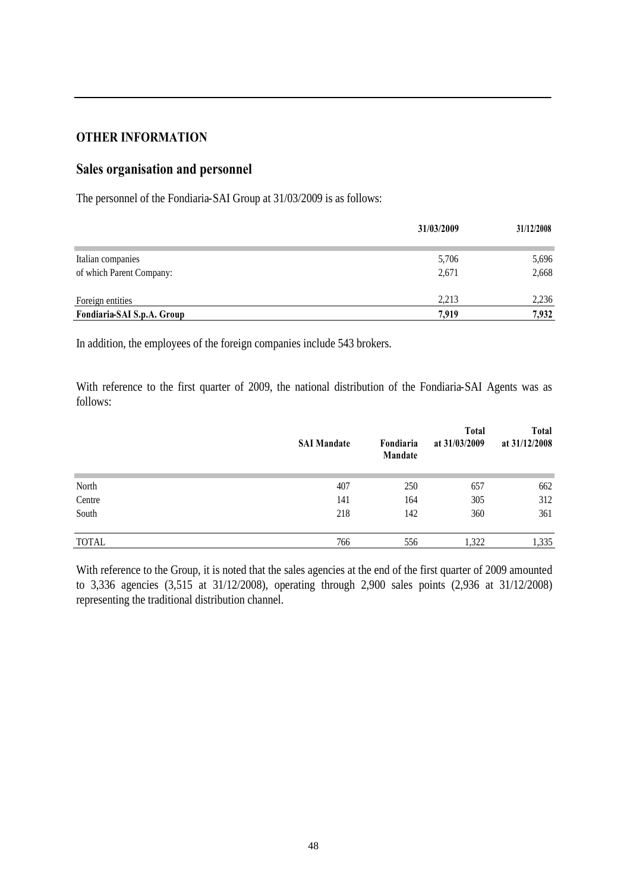## OTHER INFORMATION

### Sales organisation and personnel

The personnel of the Fondiaria-SAI Group at 31/03/2009 is as follows:

| | 31/03/2009 | 31/12/2008 |
|---|---|---|
| Italian companies | 5,706 | 5,696 |
| of which Parent Company: | 2,671 | 2,668 |
| Foreign entities | 2,213 | 2,236 |
| **Fondiaria-SAI S.p.A. Group** | **7,919** | **7,932** |

In addition, the employees of the foreign companies include 543 brokers.

With reference to the first quarter of 2009, the national distribution of the Fondiaria-SAI Agents was as follows:

| | SAI Mandate | Fondiaria Mandate | Total at 31/03/2009 | Total at 31/12/2008 |
|---|---|---|---|---|
| North | 407 | 250 | 657 | 662 |
| Centre | 141 | 164 | 305 | 312 |
| South | 218 | 142 | 360 | 361 |
| TOTAL | 766 | 556 | 1,322 | 1,335 |

With reference to the Group, it is noted that the sales agencies at the end of the first quarter of 2009 amounted to 3,336 agencies (3,515 at 31/12/2008), operating through 2,900 sales points (2,936 at 31/12/2008) representing the traditional distribution channel.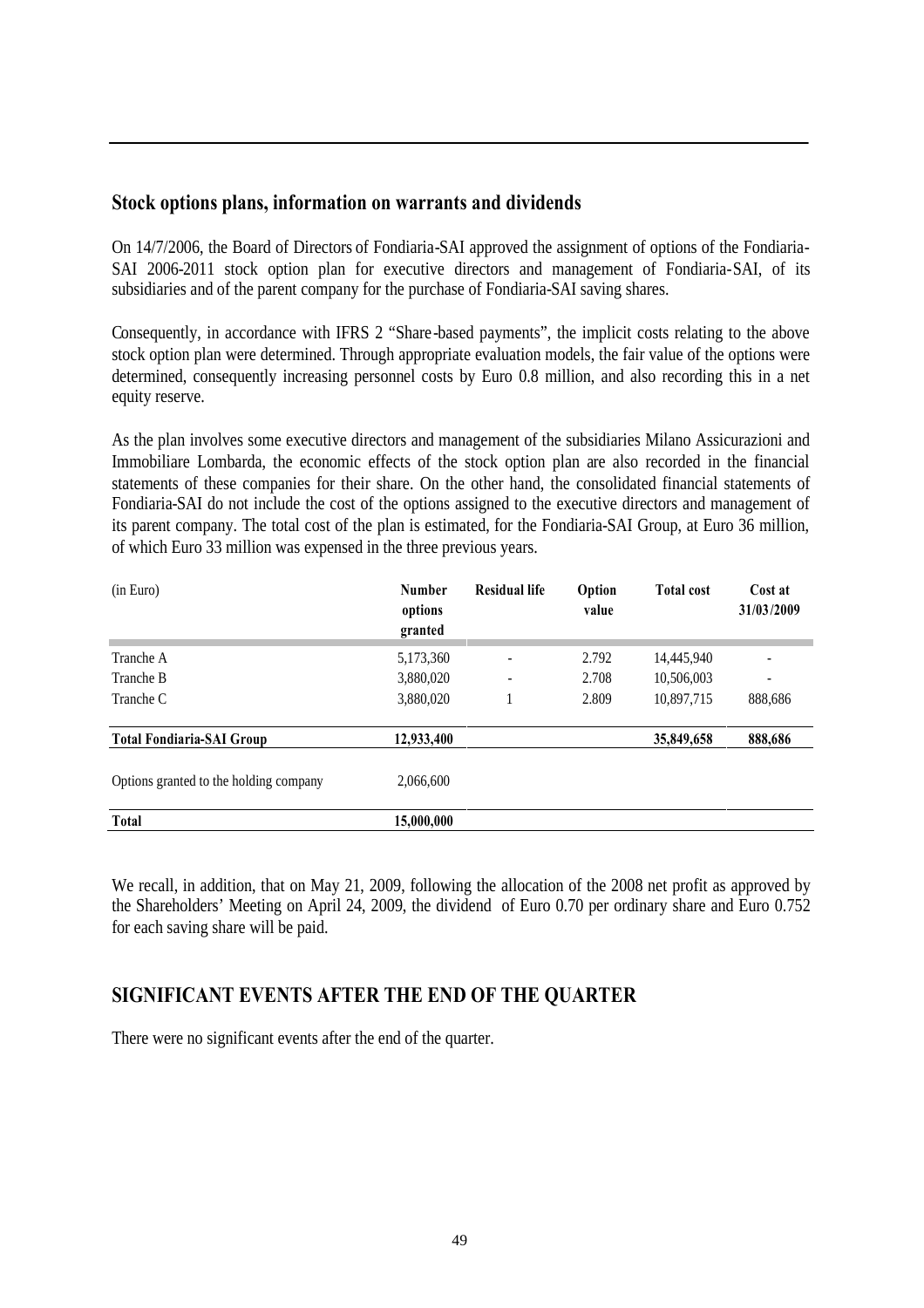## Stock options plans, information on warrants and dividends

On 14/7/2006, the Board of Directors of Fondiaria-SAI approved the assignment of options of the Fondiaria-SAI 2006-2011 stock option plan for executive directors and management of Fondiaria-SAI, of its subsidiaries and of the parent company for the purchase of Fondiaria-SAI saving shares.

Consequently, in accordance with IFRS 2 "Share-based payments", the implicit costs relating to the above stock option plan were determined. Through appropriate evaluation models, the fair value of the options were determined, consequently increasing personnel costs by Euro 0.8 million, and also recording this in a net equity reserve.

As the plan involves some executive directors and management of the subsidiaries Milano Assicurazioni and Immobiliare Lombarda, the economic effects of the stock option plan are also recorded in the financial statements of these companies for their share. On the other hand, the consolidated financial statements of Fondiaria-SAI do not include the cost of the options assigned to the executive directors and management of its parent company. The total cost of the plan is estimated, for the Fondiaria-SAI Group, at Euro 36 million, of which Euro 33 million was expensed in the three previous years.

| (in Euro) | Number options granted | Residual life | Option value | Total cost | Cost at 31/03/2009 |
|---|---|---|---|---|---|
| Tranche A | 5,173,360 | - | 2.792 | 14,445,940 | - |
| Tranche B | 3,880,020 | - | 2.708 | 10,506,003 | - |
| Tranche C | 3,880,020 | 1 | 2.809 | 10,897,715 | 888,686 |
| **Total Fondiaria-SAI Group** | **12,933,400** | | | **35,849,658** | **888,686** |
| Options granted to the holding company | 2,066,600 | | | | |
| **Total** | **15,000,000** | | | | |

We recall, in addition, that on May 21, 2009, following the allocation of the 2008 net profit as approved by the Shareholders' Meeting on April 24, 2009, the dividend of Euro 0.70 per ordinary share and Euro 0.752 for each saving share will be paid.

## SIGNIFICANT EVENTS AFTER THE END OF THE QUARTER

There were no significant events after the end of the quarter.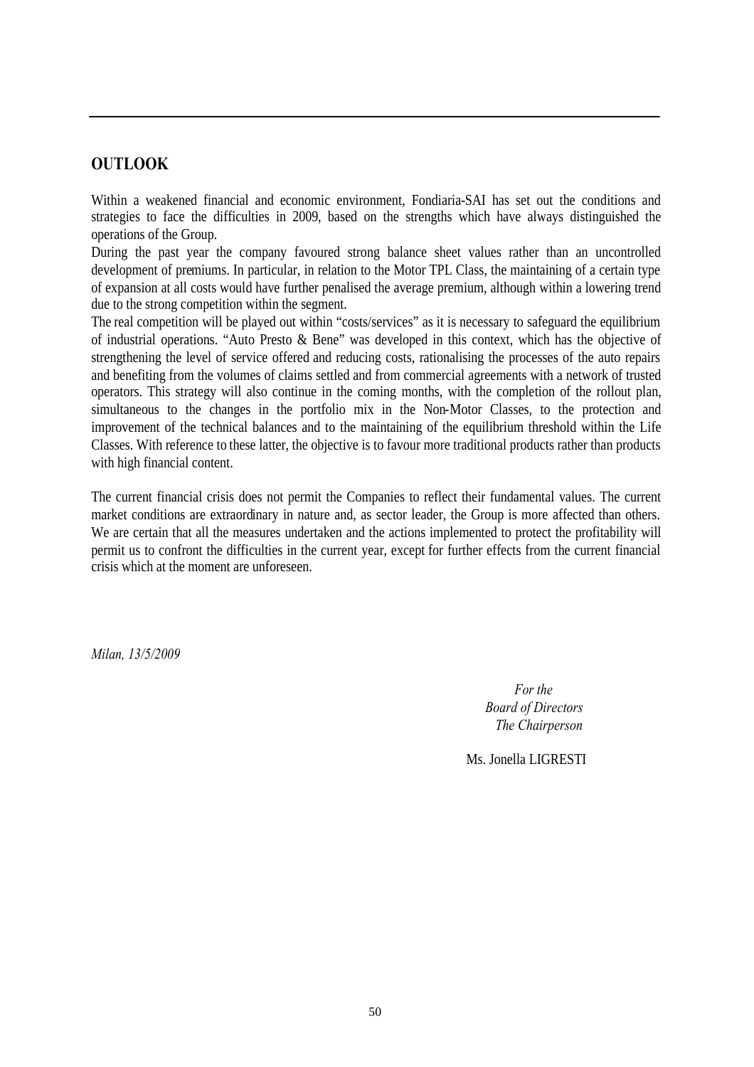## OUTLOOK

Within a weakened financial and economic environment, Fondiaria-SAI has set out the conditions and strategies to face the difficulties in 2009, based on the strengths which have always distinguished the operations of the Group.
During the past year the company favoured strong balance sheet values rather than an uncontrolled development of premiums. In particular, in relation to the Motor TPL Class, the maintaining of a certain type of expansion at all costs would have further penalised the average premium, although within a lowering trend due to the strong competition within the segment.
The real competition will be played out within "costs/services" as it is necessary to safeguard the equilibrium of industrial operations. "Auto Presto & Bene" was developed in this context, which has the objective of strengthening the level of service offered and reducing costs, rationalising the processes of the auto repairs and benefiting from the volumes of claims settled and from commercial agreements with a network of trusted operators. This strategy will also continue in the coming months, with the completion of the rollout plan, simultaneous to the changes in the portfolio mix in the Non-Motor Classes, to the protection and improvement of the technical balances and to the maintaining of the equilibrium threshold within the Life Classes. With reference to these latter, the objective is to favour more traditional products rather than products with high financial content.

The current financial crisis does not permit the Companies to reflect their fundamental values. The current market conditions are extraordinary in nature and, as sector leader, the Group is more affected than others. We are certain that all the measures undertaken and the actions implemented to protect the profitability will permit us to confront the difficulties in the current year, except for further effects from the current financial crisis which at the moment are unforeseen.

*Milan, 13/5/2009*

*For the*
*Board of Directors*
*The Chairperson*

Ms. Jonella LIGRESTI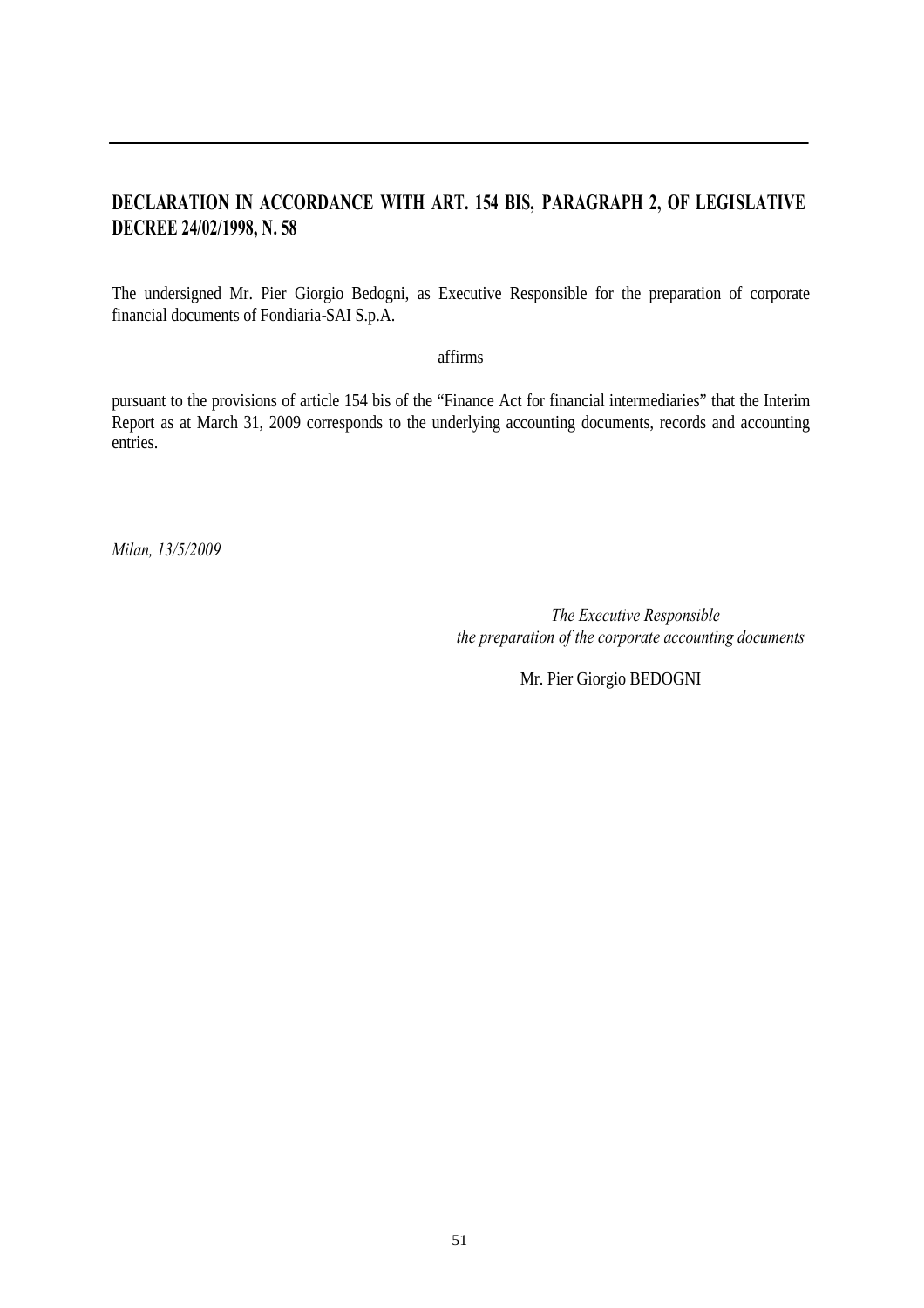## DECLARATION IN ACCORDANCE WITH ART. 154 BIS, PARAGRAPH 2, OF LEGISLATIVE DECREE 24/02/1998, N. 58

The undersigned Mr. Pier Giorgio Bedogni, as Executive Responsible for the preparation of corporate financial documents of Fondiaria-SAI S.p.A.

affirms

pursuant to the provisions of article 154 bis of the "Finance Act for financial intermediaries" that the Interim Report as at March 31, 2009 corresponds to the underlying accounting documents, records and accounting entries.

*Milan, 13/5/2009*

*The Executive Responsible*
*the preparation of the corporate accounting documents*

Mr. Pier Giorgio BEDOGNI